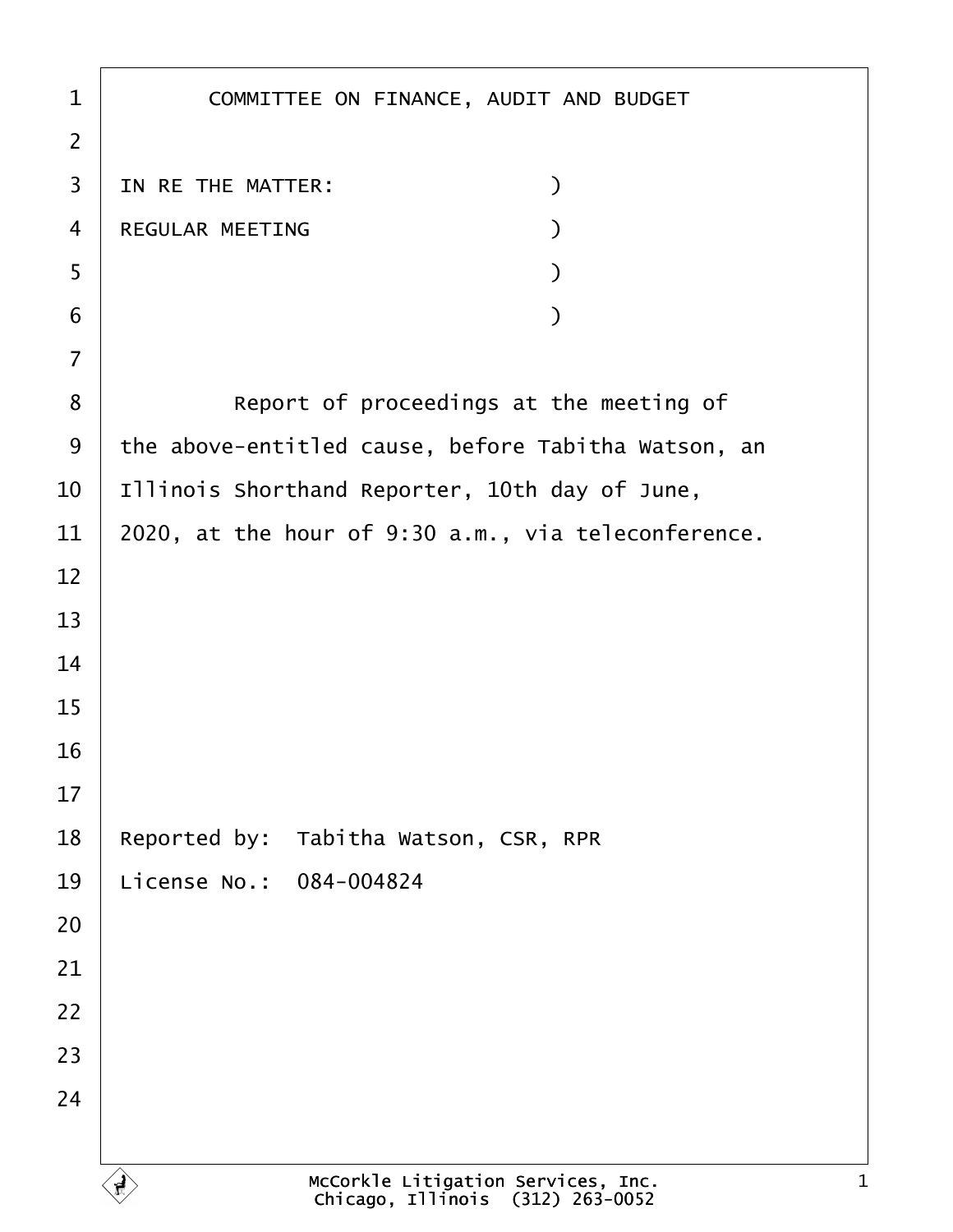# COMMITTEE ON FINANCE, AUDIT AND BUDGET

IN RE THE MATTER: )
REGULAR MEETING )
)
)

Report of proceedings at the meeting of the above-entitled cause, before Tabitha Watson, an Illinois Shorthand Reporter, 10th day of June, 2020, at the hour of 9:30 a.m., via teleconference.

Reported by: Tabitha Watson, CSR, RPR
License No.: 084-004824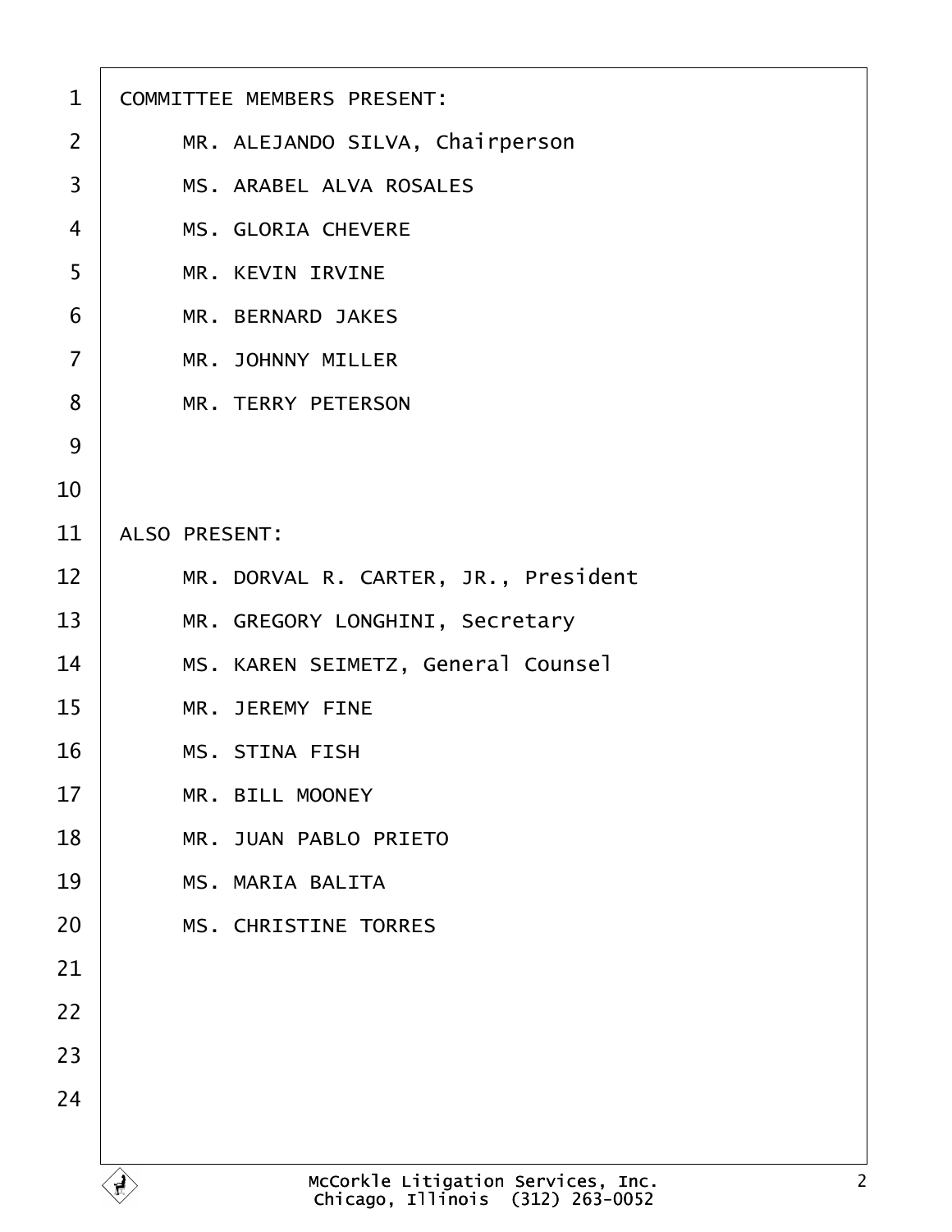COMMITTEE MEMBERS PRESENT:

MR. ALEJANDO SILVA, Chairperson

MS. ARABEL ALVA ROSALES

MS. GLORIA CHEVERE

MR. KEVIN IRVINE

MR. BERNARD JAKES

MR. JOHNNY MILLER

MR. TERRY PETERSON

ALSO PRESENT:

MR. DORVAL R. CARTER, JR., President

MR. GREGORY LONGHINI, Secretary

MS. KAREN SEIMETZ, General Counsel

MR. JEREMY FINE

MS. STINA FISH

MR. BILL MOONEY

MR. JUAN PABLO PRIETO

MS. MARIA BALITA

MS. CHRISTINE TORRES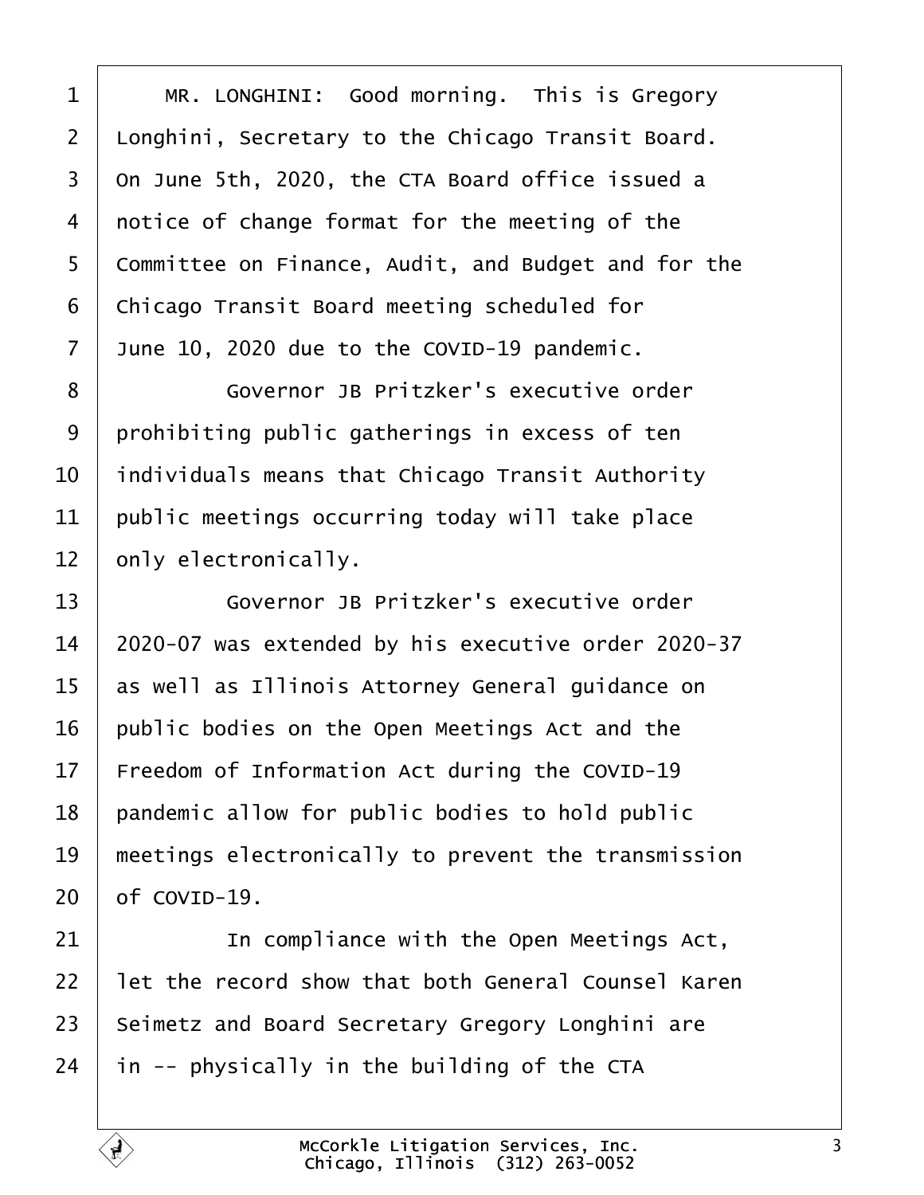MR. LONGHINI: Good morning. This is Gregory Longhini, Secretary to the Chicago Transit Board. On June 5th, 2020, the CTA Board office issued a notice of change format for the meeting of the Committee on Finance, Audit, and Budget and for the Chicago Transit Board meeting scheduled for June 10, 2020 due to the COVID-19 pandemic.

Governor JB Pritzker's executive order prohibiting public gatherings in excess of ten individuals means that Chicago Transit Authority public meetings occurring today will take place only electronically.

Governor JB Pritzker's executive order 2020-07 was extended by his executive order 2020-37 as well as Illinois Attorney General guidance on public bodies on the Open Meetings Act and the Freedom of Information Act during the COVID-19 pandemic allow for public bodies to hold public meetings electronically to prevent the transmission of COVID-19.

In compliance with the Open Meetings Act, let the record show that both General Counsel Karen Seimetz and Board Secretary Gregory Longhini are in -- physically in the building of the CTA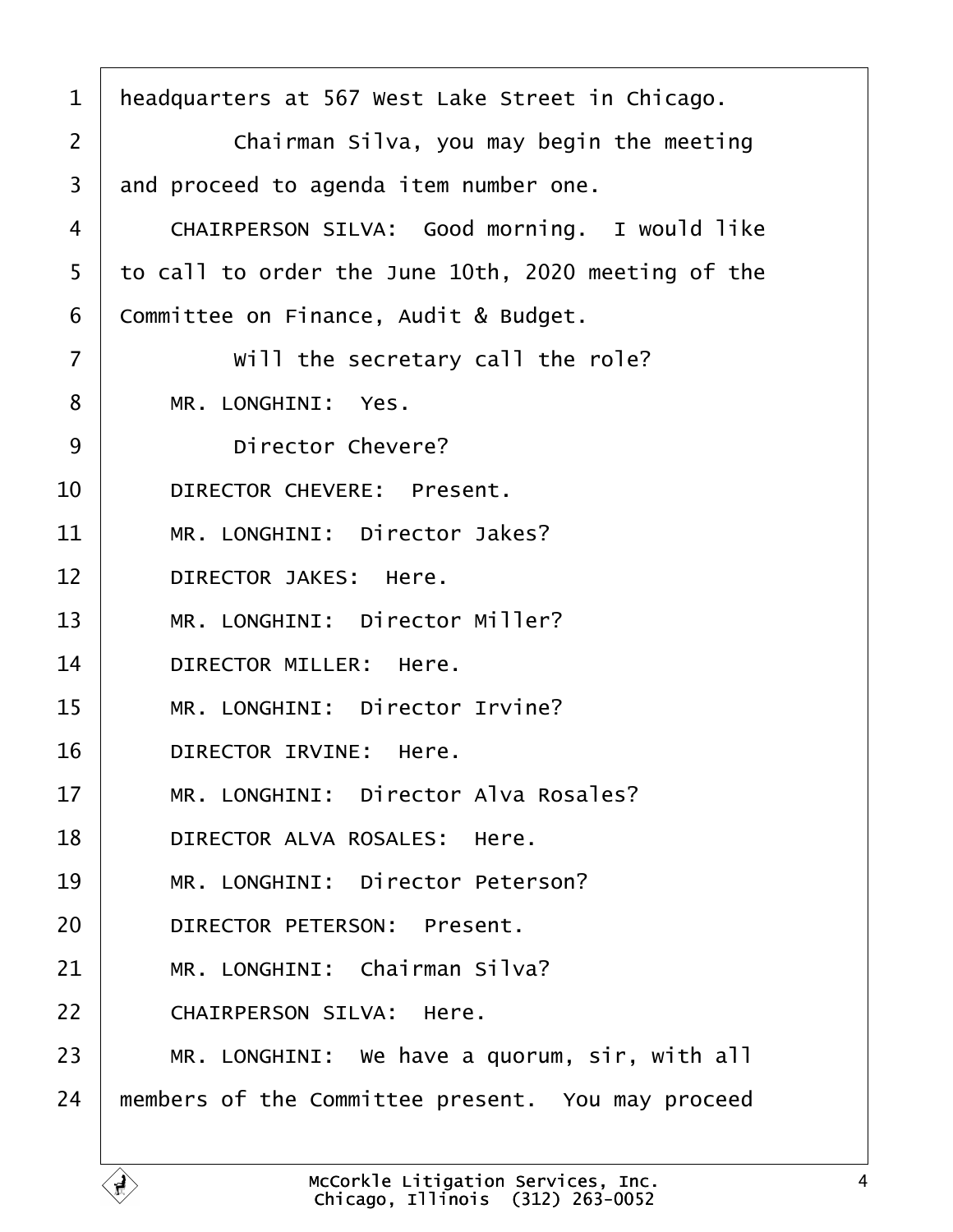headquarters at 567 West Lake Street in Chicago.

Chairman Silva, you may begin the meeting and proceed to agenda item number one.

CHAIRPERSON SILVA: Good morning. I would like to call to order the June 10th, 2020 meeting of the Committee on Finance, Audit & Budget.

Will the secretary call the role?

MR. LONGHINI: Yes.

Director Chevere?

DIRECTOR CHEVERE: Present.

MR. LONGHINI: Director Jakes?

DIRECTOR JAKES: Here.

MR. LONGHINI: Director Miller?

DIRECTOR MILLER: Here.

MR. LONGHINI: Director Irvine?

DIRECTOR IRVINE: Here.

MR. LONGHINI: Director Alva Rosales?

DIRECTOR ALVA ROSALES: Here.

MR. LONGHINI: Director Peterson?

DIRECTOR PETERSON: Present.

MR. LONGHINI: Chairman Silva?

CHAIRPERSON SILVA: Here.

MR. LONGHINI: We have a quorum, sir, with all members of the Committee present. You may proceed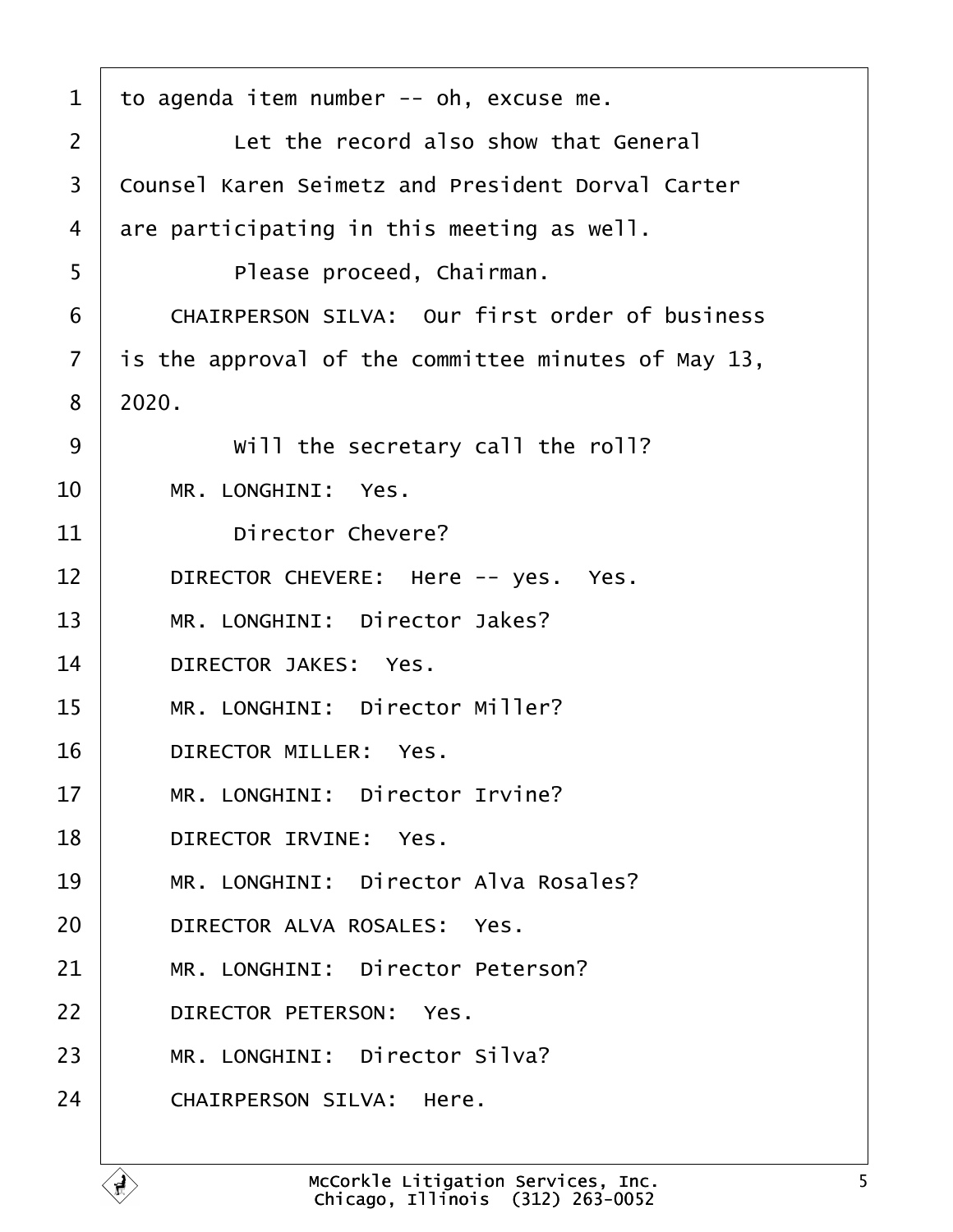to agenda item number -- oh, excuse me.

Let the record also show that General Counsel Karen Seimetz and President Dorval Carter are participating in this meeting as well.

Please proceed, Chairman.

CHAIRPERSON SILVA: Our first order of business is the approval of the committee minutes of May 13, 2020.

Will the secretary call the roll?

MR. LONGHINI: Yes.

Director Chevere?

DIRECTOR CHEVERE: Here -- yes. Yes.

MR. LONGHINI: Director Jakes?

DIRECTOR JAKES: Yes.

MR. LONGHINI: Director Miller?

DIRECTOR MILLER: Yes.

MR. LONGHINI: Director Irvine?

DIRECTOR IRVINE: Yes.

MR. LONGHINI: Director Alva Rosales?

DIRECTOR ALVA ROSALES: Yes.

MR. LONGHINI: Director Peterson?

DIRECTOR PETERSON: Yes.

MR. LONGHINI: Director Silva?

CHAIRPERSON SILVA: Here.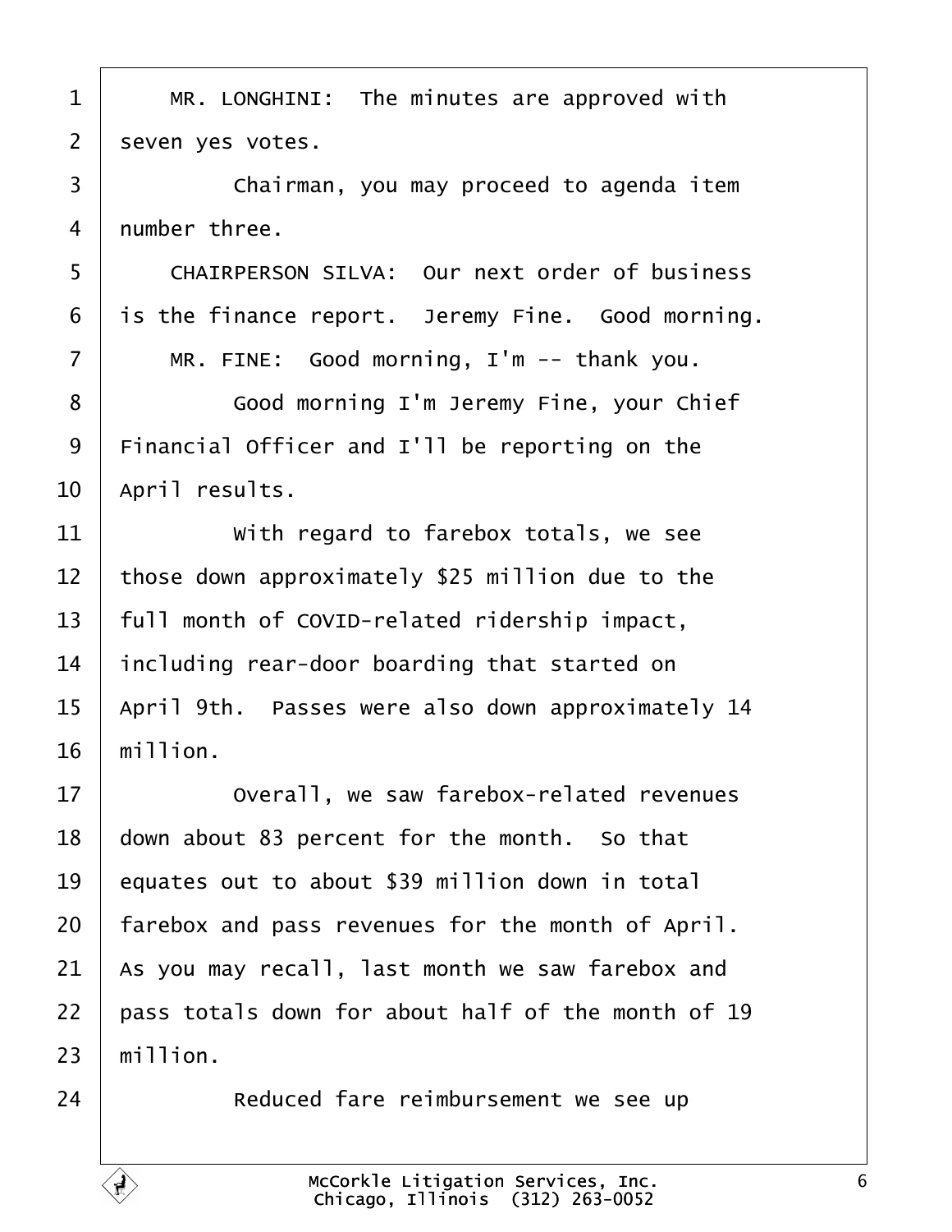MR. LONGHINI: The minutes are approved with seven yes votes.

Chairman, you may proceed to agenda item number three.

CHAIRPERSON SILVA: Our next order of business is the finance report. Jeremy Fine. Good morning.

MR. FINE: Good morning, I'm -- thank you.

Good morning I'm Jeremy Fine, your Chief Financial Officer and I'll be reporting on the April results.

With regard to farebox totals, we see those down approximately $25 million due to the full month of COVID-related ridership impact, including rear-door boarding that started on April 9th. Passes were also down approximately 14 million.

Overall, we saw farebox-related revenues down about 83 percent for the month. So that equates out to about $39 million down in total farebox and pass revenues for the month of April. As you may recall, last month we saw farebox and pass totals down for about half of the month of 19 million.

Reduced fare reimbursement we see up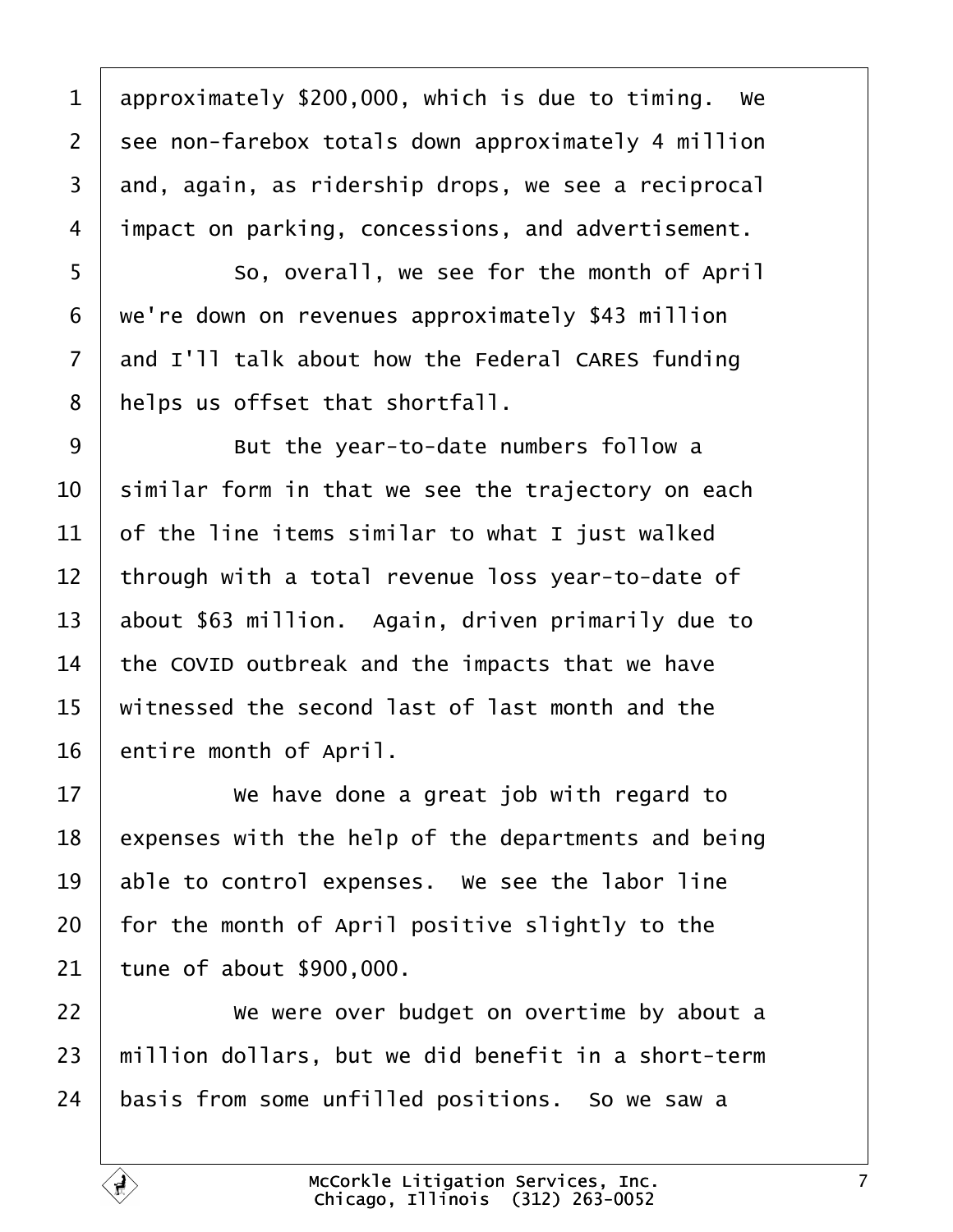approximately $200,000, which is due to timing. We see non-farebox totals down approximately 4 million and, again, as ridership drops, we see a reciprocal impact on parking, concessions, and advertisement.

So, overall, we see for the month of April we're down on revenues approximately $43 million and I'll talk about how the Federal CARES funding helps us offset that shortfall.

But the year-to-date numbers follow a similar form in that we see the trajectory on each of the line items similar to what I just walked through with a total revenue loss year-to-date of about $63 million. Again, driven primarily due to the COVID outbreak and the impacts that we have witnessed the second last of last month and the entire month of April.

We have done a great job with regard to expenses with the help of the departments and being able to control expenses. We see the labor line for the month of April positive slightly to the tune of about $900,000.

We were over budget on overtime by about a million dollars, but we did benefit in a short-term basis from some unfilled positions. So we saw a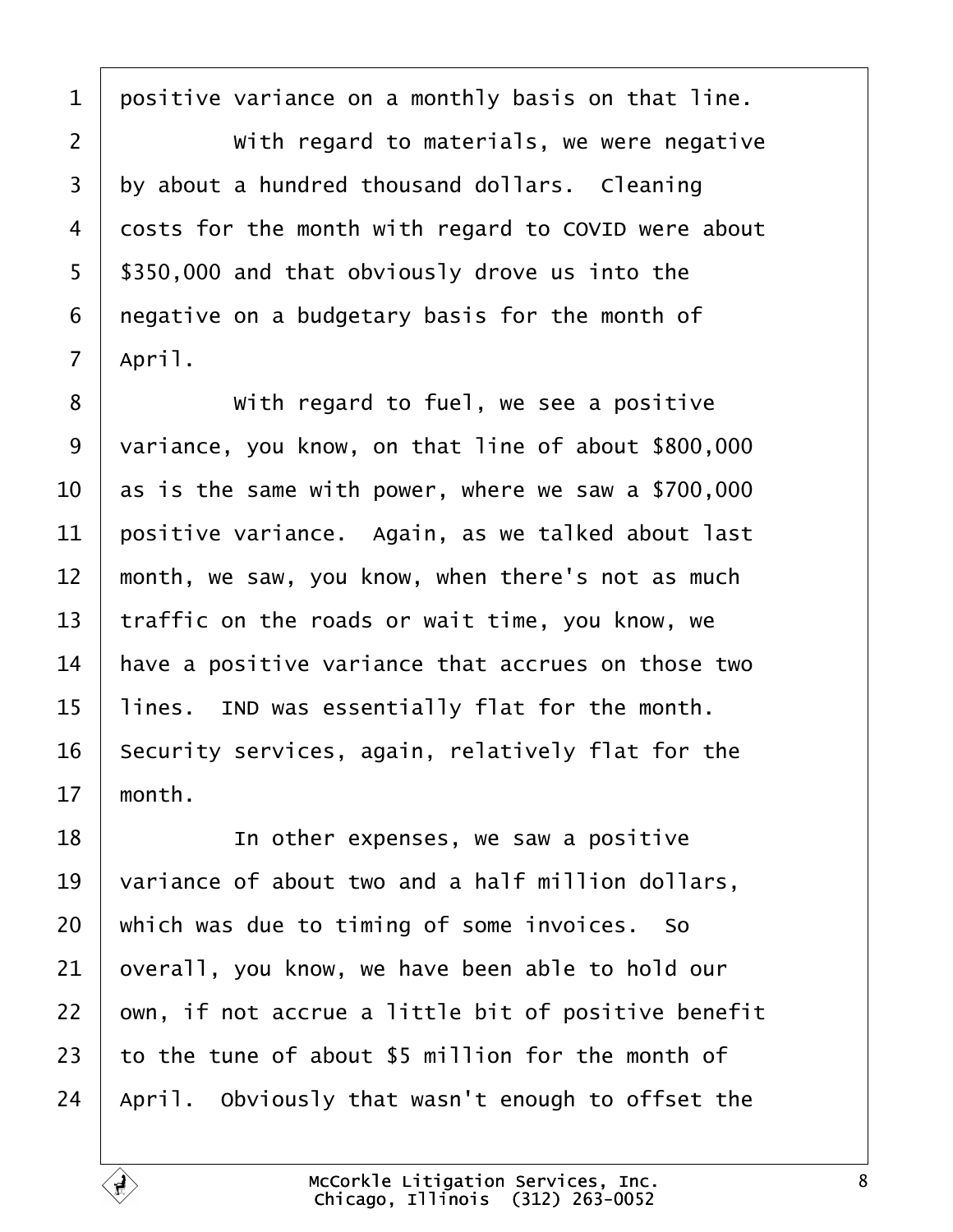positive variance on a monthly basis on that line.

With regard to materials, we were negative by about a hundred thousand dollars. Cleaning costs for the month with regard to COVID were about $350,000 and that obviously drove us into the negative on a budgetary basis for the month of April.

With regard to fuel, we see a positive variance, you know, on that line of about $800,000 as is the same with power, where we saw a $700,000 positive variance. Again, as we talked about last month, we saw, you know, when there's not as much traffic on the roads or wait time, you know, we have a positive variance that accrues on those two lines. IND was essentially flat for the month. Security services, again, relatively flat for the month.

In other expenses, we saw a positive variance of about two and a half million dollars, which was due to timing of some invoices. So overall, you know, we have been able to hold our own, if not accrue a little bit of positive benefit to the tune of about $5 million for the month of April. Obviously that wasn't enough to offset the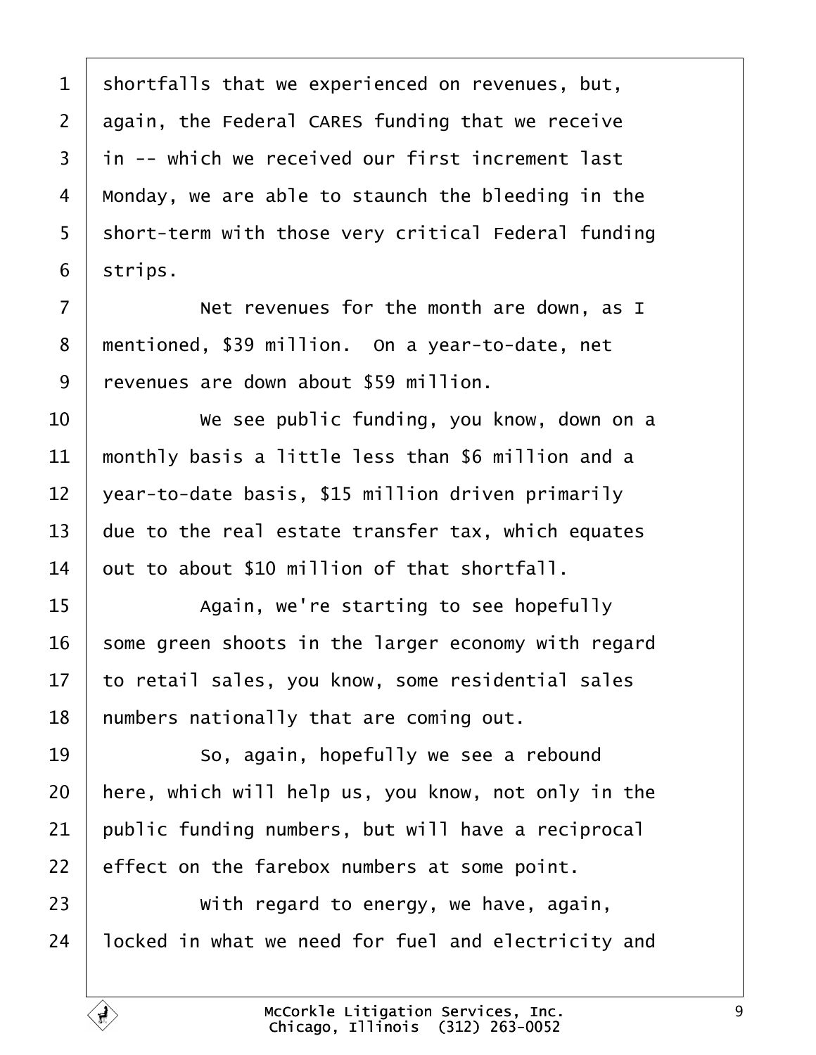shortfalls that we experienced on revenues, but, again, the Federal CARES funding that we receive in -- which we received our first increment last Monday, we are able to staunch the bleeding in the short-term with those very critical Federal funding strips.

Net revenues for the month are down, as I mentioned, $39 million. On a year-to-date, net revenues are down about $59 million.

We see public funding, you know, down on a monthly basis a little less than $6 million and a year-to-date basis, $15 million driven primarily due to the real estate transfer tax, which equates out to about $10 million of that shortfall.

Again, we're starting to see hopefully some green shoots in the larger economy with regard to retail sales, you know, some residential sales numbers nationally that are coming out.

So, again, hopefully we see a rebound here, which will help us, you know, not only in the public funding numbers, but will have a reciprocal effect on the farebox numbers at some point.

With regard to energy, we have, again, locked in what we need for fuel and electricity and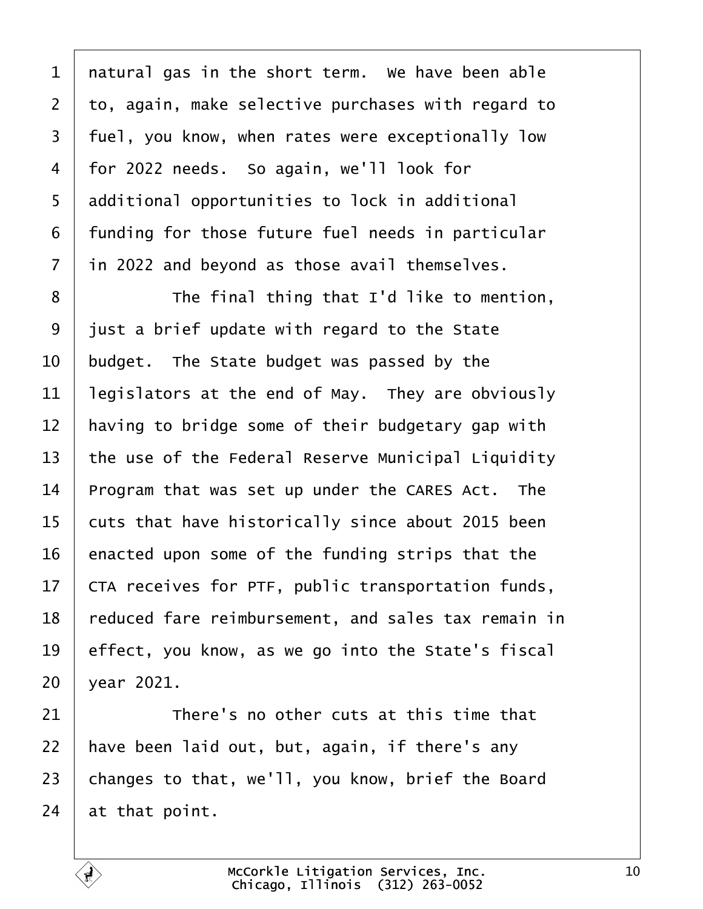natural gas in the short term. We have been able to, again, make selective purchases with regard to fuel, you know, when rates were exceptionally low for 2022 needs. So again, we'll look for additional opportunities to lock in additional funding for those future fuel needs in particular in 2022 and beyond as those avail themselves.

The final thing that I'd like to mention, just a brief update with regard to the State budget. The State budget was passed by the legislators at the end of May. They are obviously having to bridge some of their budgetary gap with the use of the Federal Reserve Municipal Liquidity Program that was set up under the CARES Act. The cuts that have historically since about 2015 been enacted upon some of the funding strips that the CTA receives for PTF, public transportation funds, reduced fare reimbursement, and sales tax remain in effect, you know, as we go into the State's fiscal year 2021.

There's no other cuts at this time that have been laid out, but, again, if there's any changes to that, we'll, you know, brief the Board at that point.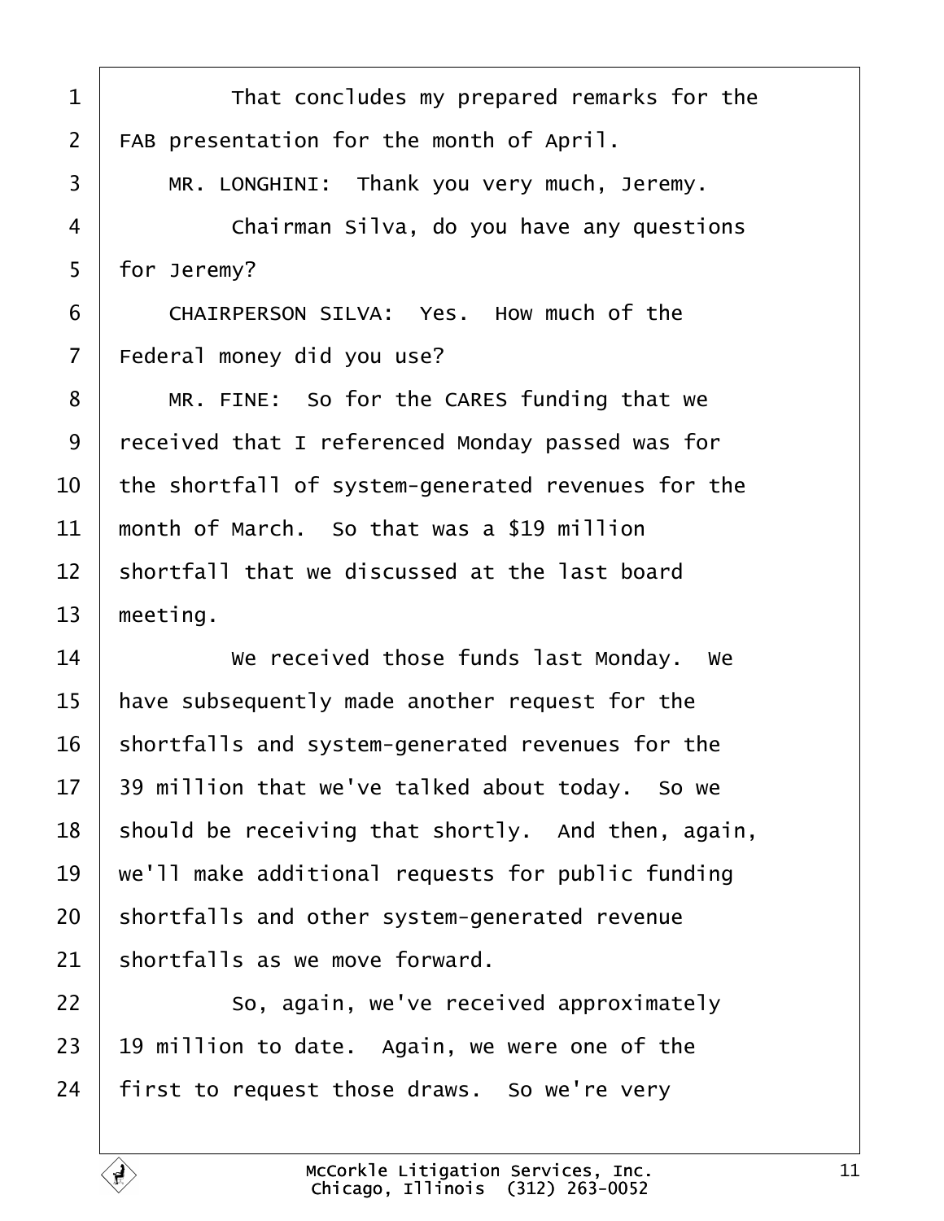That concludes my prepared remarks for the FAB presentation for the month of April.

MR. LONGHINI: Thank you very much, Jeremy.

Chairman Silva, do you have any questions for Jeremy?

CHAIRPERSON SILVA: Yes. How much of the Federal money did you use?

MR. FINE: So for the CARES funding that we received that I referenced Monday passed was for the shortfall of system-generated revenues for the month of March. So that was a $19 million shortfall that we discussed at the last board meeting.

We received those funds last Monday. We have subsequently made another request for the shortfalls and system-generated revenues for the 39 million that we've talked about today. So we should be receiving that shortly. And then, again, we'll make additional requests for public funding shortfalls and other system-generated revenue shortfalls as we move forward.

So, again, we've received approximately 19 million to date. Again, we were one of the first to request those draws. So we're very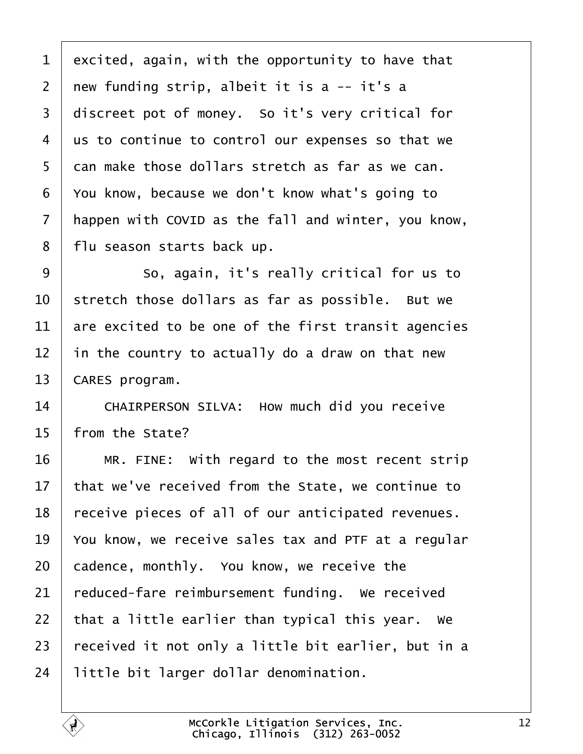excited, again, with the opportunity to have that new funding strip, albeit it is a -- it's a discreet pot of money. So it's very critical for us to continue to control our expenses so that we can make those dollars stretch as far as we can. You know, because we don't know what's going to happen with COVID as the fall and winter, you know, flu season starts back up.

So, again, it's really critical for us to stretch those dollars as far as possible. But we are excited to be one of the first transit agencies in the country to actually do a draw on that new CARES program.

CHAIRPERSON SILVA: How much did you receive from the State?

MR. FINE: With regard to the most recent strip that we've received from the State, we continue to receive pieces of all of our anticipated revenues. You know, we receive sales tax and PTF at a regular cadence, monthly. You know, we receive the reduced-fare reimbursement funding. We received that a little earlier than typical this year. We received it not only a little bit earlier, but in a little bit larger dollar denomination.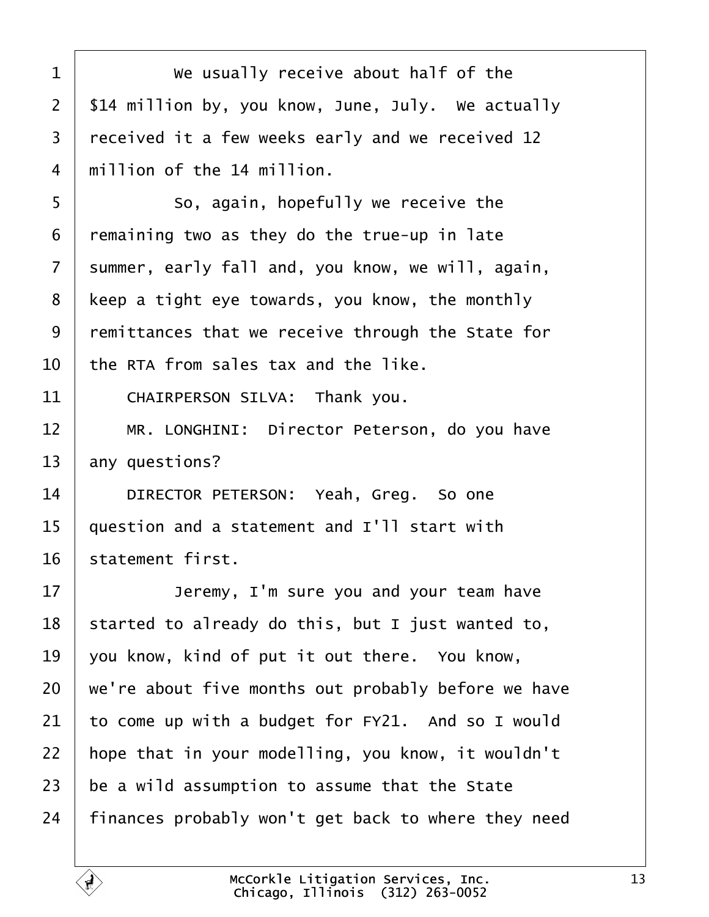We usually receive about half of the $14 million by, you know, June, July. We actually received it a few weeks early and we received 12 million of the 14 million.

So, again, hopefully we receive the remaining two as they do the true-up in late summer, early fall and, you know, we will, again, keep a tight eye towards, you know, the monthly remittances that we receive through the State for the RTA from sales tax and the like.

CHAIRPERSON SILVA: Thank you.

MR. LONGHINI: Director Peterson, do you have any questions?

DIRECTOR PETERSON: Yeah, Greg. So one question and a statement and I'll start with statement first.

Jeremy, I'm sure you and your team have started to already do this, but I just wanted to, you know, kind of put it out there. You know, we're about five months out probably before we have to come up with a budget for FY21. And so I would hope that in your modelling, you know, it wouldn't be a wild assumption to assume that the State finances probably won't get back to where they need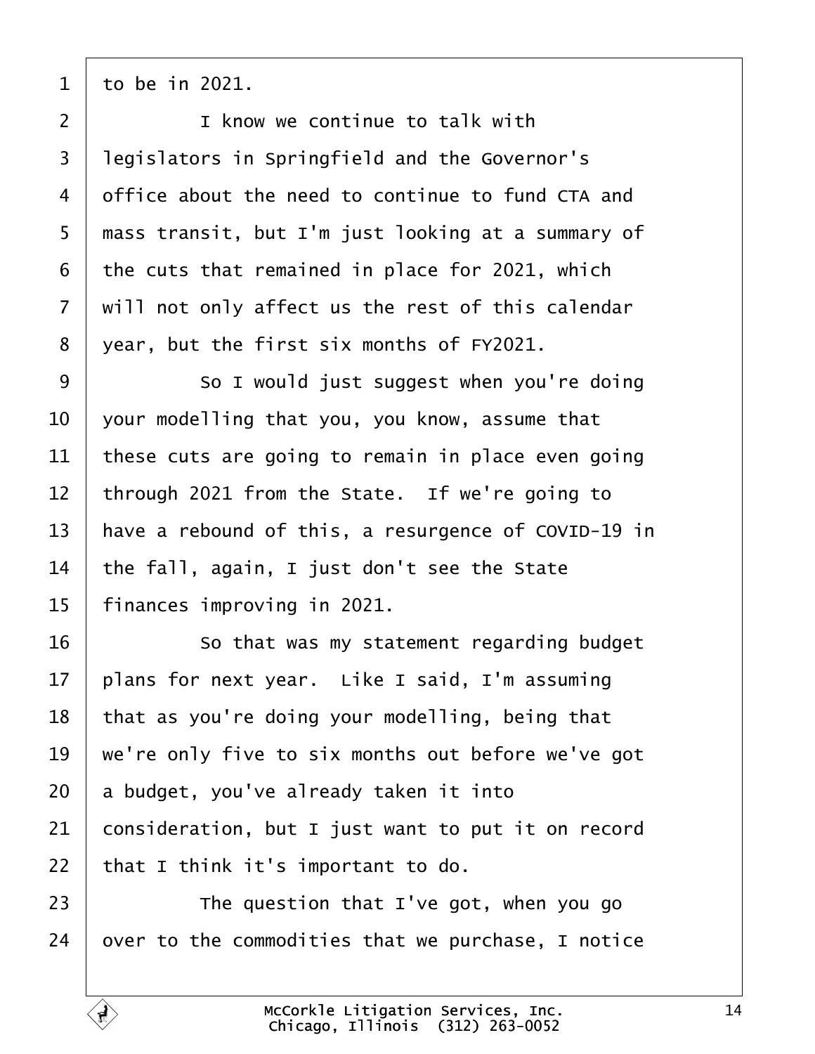1 to be in 2021.

2 I know we continue to talk with

3 legislators in Springfield and the Governor's

4 office about the need to continue to fund CTA and

5 mass transit, but I'm just looking at a summary of

6 the cuts that remained in place for 2021, which

7 will not only affect us the rest of this calendar

8 year, but the first six months of FY2021.

9 So I would just suggest when you're doing

10 your modelling that you, you know, assume that

11 these cuts are going to remain in place even going

12 through 2021 from the State. If we're going to

13 have a rebound of this, a resurgence of COVID-19 in

14 the fall, again, I just don't see the State

15 finances improving in 2021.

16 So that was my statement regarding budget

17 plans for next year. Like I said, I'm assuming

18 that as you're doing your modelling, being that

19 we're only five to six months out before we've got

20 a budget, you've already taken it into

21 consideration, but I just want to put it on record

22 that I think it's important to do.

23 The question that I've got, when you go

24 over to the commodities that we purchase, I notice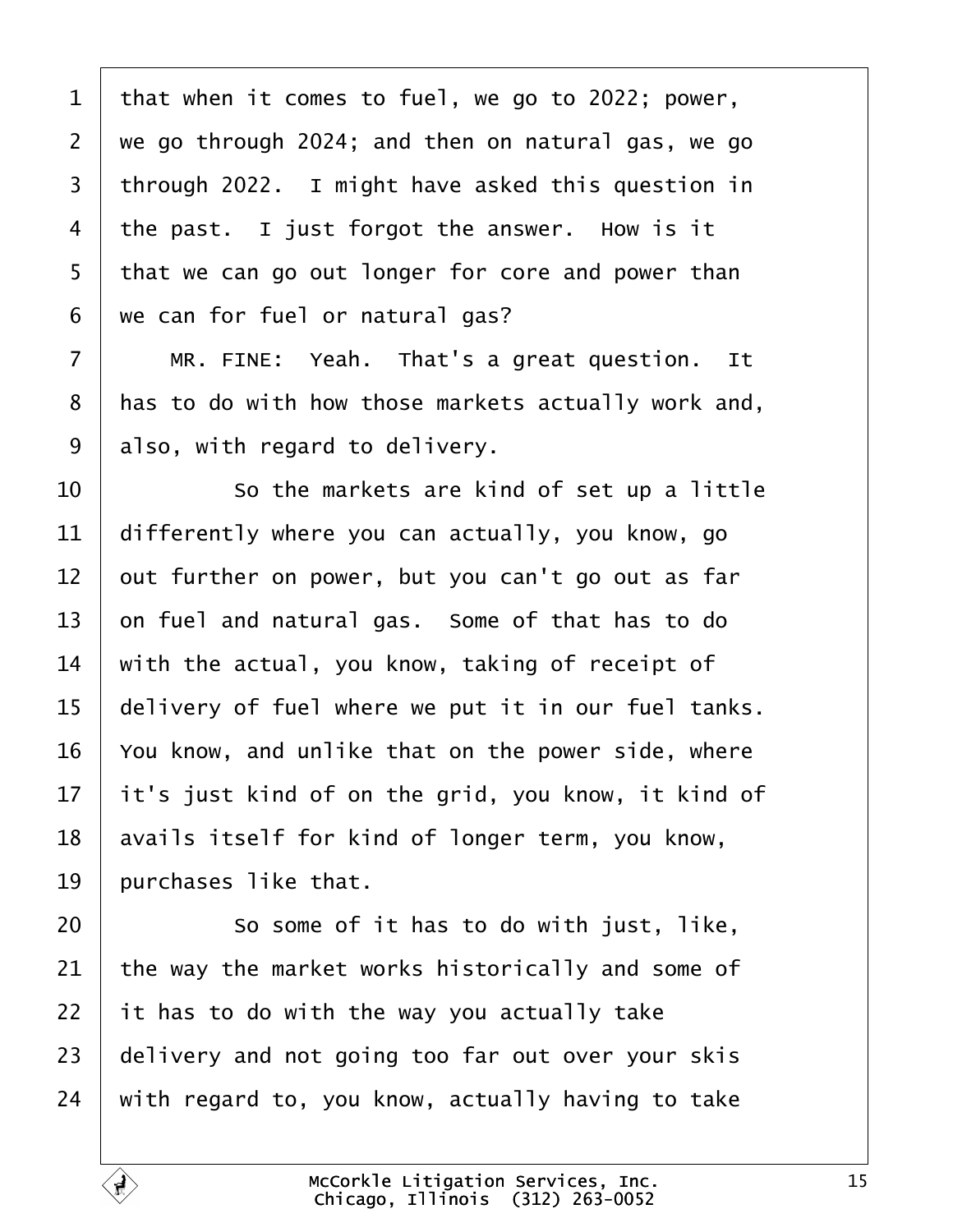1 that when it comes to fuel, we go to 2022; power,
2 we go through 2024; and then on natural gas, we go
3 through 2022. I might have asked this question in
4 the past. I just forgot the answer. How is it
5 that we can go out longer for core and power than
6 we can for fuel or natural gas?

7 MR. FINE: Yeah. That's a great question. It
8 has to do with how those markets actually work and,
9 also, with regard to delivery.

10 So the markets are kind of set up a little
11 differently where you can actually, you know, go
12 out further on power, but you can't go out as far
13 on fuel and natural gas. Some of that has to do
14 with the actual, you know, taking of receipt of
15 delivery of fuel where we put it in our fuel tanks.
16 You know, and unlike that on the power side, where
17 it's just kind of on the grid, you know, it kind of
18 avails itself for kind of longer term, you know,
19 purchases like that.

20 So some of it has to do with just, like,
21 the way the market works historically and some of
22 it has to do with the way you actually take
23 delivery and not going too far out over your skis
24 with regard to, you know, actually having to take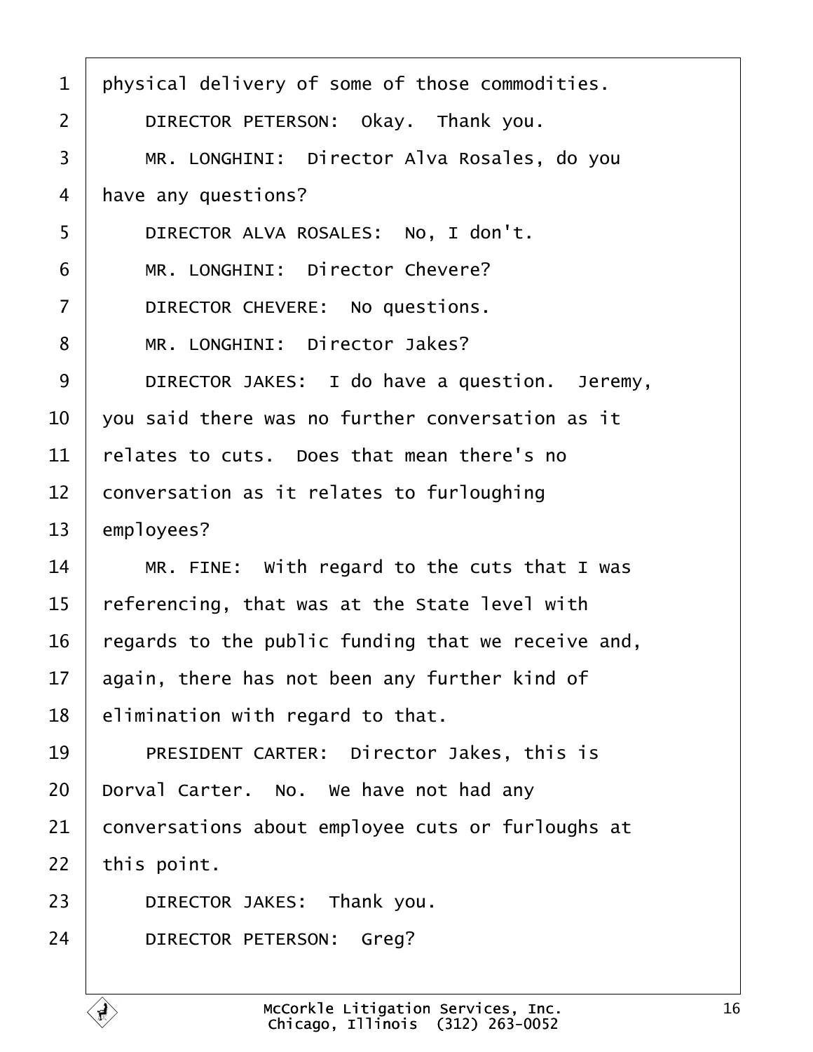physical delivery of some of those commodities.

DIRECTOR PETERSON: Okay. Thank you.

MR. LONGHINI: Director Alva Rosales, do you have any questions?

DIRECTOR ALVA ROSALES: No, I don't.

MR. LONGHINI: Director Chevere?

DIRECTOR CHEVERE: No questions.

MR. LONGHINI: Director Jakes?

DIRECTOR JAKES: I do have a question. Jeremy, you said there was no further conversation as it relates to cuts. Does that mean there's no conversation as it relates to furloughing employees?

MR. FINE: With regard to the cuts that I was referencing, that was at the State level with regards to the public funding that we receive and, again, there has not been any further kind of elimination with regard to that.

PRESIDENT CARTER: Director Jakes, this is Dorval Carter. No. We have not had any conversations about employee cuts or furloughs at this point.

DIRECTOR JAKES: Thank you.

DIRECTOR PETERSON: Greg?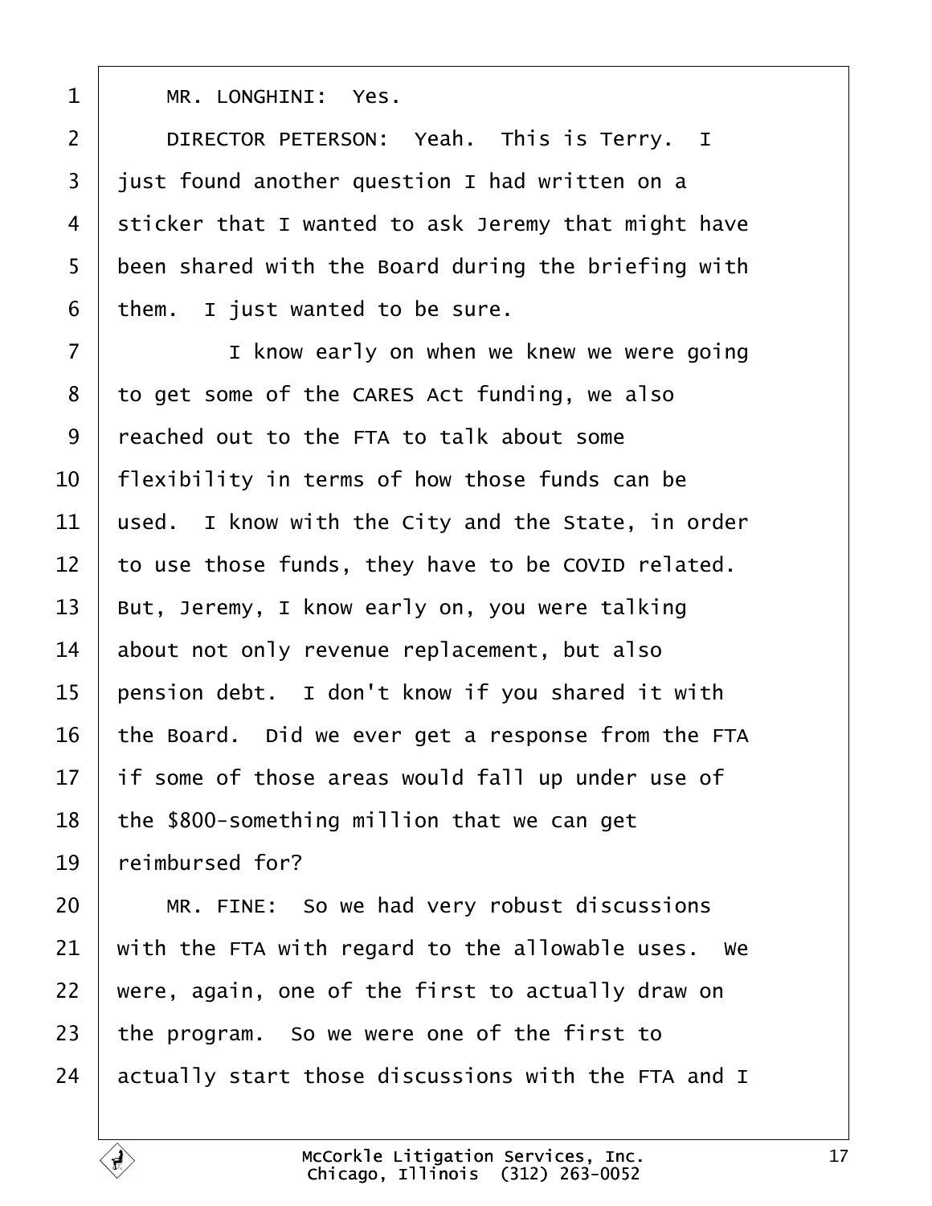MR. LONGHINI: Yes.

DIRECTOR PETERSON: Yeah. This is Terry. I just found another question I had written on a sticker that I wanted to ask Jeremy that might have been shared with the Board during the briefing with them. I just wanted to be sure.

I know early on when we knew we were going to get some of the CARES Act funding, we also reached out to the FTA to talk about some flexibility in terms of how those funds can be used. I know with the City and the State, in order to use those funds, they have to be COVID related. But, Jeremy, I know early on, you were talking about not only revenue replacement, but also pension debt. I don't know if you shared it with the Board. Did we ever get a response from the FTA if some of those areas would fall up under use of the $800-something million that we can get reimbursed for?

MR. FINE: So we had very robust discussions with the FTA with regard to the allowable uses. We were, again, one of the first to actually draw on the program. So we were one of the first to actually start those discussions with the FTA and I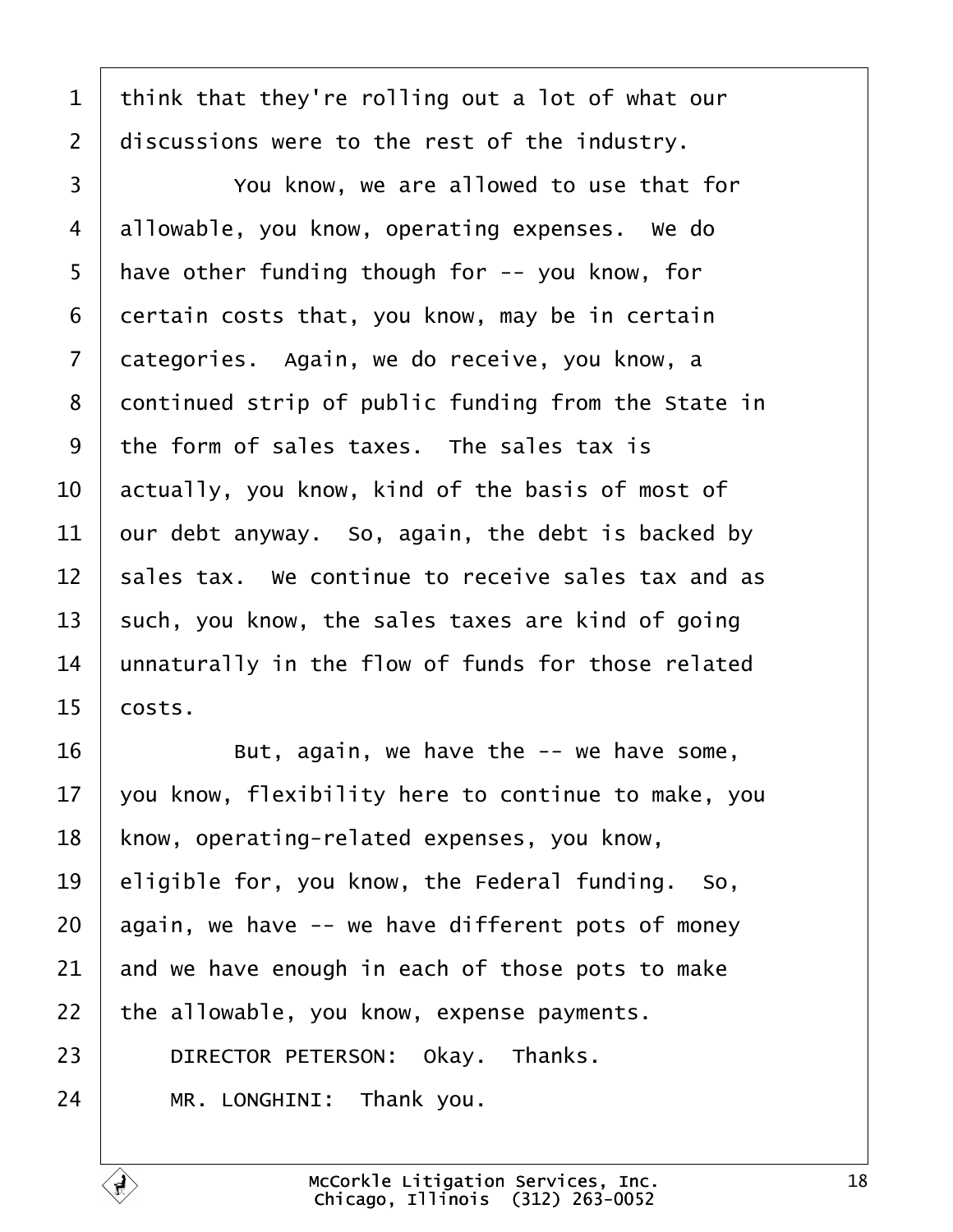1 think that they're rolling out a lot of what our
2 discussions were to the rest of the industry.
3 You know, we are allowed to use that for
4 allowable, you know, operating expenses. We do
5 have other funding though for -- you know, for
6 certain costs that, you know, may be in certain
7 categories. Again, we do receive, you know, a
8 continued strip of public funding from the State in
9 the form of sales taxes. The sales tax is
10 actually, you know, kind of the basis of most of
11 our debt anyway. So, again, the debt is backed by
12 sales tax. We continue to receive sales tax and as
13 such, you know, the sales taxes are kind of going
14 unnaturally in the flow of funds for those related
15 costs.
16 But, again, we have the -- we have some,
17 you know, flexibility here to continue to make, you
18 know, operating-related expenses, you know,
19 eligible for, you know, the Federal funding. So,
20 again, we have -- we have different pots of money
21 and we have enough in each of those pots to make
22 the allowable, you know, expense payments.
23 DIRECTOR PETERSON: Okay. Thanks.
24 MR. LONGHINI: Thank you.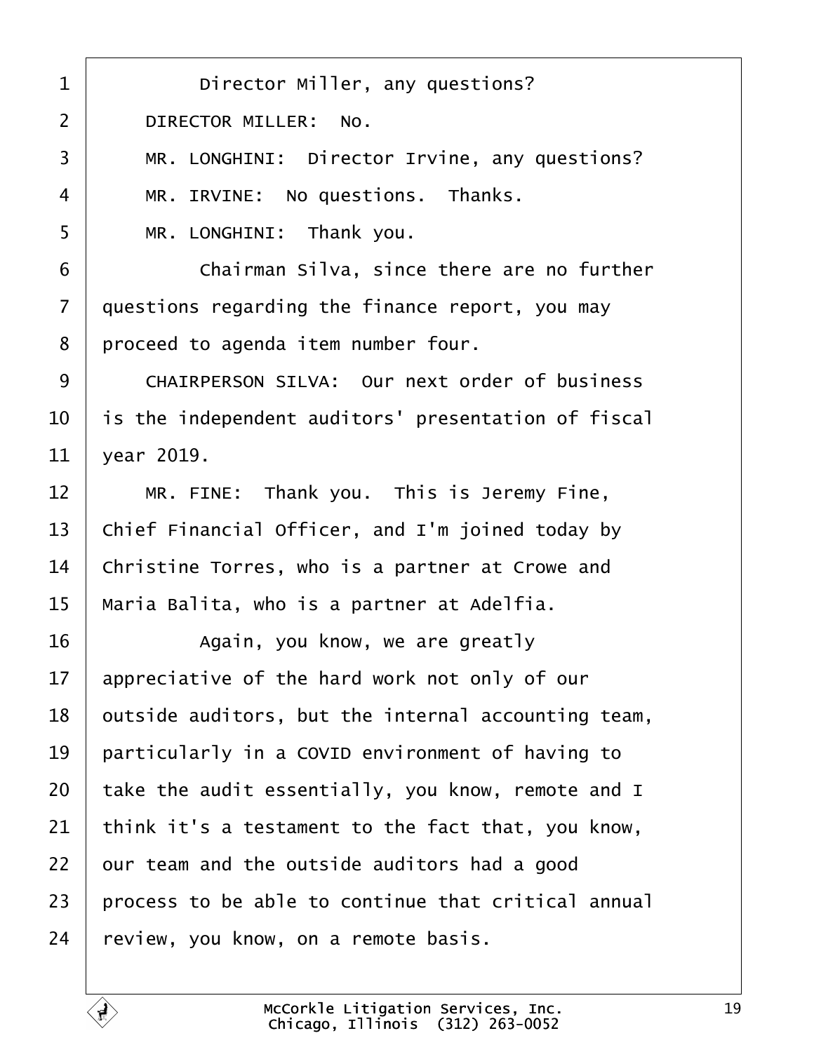Director Miller, any questions?

DIRECTOR MILLER: No.

MR. LONGHINI: Director Irvine, any questions?

MR. IRVINE: No questions. Thanks.

MR. LONGHINI: Thank you.

Chairman Silva, since there are no further questions regarding the finance report, you may proceed to agenda item number four.

CHAIRPERSON SILVA: Our next order of business is the independent auditors' presentation of fiscal year 2019.

MR. FINE: Thank you. This is Jeremy Fine, Chief Financial Officer, and I'm joined today by Christine Torres, who is a partner at Crowe and Maria Balita, who is a partner at Adelfia.

Again, you know, we are greatly appreciative of the hard work not only of our outside auditors, but the internal accounting team, particularly in a COVID environment of having to take the audit essentially, you know, remote and I think it's a testament to the fact that, you know, our team and the outside auditors had a good process to be able to continue that critical annual review, you know, on a remote basis.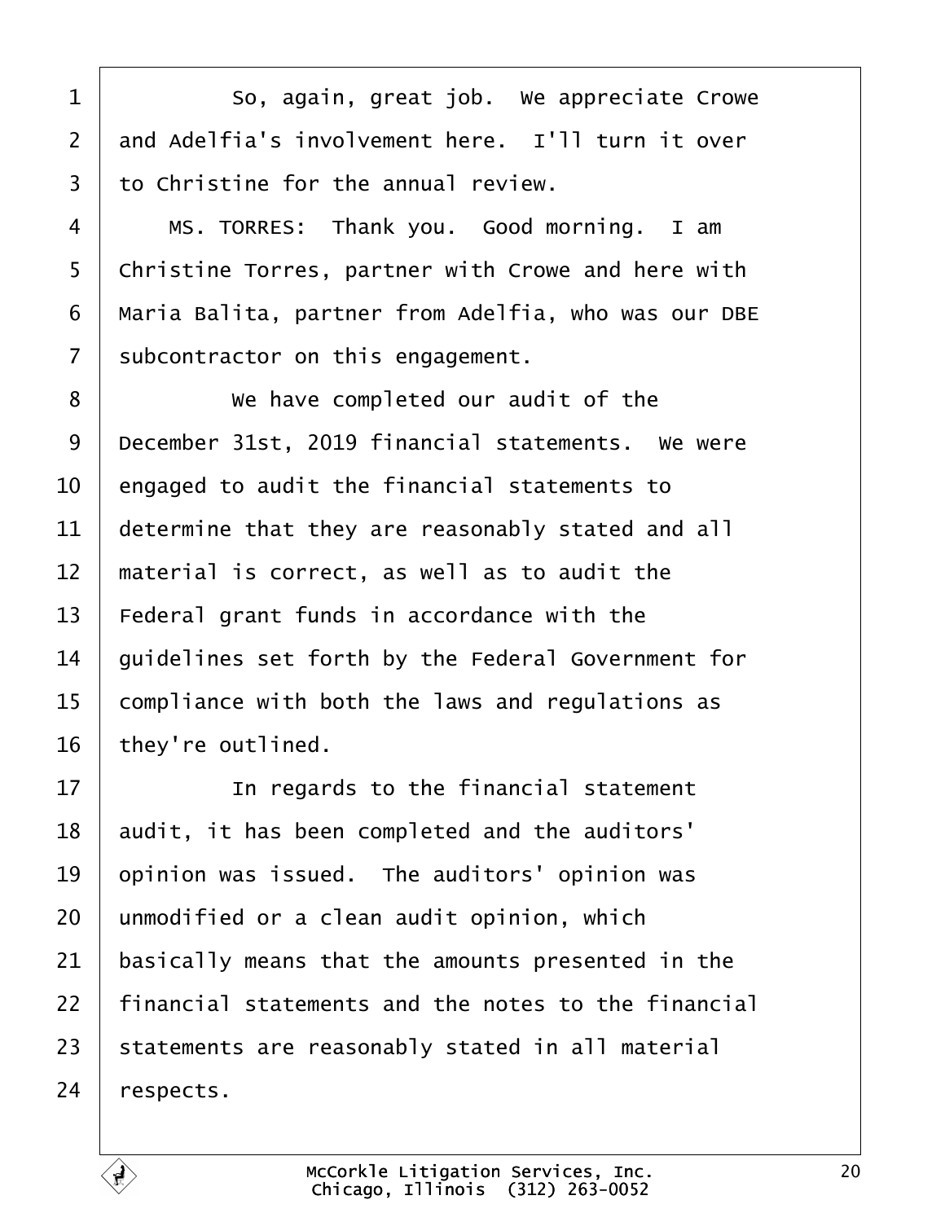So, again, great job. We appreciate Crowe and Adelfia's involvement here. I'll turn it over to Christine for the annual review.

MS. TORRES: Thank you. Good morning. I am Christine Torres, partner with Crowe and here with Maria Balita, partner from Adelfia, who was our DBE subcontractor on this engagement.

We have completed our audit of the December 31st, 2019 financial statements. We were engaged to audit the financial statements to determine that they are reasonably stated and all material is correct, as well as to audit the Federal grant funds in accordance with the guidelines set forth by the Federal Government for compliance with both the laws and regulations as they're outlined.

In regards to the financial statement audit, it has been completed and the auditors' opinion was issued. The auditors' opinion was unmodified or a clean audit opinion, which basically means that the amounts presented in the financial statements and the notes to the financial statements are reasonably stated in all material respects.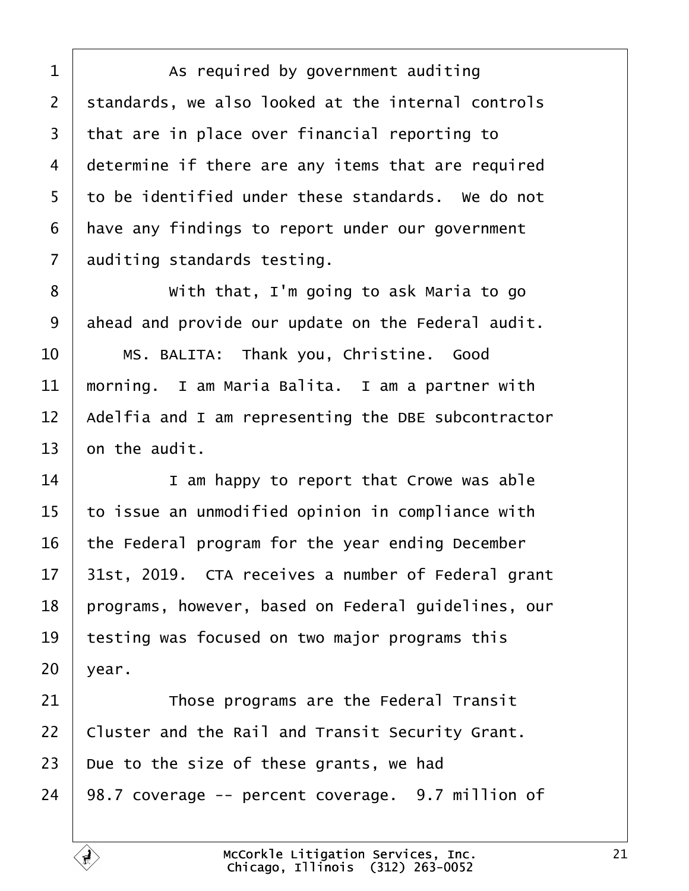As required by government auditing standards, we also looked at the internal controls that are in place over financial reporting to determine if there are any items that are required to be identified under these standards. We do not have any findings to report under our government auditing standards testing.

With that, I'm going to ask Maria to go ahead and provide our update on the Federal audit.

MS. BALITA: Thank you, Christine. Good morning. I am Maria Balita. I am a partner with Adelfia and I am representing the DBE subcontractor on the audit.

I am happy to report that Crowe was able to issue an unmodified opinion in compliance with the Federal program for the year ending December 31st, 2019. CTA receives a number of Federal grant programs, however, based on Federal guidelines, our testing was focused on two major programs this year.

Those programs are the Federal Transit Cluster and the Rail and Transit Security Grant. Due to the size of these grants, we had 98.7 coverage -- percent coverage. 9.7 million of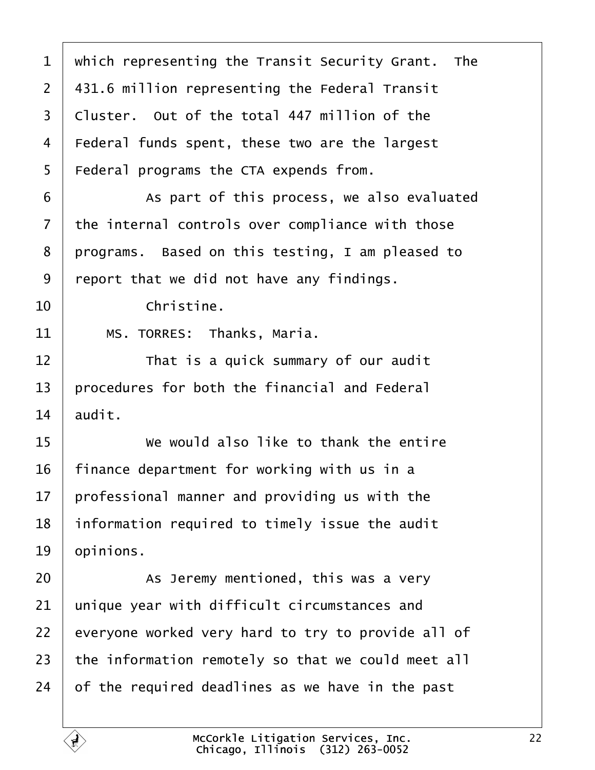which representing the Transit Security Grant. The 431.6 million representing the Federal Transit Cluster. Out of the total 447 million of the Federal funds spent, these two are the largest Federal programs the CTA expends from.

As part of this process, we also evaluated the internal controls over compliance with those programs. Based on this testing, I am pleased to report that we did not have any findings.

Christine.

MS. TORRES: Thanks, Maria.

That is a quick summary of our audit procedures for both the financial and Federal audit.

We would also like to thank the entire finance department for working with us in a professional manner and providing us with the information required to timely issue the audit opinions.

As Jeremy mentioned, this was a very unique year with difficult circumstances and everyone worked very hard to try to provide all of the information remotely so that we could meet all of the required deadlines as we have in the past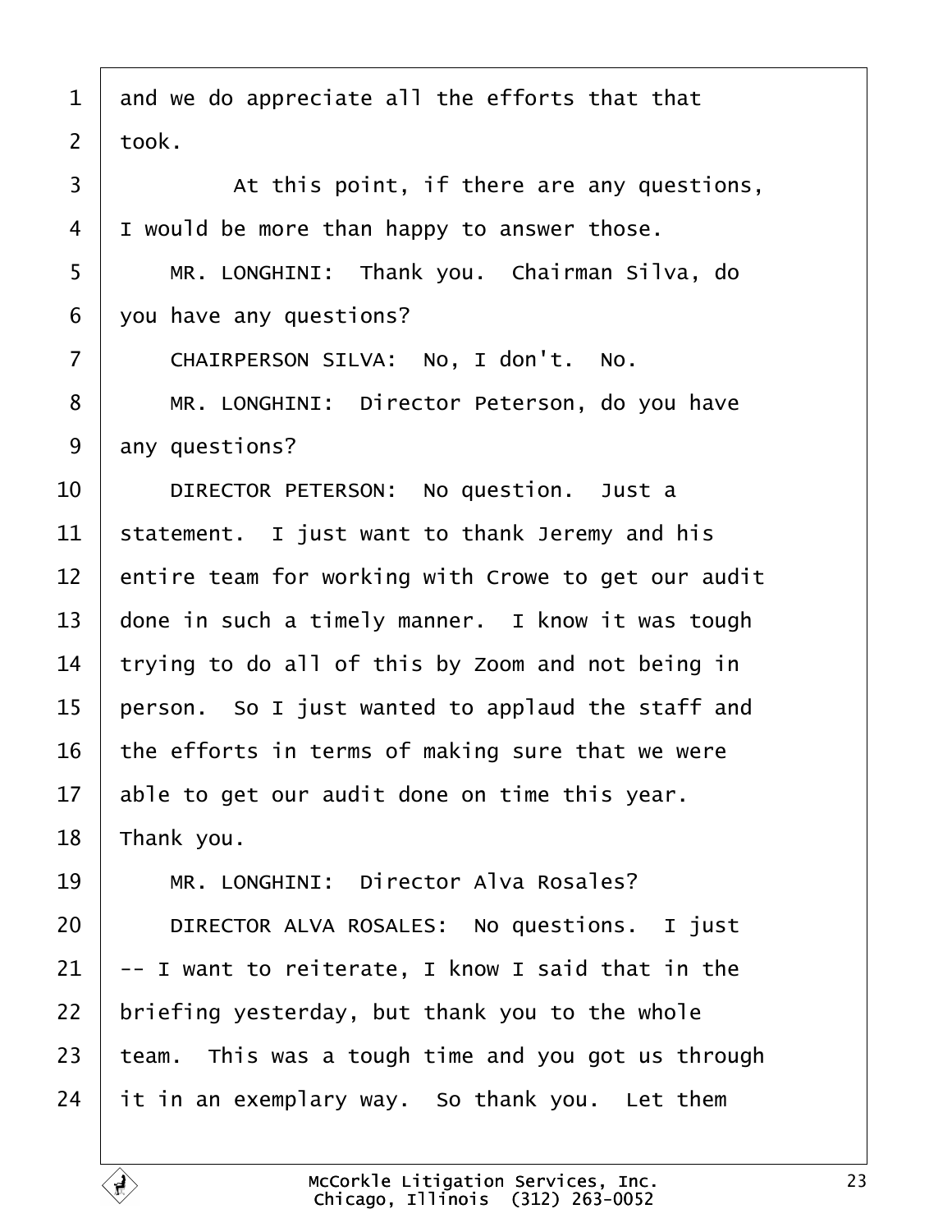and we do appreciate all the efforts that that took.

At this point, if there are any questions, I would be more than happy to answer those.

MR. LONGHINI: Thank you. Chairman Silva, do you have any questions?

CHAIRPERSON SILVA: No, I don't. No.

MR. LONGHINI: Director Peterson, do you have any questions?

DIRECTOR PETERSON: No question. Just a statement. I just want to thank Jeremy and his entire team for working with Crowe to get our audit done in such a timely manner. I know it was tough trying to do all of this by Zoom and not being in person. So I just wanted to applaud the staff and the efforts in terms of making sure that we were able to get our audit done on time this year. Thank you.

MR. LONGHINI: Director Alva Rosales?

DIRECTOR ALVA ROSALES: No questions. I just -- I want to reiterate, I know I said that in the briefing yesterday, but thank you to the whole team. This was a tough time and you got us through it in an exemplary way. So thank you. Let them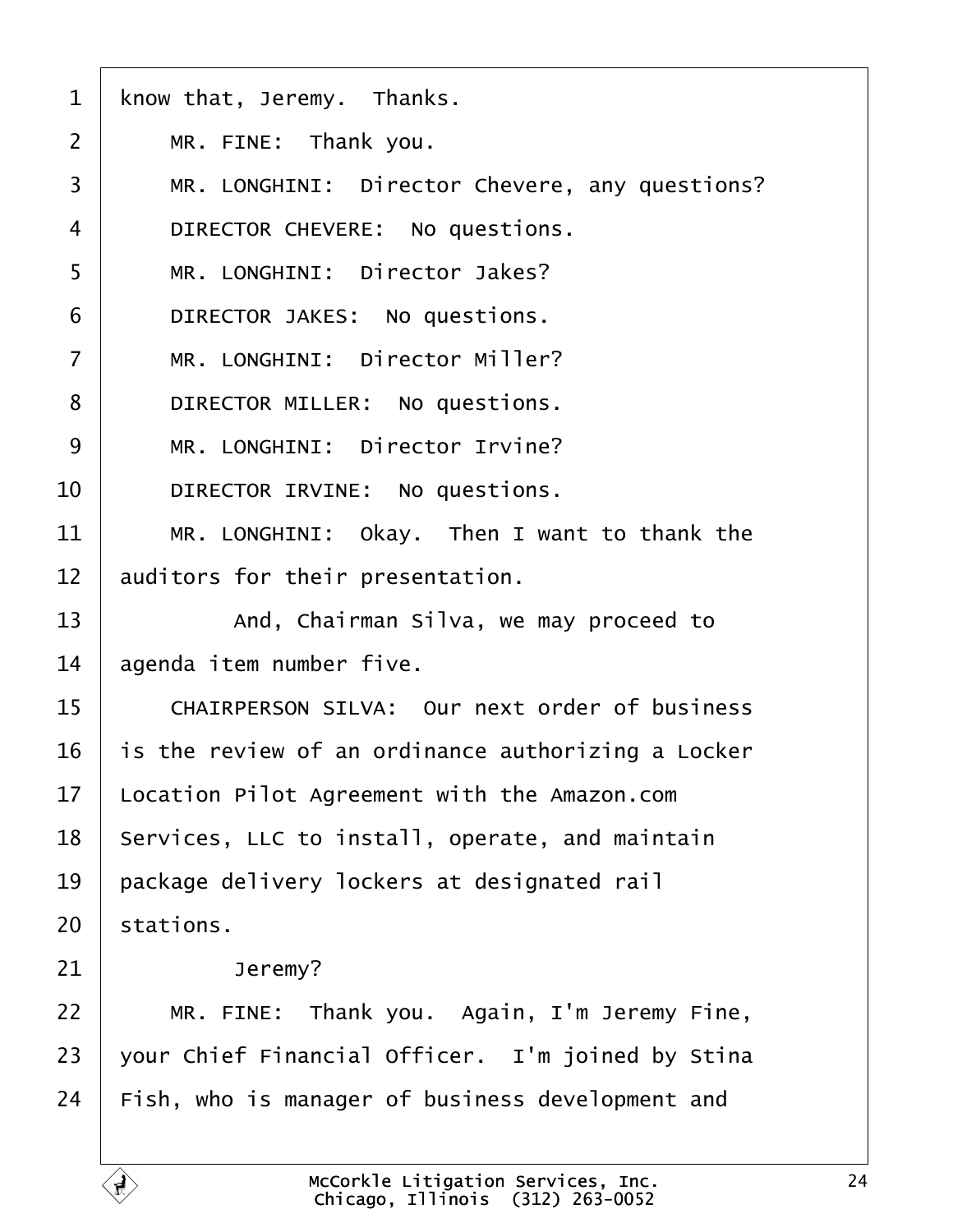know that, Jeremy. Thanks.

MR. FINE: Thank you.

MR. LONGHINI: Director Chevere, any questions?

DIRECTOR CHEVERE: No questions.

MR. LONGHINI: Director Jakes?

DIRECTOR JAKES: No questions.

MR. LONGHINI: Director Miller?

DIRECTOR MILLER: No questions.

MR. LONGHINI: Director Irvine?

DIRECTOR IRVINE: No questions.

MR. LONGHINI: Okay. Then I want to thank the auditors for their presentation.

And, Chairman Silva, we may proceed to agenda item number five.

CHAIRPERSON SILVA: Our next order of business is the review of an ordinance authorizing a Locker Location Pilot Agreement with the Amazon.com Services, LLC to install, operate, and maintain package delivery lockers at designated rail stations.

Jeremy?

MR. FINE: Thank you. Again, I'm Jeremy Fine, your Chief Financial Officer. I'm joined by Stina Fish, who is manager of business development and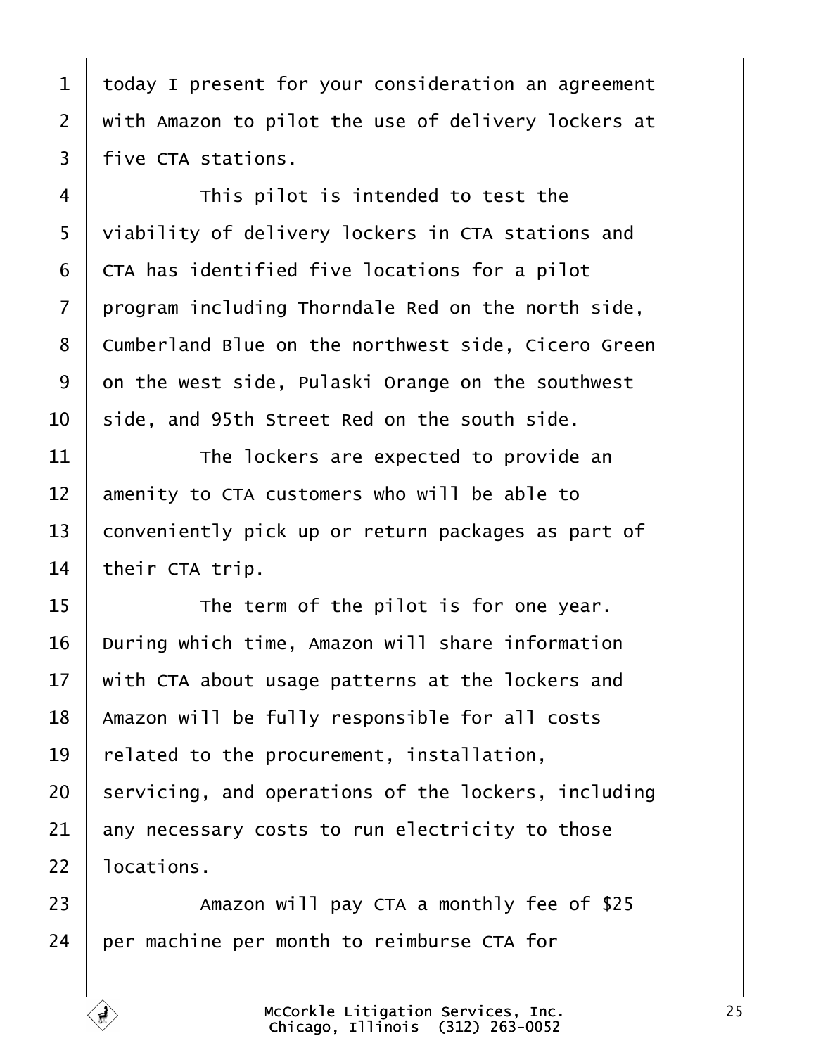today I present for your consideration an agreement with Amazon to pilot the use of delivery lockers at five CTA stations.

This pilot is intended to test the viability of delivery lockers in CTA stations and CTA has identified five locations for a pilot program including Thorndale Red on the north side, Cumberland Blue on the northwest side, Cicero Green on the west side, Pulaski Orange on the southwest side, and 95th Street Red on the south side.

The lockers are expected to provide an amenity to CTA customers who will be able to conveniently pick up or return packages as part of their CTA trip.

The term of the pilot is for one year. During which time, Amazon will share information with CTA about usage patterns at the lockers and Amazon will be fully responsible for all costs related to the procurement, installation, servicing, and operations of the lockers, including any necessary costs to run electricity to those locations.

Amazon will pay CTA a monthly fee of $25 per machine per month to reimburse CTA for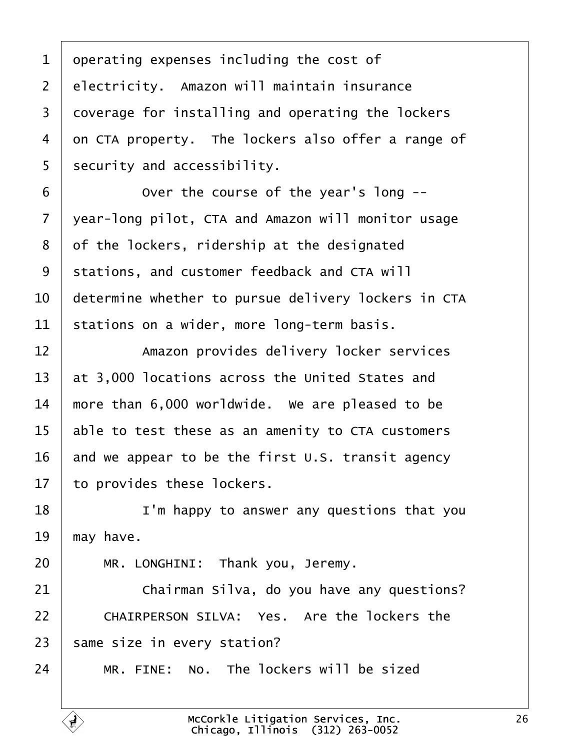operating expenses including the cost of electricity. Amazon will maintain insurance coverage for installing and operating the lockers on CTA property. The lockers also offer a range of security and accessibility.

Over the course of the year's long -- year-long pilot, CTA and Amazon will monitor usage of the lockers, ridership at the designated stations, and customer feedback and CTA will determine whether to pursue delivery lockers in CTA stations on a wider, more long-term basis.

Amazon provides delivery locker services at 3,000 locations across the United States and more than 6,000 worldwide. We are pleased to be able to test these as an amenity to CTA customers and we appear to be the first U.S. transit agency to provides these lockers.

I'm happy to answer any questions that you may have.

MR. LONGHINI: Thank you, Jeremy.

Chairman Silva, do you have any questions?

CHAIRPERSON SILVA: Yes. Are the lockers the same size in every station?

MR. FINE: No. The lockers will be sized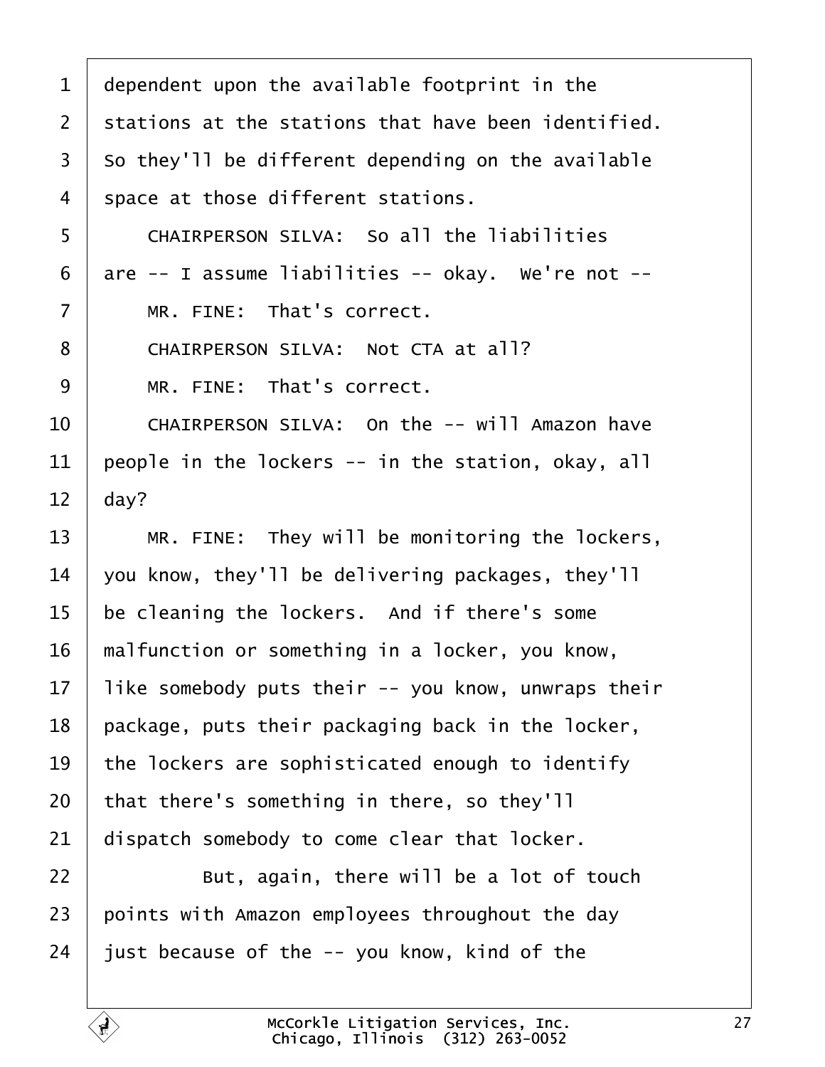dependent upon the available footprint in the stations at the stations that have been identified. So they'll be different depending on the available space at those different stations.

CHAIRPERSON SILVA: So all the liabilities are -- I assume liabilities -- okay. We're not --

MR. FINE: That's correct.

CHAIRPERSON SILVA: Not CTA at all?

MR. FINE: That's correct.

CHAIRPERSON SILVA: On the -- will Amazon have people in the lockers -- in the station, okay, all day?

MR. FINE: They will be monitoring the lockers, you know, they'll be delivering packages, they'll be cleaning the lockers. And if there's some malfunction or something in a locker, you know, like somebody puts their -- you know, unwraps their package, puts their packaging back in the locker, the lockers are sophisticated enough to identify that there's something in there, so they'll dispatch somebody to come clear that locker.

But, again, there will be a lot of touch points with Amazon employees throughout the day just because of the -- you know, kind of the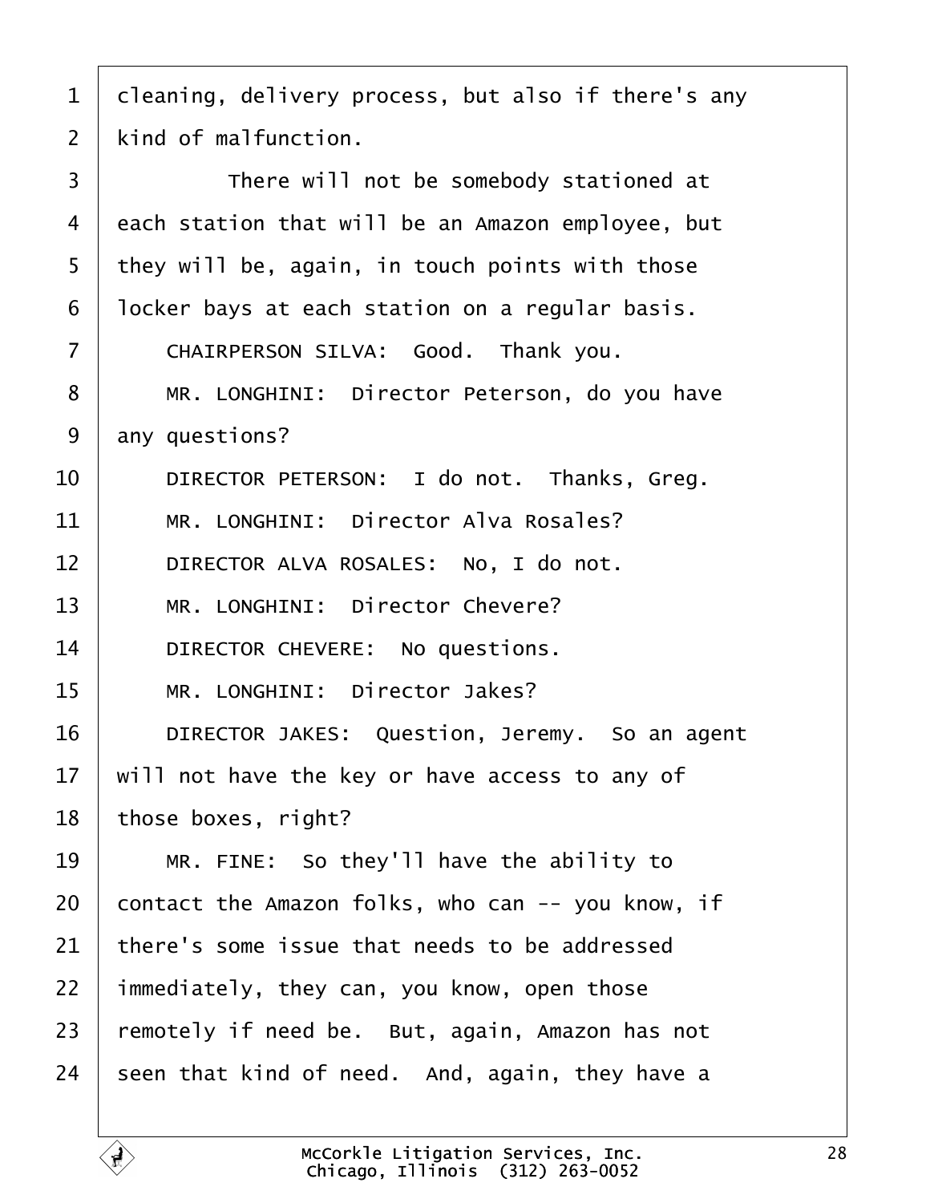cleaning, delivery process, but also if there's any kind of malfunction.

There will not be somebody stationed at each station that will be an Amazon employee, but they will be, again, in touch points with those locker bays at each station on a regular basis.

CHAIRPERSON SILVA: Good. Thank you.

MR. LONGHINI: Director Peterson, do you have any questions?

DIRECTOR PETERSON: I do not. Thanks, Greg.

MR. LONGHINI: Director Alva Rosales?

DIRECTOR ALVA ROSALES: No, I do not.

MR. LONGHINI: Director Chevere?

DIRECTOR CHEVERE: No questions.

MR. LONGHINI: Director Jakes?

DIRECTOR JAKES: Question, Jeremy. So an agent will not have the key or have access to any of those boxes, right?

MR. FINE: So they'll have the ability to contact the Amazon folks, who can -- you know, if there's some issue that needs to be addressed immediately, they can, you know, open those remotely if need be. But, again, Amazon has not seen that kind of need. And, again, they have a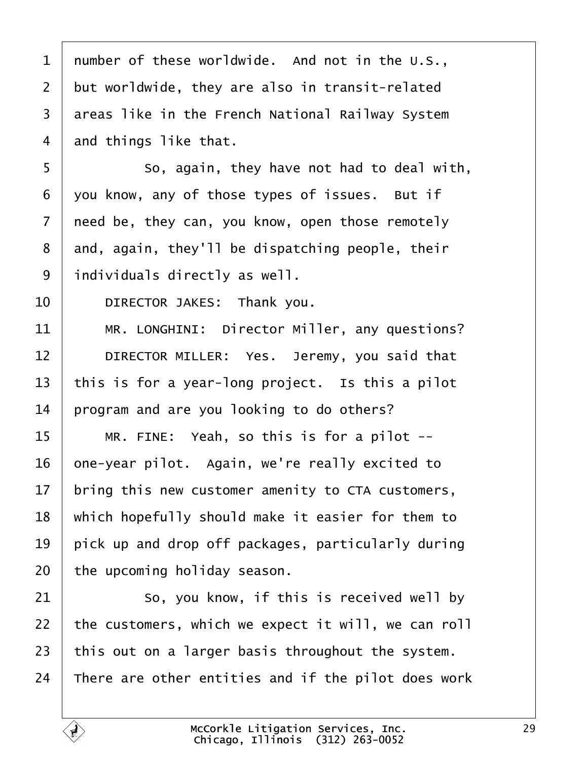number of these worldwide. And not in the U.S., but worldwide, they are also in transit-related areas like in the French National Railway System and things like that.

So, again, they have not had to deal with, you know, any of those types of issues. But if need be, they can, you know, open those remotely and, again, they'll be dispatching people, their individuals directly as well.

DIRECTOR JAKES: Thank you.

MR. LONGHINI: Director Miller, any questions?

DIRECTOR MILLER: Yes. Jeremy, you said that this is for a year-long project. Is this a pilot program and are you looking to do others?

MR. FINE: Yeah, so this is for a pilot -- one-year pilot. Again, we're really excited to bring this new customer amenity to CTA customers, which hopefully should make it easier for them to pick up and drop off packages, particularly during the upcoming holiday season.

So, you know, if this is received well by the customers, which we expect it will, we can roll this out on a larger basis throughout the system. There are other entities and if the pilot does work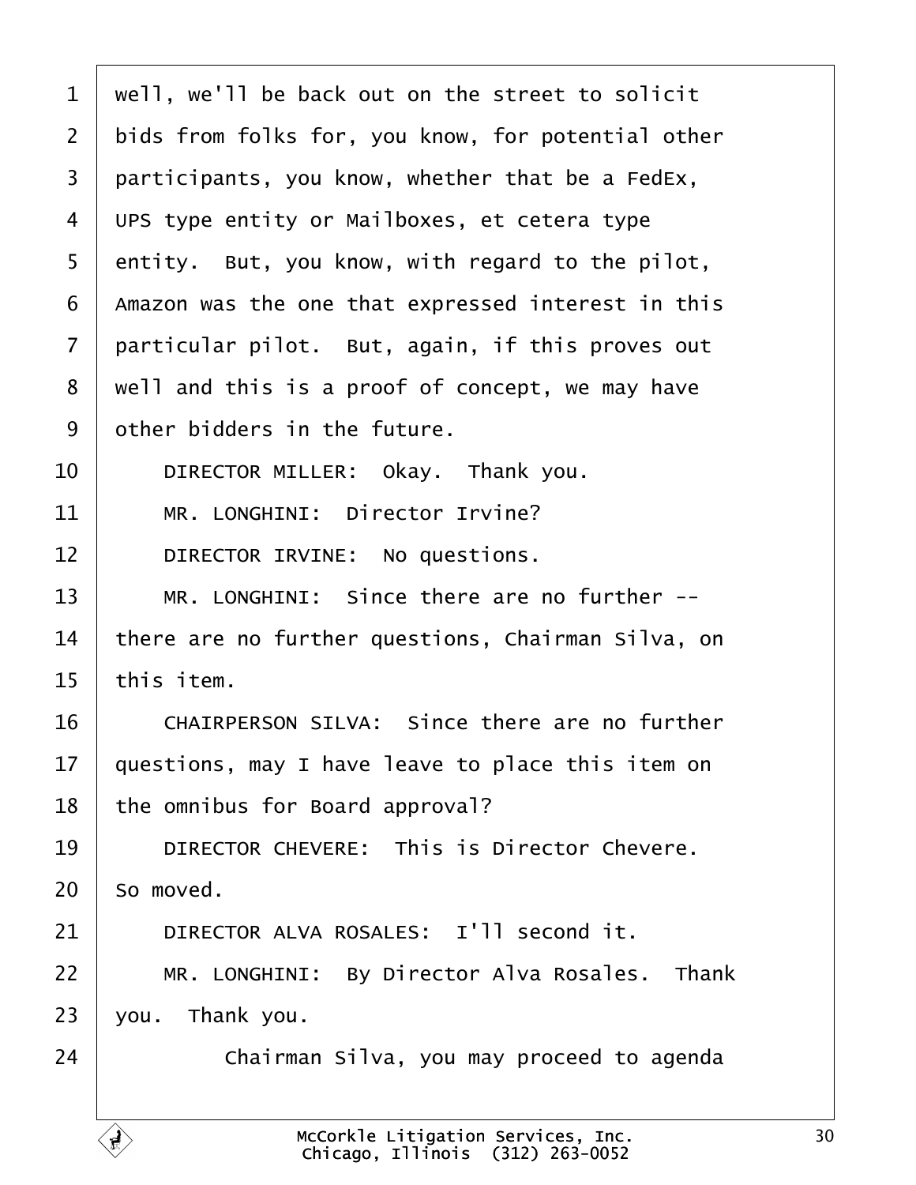well, we'll be back out on the street to solicit bids from folks for, you know, for potential other participants, you know, whether that be a FedEx, UPS type entity or Mailboxes, et cetera type entity. But, you know, with regard to the pilot, Amazon was the one that expressed interest in this particular pilot. But, again, if this proves out well and this is a proof of concept, we may have other bidders in the future.

DIRECTOR MILLER: Okay. Thank you.

MR. LONGHINI: Director Irvine?

DIRECTOR IRVINE: No questions.

MR. LONGHINI: Since there are no further -- there are no further questions, Chairman Silva, on this item.

CHAIRPERSON SILVA: Since there are no further questions, may I have leave to place this item on the omnibus for Board approval?

DIRECTOR CHEVERE: This is Director Chevere. So moved.

DIRECTOR ALVA ROSALES: I'll second it.

MR. LONGHINI: By Director Alva Rosales. Thank you. Thank you.

Chairman Silva, you may proceed to agenda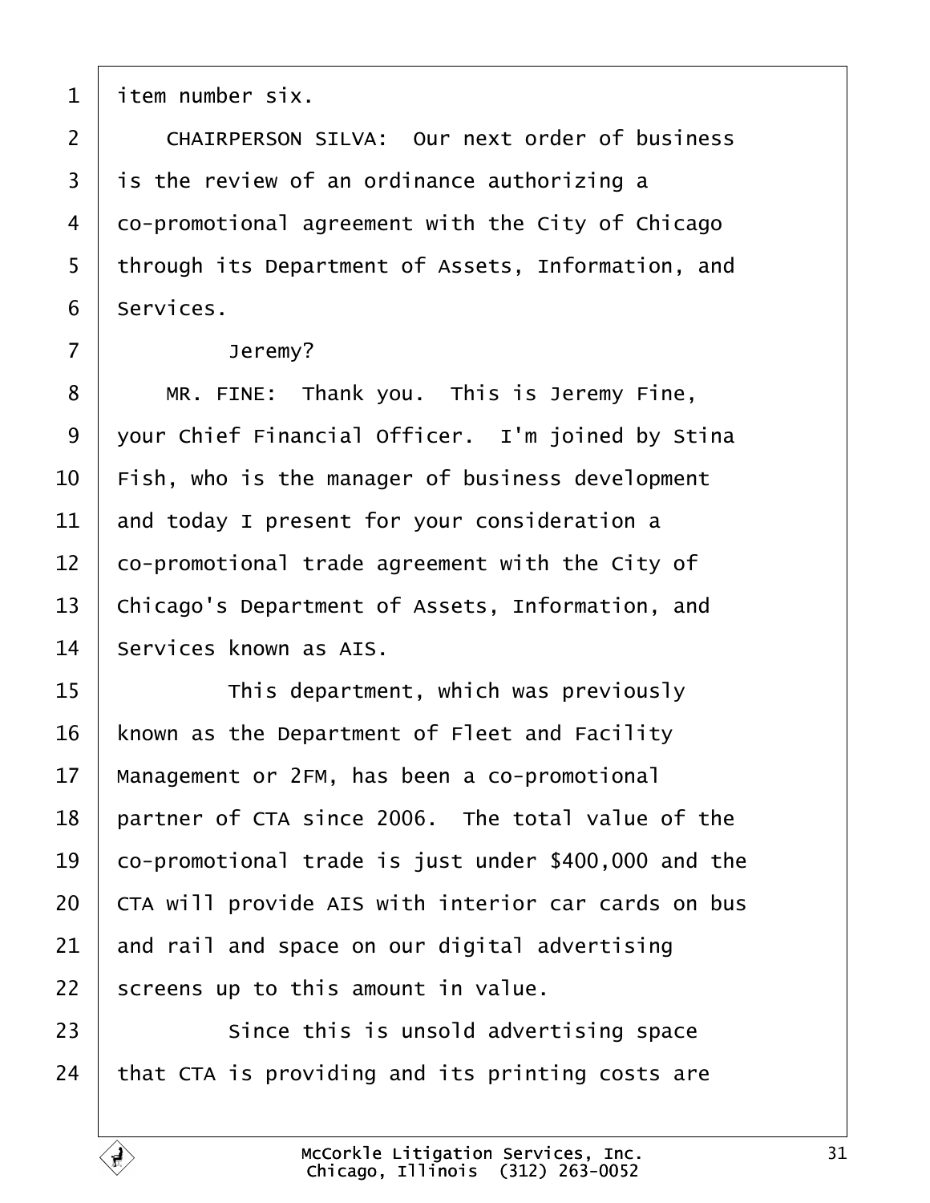item number six.

CHAIRPERSON SILVA: Our next order of business is the review of an ordinance authorizing a co-promotional agreement with the City of Chicago through its Department of Assets, Information, and Services.

Jeremy?

MR. FINE: Thank you. This is Jeremy Fine, your Chief Financial Officer. I'm joined by Stina Fish, who is the manager of business development and today I present for your consideration a co-promotional trade agreement with the City of Chicago's Department of Assets, Information, and Services known as AIS.

This department, which was previously known as the Department of Fleet and Facility Management or 2FM, has been a co-promotional partner of CTA since 2006. The total value of the co-promotional trade is just under $400,000 and the CTA will provide AIS with interior car cards on bus and rail and space on our digital advertising screens up to this amount in value.

Since this is unsold advertising space that CTA is providing and its printing costs are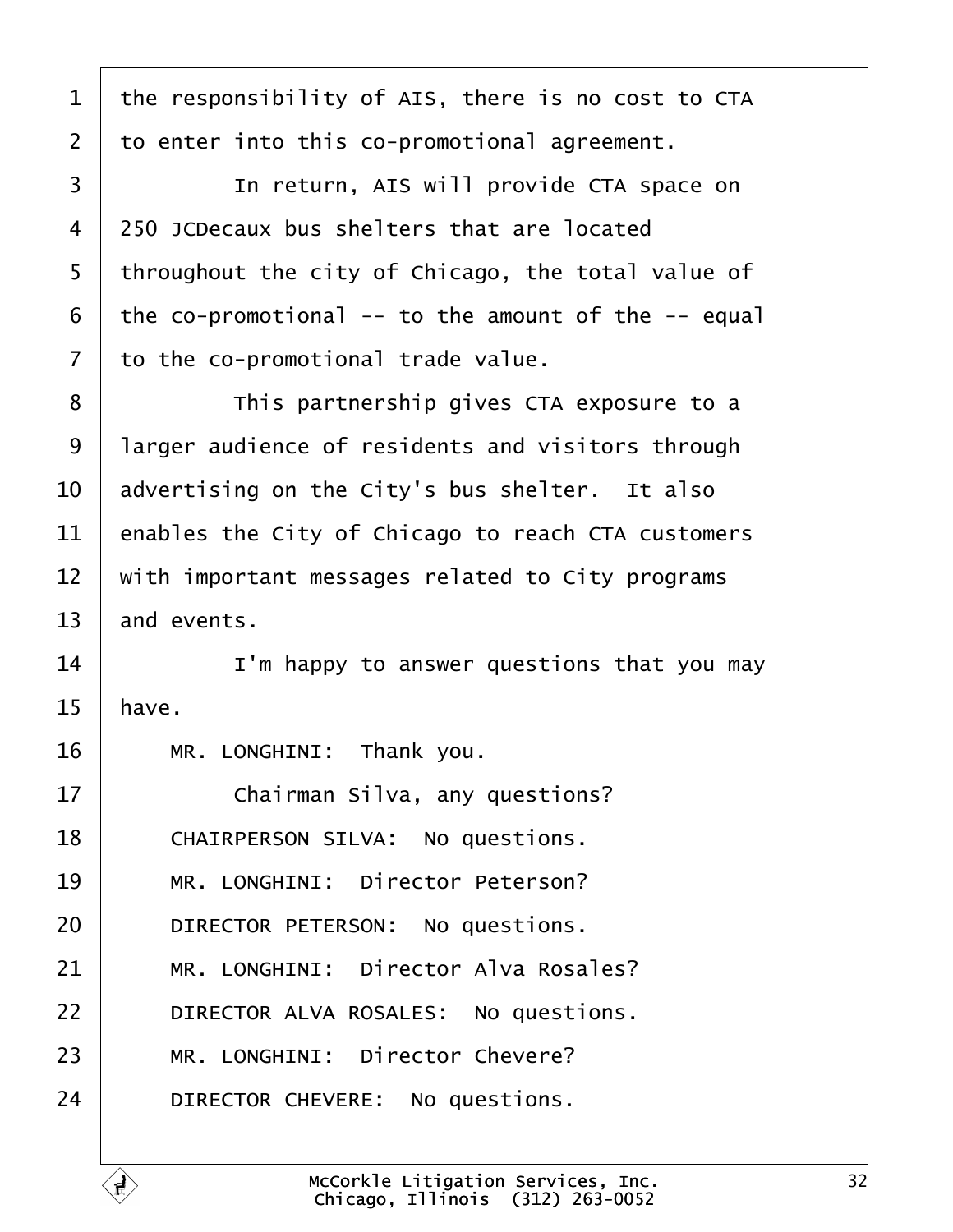1 the responsibility of AIS, there is no cost to CTA
2 to enter into this co-promotional agreement.
3 In return, AIS will provide CTA space on
4 250 JCDecaux bus shelters that are located
5 throughout the city of Chicago, the total value of
6 the co-promotional -- to the amount of the -- equal
7 to the co-promotional trade value.
8 This partnership gives CTA exposure to a
9 larger audience of residents and visitors through
10 advertising on the City's bus shelter. It also
11 enables the City of Chicago to reach CTA customers
12 with important messages related to City programs
13 and events.
14 I'm happy to answer questions that you may
15 have.
16 MR. LONGHINI: Thank you.
17 Chairman Silva, any questions?
18 CHAIRPERSON SILVA: No questions.
19 MR. LONGHINI: Director Peterson?
20 DIRECTOR PETERSON: No questions.
21 MR. LONGHINI: Director Alva Rosales?
22 DIRECTOR ALVA ROSALES: No questions.
23 MR. LONGHINI: Director Chevere?
24 DIRECTOR CHEVERE: No questions.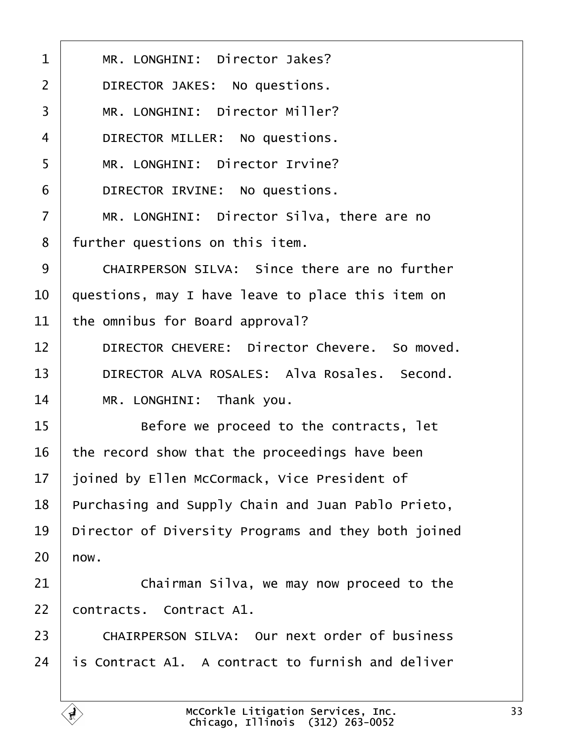1 MR. LONGHINI: Director Jakes?

2 DIRECTOR JAKES: No questions.

3 MR. LONGHINI: Director Miller?

4 DIRECTOR MILLER: No questions.

5 MR. LONGHINI: Director Irvine?

6 DIRECTOR IRVINE: No questions.

7 MR. LONGHINI: Director Silva, there are no

8 further questions on this item.

9 CHAIRPERSON SILVA: Since there are no further

10 questions, may I have leave to place this item on

11 the omnibus for Board approval?

12 DIRECTOR CHEVERE: Director Chevere. So moved.

13 DIRECTOR ALVA ROSALES: Alva Rosales. Second.

14 MR. LONGHINI: Thank you.

15 Before we proceed to the contracts, let

16 the record show that the proceedings have been

17 joined by Ellen McCormack, Vice President of

18 Purchasing and Supply Chain and Juan Pablo Prieto,

19 Director of Diversity Programs and they both joined

20 now.

21 Chairman Silva, we may now proceed to the

22 contracts. Contract A1.

23 CHAIRPERSON SILVA: Our next order of business

24 is Contract A1. A contract to furnish and deliver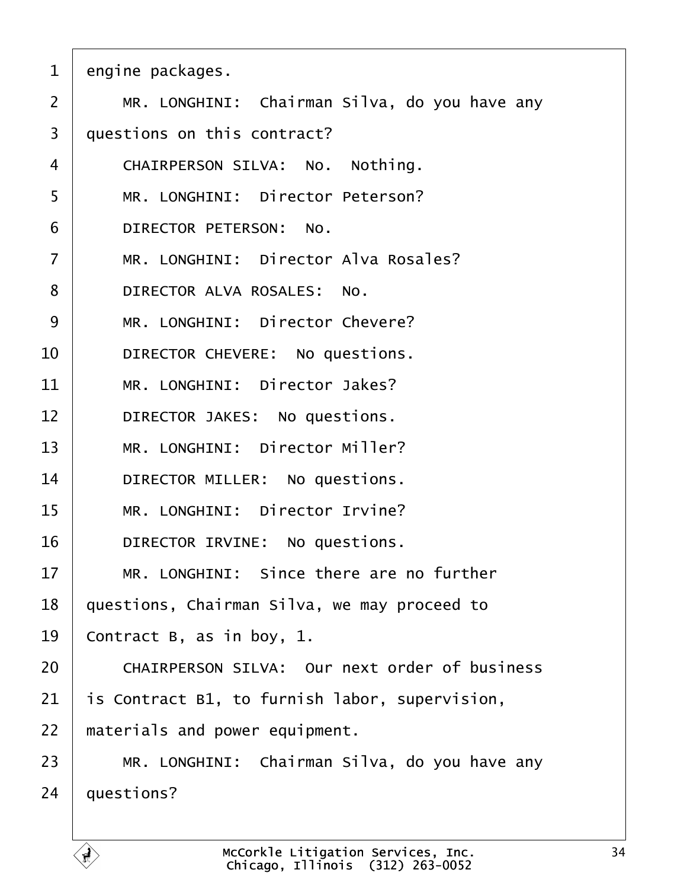engine packages.

MR. LONGHINI: Chairman Silva, do you have any questions on this contract?

CHAIRPERSON SILVA: No. Nothing.

MR. LONGHINI: Director Peterson?

DIRECTOR PETERSON: No.

MR. LONGHINI: Director Alva Rosales?

DIRECTOR ALVA ROSALES: No.

MR. LONGHINI: Director Chevere?

DIRECTOR CHEVERE: No questions.

MR. LONGHINI: Director Jakes?

DIRECTOR JAKES: No questions.

MR. LONGHINI: Director Miller?

DIRECTOR MILLER: No questions.

MR. LONGHINI: Director Irvine?

DIRECTOR IRVINE: No questions.

MR. LONGHINI: Since there are no further questions, Chairman Silva, we may proceed to Contract B, as in boy, 1.

CHAIRPERSON SILVA: Our next order of business is Contract B1, to furnish labor, supervision, materials and power equipment.

MR. LONGHINI: Chairman Silva, do you have any questions?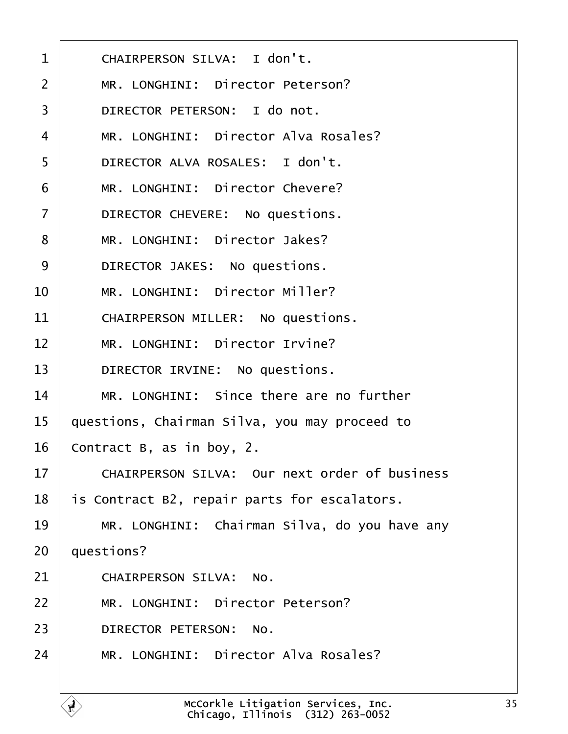CHAIRPERSON SILVA:  I don't.

MR. LONGHINI:  Director Peterson?

DIRECTOR PETERSON:  I do not.

MR. LONGHINI:  Director Alva Rosales?

DIRECTOR ALVA ROSALES:  I don't.

MR. LONGHINI:  Director Chevere?

DIRECTOR CHEVERE:  No questions.

MR. LONGHINI:  Director Jakes?

DIRECTOR JAKES:  No questions.

MR. LONGHINI:  Director Miller?

CHAIRPERSON MILLER:  No questions.

MR. LONGHINI:  Director Irvine?

DIRECTOR IRVINE:  No questions.

MR. LONGHINI:  Since there are no further questions, Chairman Silva, you may proceed to Contract B, as in boy, 2.

CHAIRPERSON SILVA:  Our next order of business is Contract B2, repair parts for escalators.

MR. LONGHINI:  Chairman Silva, do you have any questions?

CHAIRPERSON SILVA:  No.

MR. LONGHINI:  Director Peterson?

DIRECTOR PETERSON:  No.

MR. LONGHINI:  Director Alva Rosales?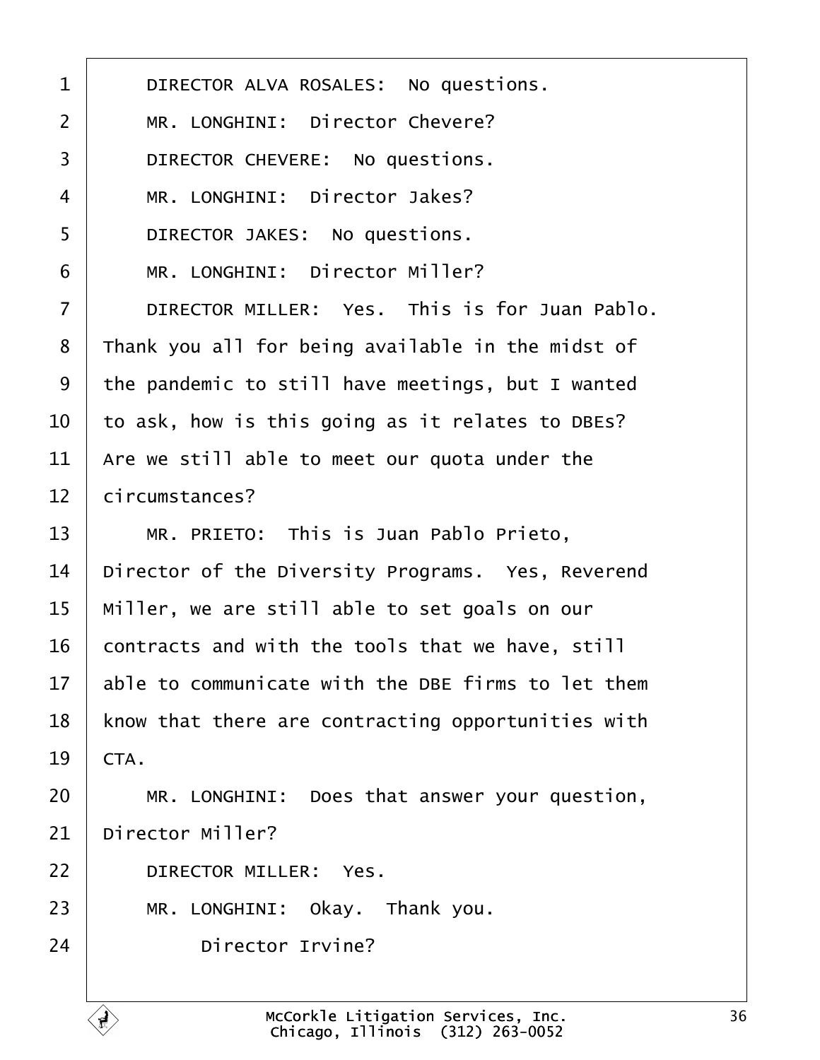DIRECTOR ALVA ROSALES: No questions.

MR. LONGHINI: Director Chevere?

DIRECTOR CHEVERE: No questions.

MR. LONGHINI: Director Jakes?

DIRECTOR JAKES: No questions.

MR. LONGHINI: Director Miller?

DIRECTOR MILLER: Yes. This is for Juan Pablo. Thank you all for being available in the midst of the pandemic to still have meetings, but I wanted to ask, how is this going as it relates to DBEs? Are we still able to meet our quota under the circumstances?

MR. PRIETO: This is Juan Pablo Prieto, Director of the Diversity Programs. Yes, Reverend Miller, we are still able to set goals on our contracts and with the tools that we have, still able to communicate with the DBE firms to let them know that there are contracting opportunities with CTA.

MR. LONGHINI: Does that answer your question, Director Miller?

DIRECTOR MILLER: Yes.

MR. LONGHINI: Okay. Thank you.

Director Irvine?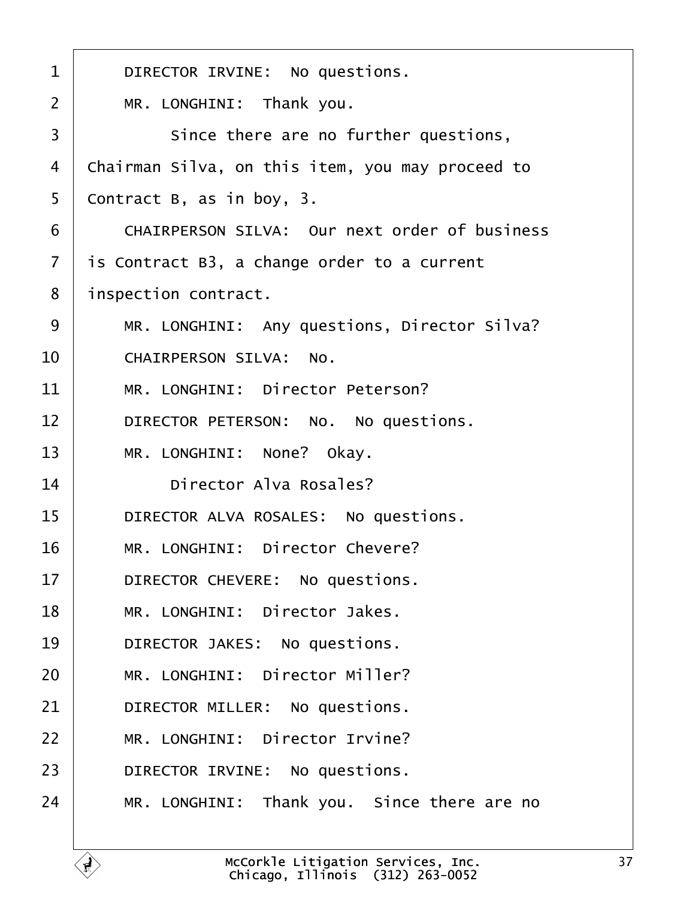1 DIRECTOR IRVINE: No questions.

2 MR. LONGHINI: Thank you.

3 Since there are no further questions,

4 Chairman Silva, on this item, you may proceed to

5 Contract B, as in boy, 3.

6 CHAIRPERSON SILVA: Our next order of business

7 is Contract B3, a change order to a current

8 inspection contract.

9 MR. LONGHINI: Any questions, Director Silva?

10 CHAIRPERSON SILVA: No.

11 MR. LONGHINI: Director Peterson?

12 DIRECTOR PETERSON: No. No questions.

13 MR. LONGHINI: None? Okay.

14 Director Alva Rosales?

15 DIRECTOR ALVA ROSALES: No questions.

16 MR. LONGHINI: Director Chevere?

17 DIRECTOR CHEVERE: No questions.

18 MR. LONGHINI: Director Jakes.

19 DIRECTOR JAKES: No questions.

20 MR. LONGHINI: Director Miller?

21 DIRECTOR MILLER: No questions.

22 MR. LONGHINI: Director Irvine?

23 DIRECTOR IRVINE: No questions.

24 MR. LONGHINI: Thank you. Since there are no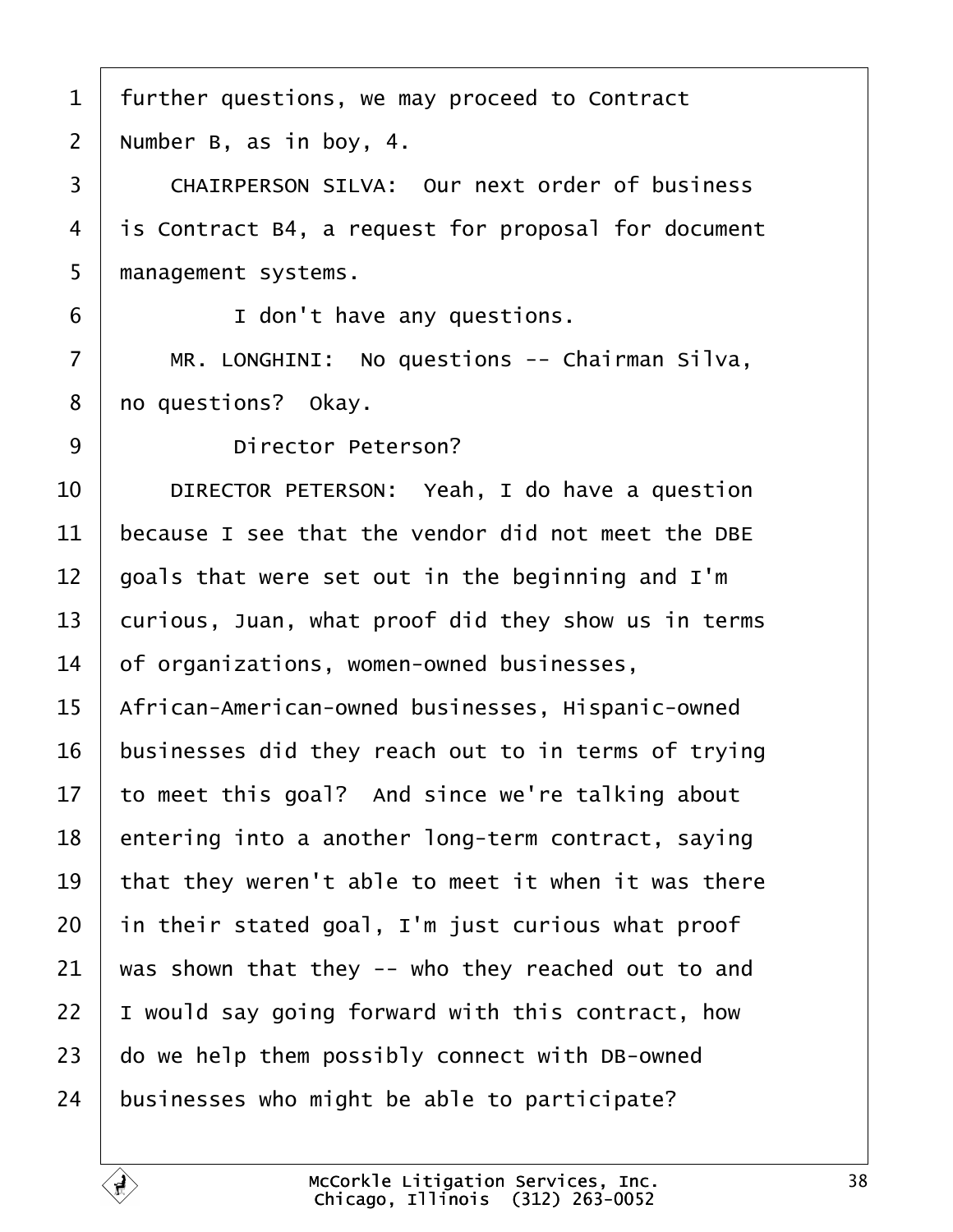1 further questions, we may proceed to Contract
2 Number B, as in boy, 4.
3 CHAIRPERSON SILVA: Our next order of business
4 is Contract B4, a request for proposal for document
5 management systems.
6 I don't have any questions.
7 MR. LONGHINI: No questions -- Chairman Silva,
8 no questions? Okay.
9 Director Peterson?
10 DIRECTOR PETERSON: Yeah, I do have a question
11 because I see that the vendor did not meet the DBE
12 goals that were set out in the beginning and I'm
13 curious, Juan, what proof did they show us in terms
14 of organizations, women-owned businesses,
15 African-American-owned businesses, Hispanic-owned
16 businesses did they reach out to in terms of trying
17 to meet this goal? And since we're talking about
18 entering into a another long-term contract, saying
19 that they weren't able to meet it when it was there
20 in their stated goal, I'm just curious what proof
21 was shown that they -- who they reached out to and
22 I would say going forward with this contract, how
23 do we help them possibly connect with DB-owned
24 businesses who might be able to participate?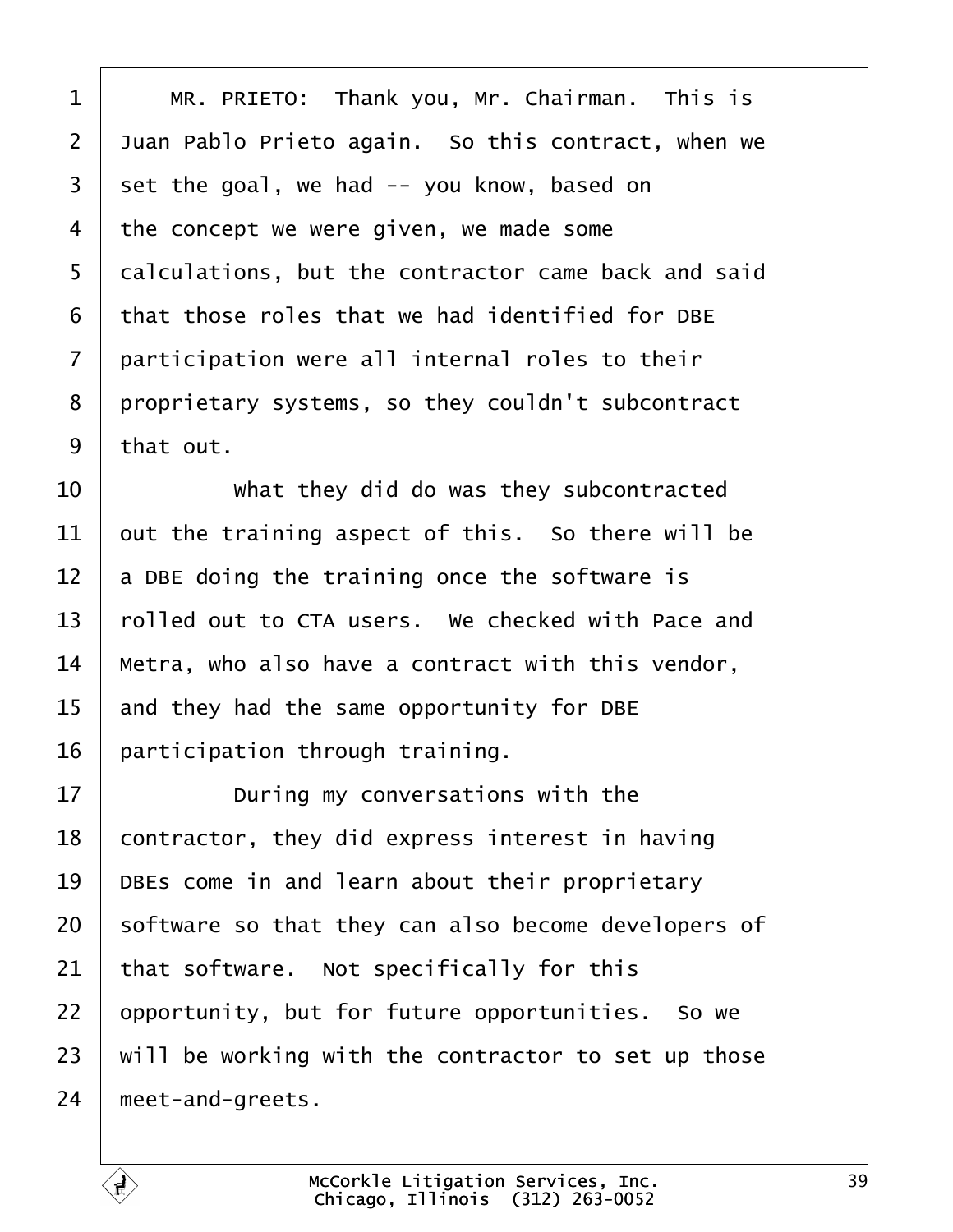MR. PRIETO: Thank you, Mr. Chairman. This is Juan Pablo Prieto again. So this contract, when we set the goal, we had -- you know, based on the concept we were given, we made some calculations, but the contractor came back and said that those roles that we had identified for DBE participation were all internal roles to their proprietary systems, so they couldn't subcontract that out.

What they did do was they subcontracted out the training aspect of this. So there will be a DBE doing the training once the software is rolled out to CTA users. We checked with Pace and Metra, who also have a contract with this vendor, and they had the same opportunity for DBE participation through training.

During my conversations with the contractor, they did express interest in having DBEs come in and learn about their proprietary software so that they can also become developers of that software. Not specifically for this opportunity, but for future opportunities. So we will be working with the contractor to set up those meet-and-greets.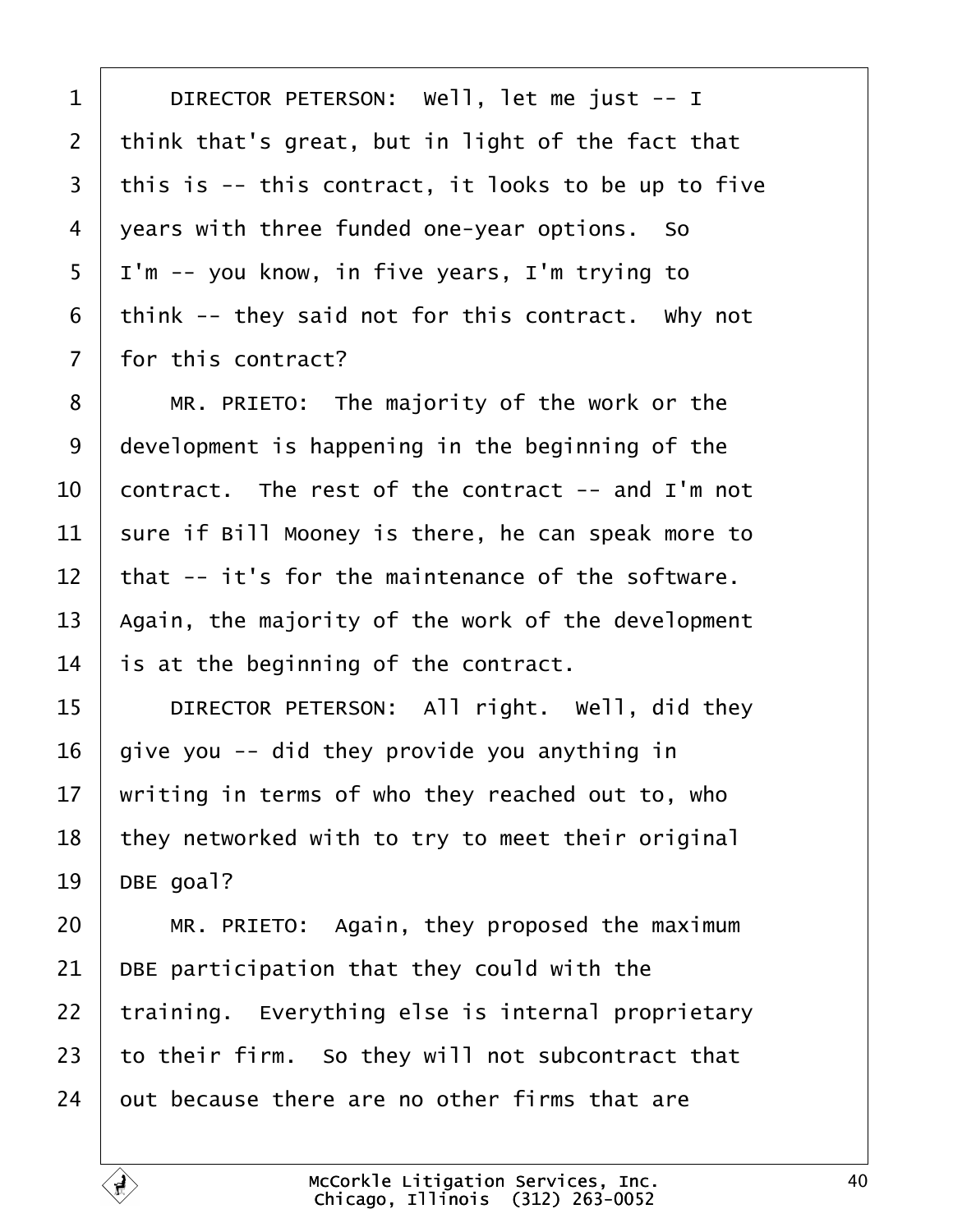1 DIRECTOR PETERSON: Well, let me just -- I
2 think that's great, but in light of the fact that
3 this is -- this contract, it looks to be up to five
4 years with three funded one-year options. So
5 I'm -- you know, in five years, I'm trying to
6 think -- they said not for this contract. Why not
7 for this contract?
8 MR. PRIETO: The majority of the work or the
9 development is happening in the beginning of the
10 contract. The rest of the contract -- and I'm not
11 sure if Bill Mooney is there, he can speak more to
12 that -- it's for the maintenance of the software.
13 Again, the majority of the work of the development
14 is at the beginning of the contract.
15 DIRECTOR PETERSON: All right. Well, did they
16 give you -- did they provide you anything in
17 writing in terms of who they reached out to, who
18 they networked with to try to meet their original
19 DBE goal?
20 MR. PRIETO: Again, they proposed the maximum
21 DBE participation that they could with the
22 training. Everything else is internal proprietary
23 to their firm. So they will not subcontract that
24 out because there are no other firms that are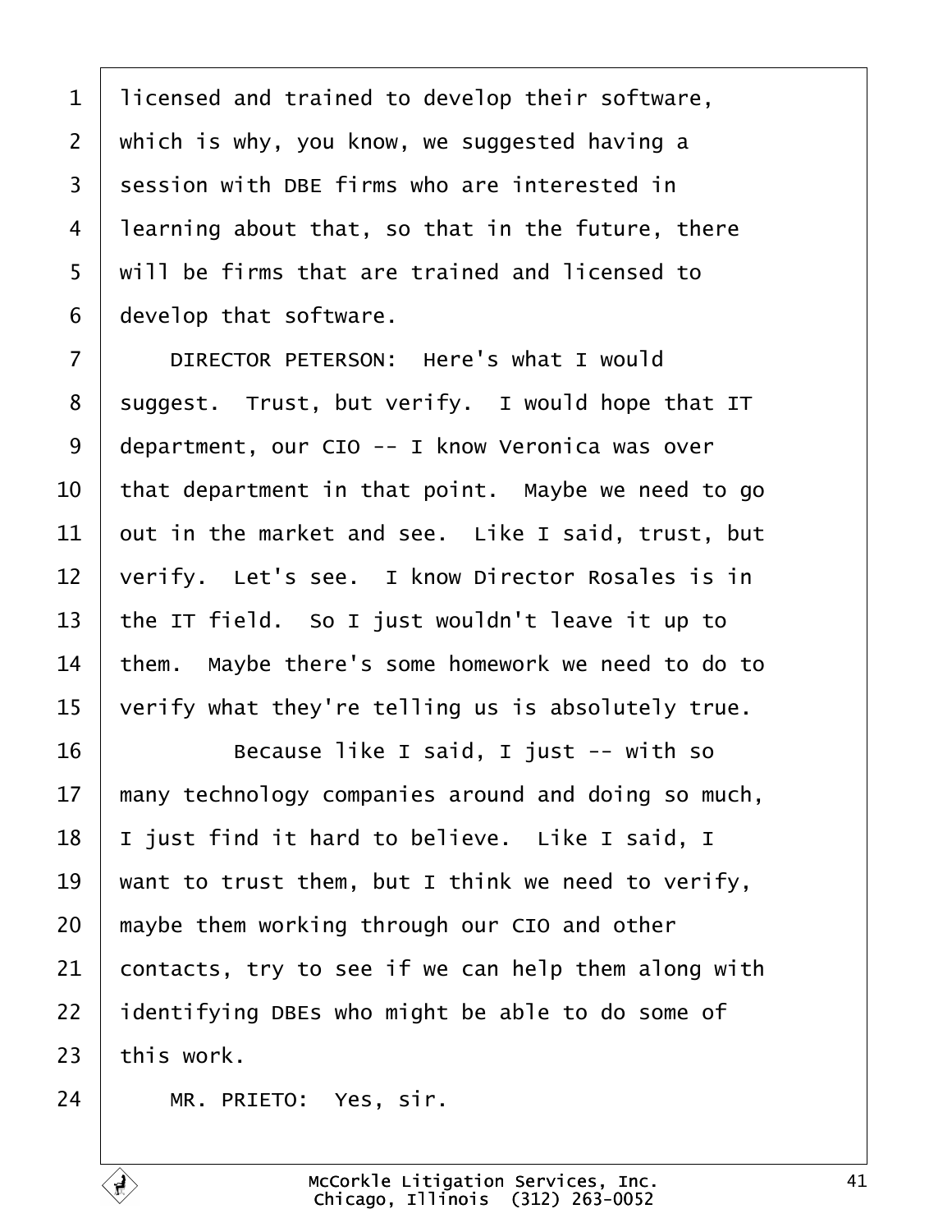licensed and trained to develop their software, which is why, you know, we suggested having a session with DBE firms who are interested in learning about that, so that in the future, there will be firms that are trained and licensed to develop that software.

DIRECTOR PETERSON: Here's what I would suggest. Trust, but verify. I would hope that IT department, our CIO -- I know Veronica was over that department in that point. Maybe we need to go out in the market and see. Like I said, trust, but verify. Let's see. I know Director Rosales is in the IT field. So I just wouldn't leave it up to them. Maybe there's some homework we need to do to verify what they're telling us is absolutely true.

Because like I said, I just -- with so many technology companies around and doing so much, I just find it hard to believe. Like I said, I want to trust them, but I think we need to verify, maybe them working through our CIO and other contacts, try to see if we can help them along with identifying DBEs who might be able to do some of this work.

MR. PRIETO: Yes, sir.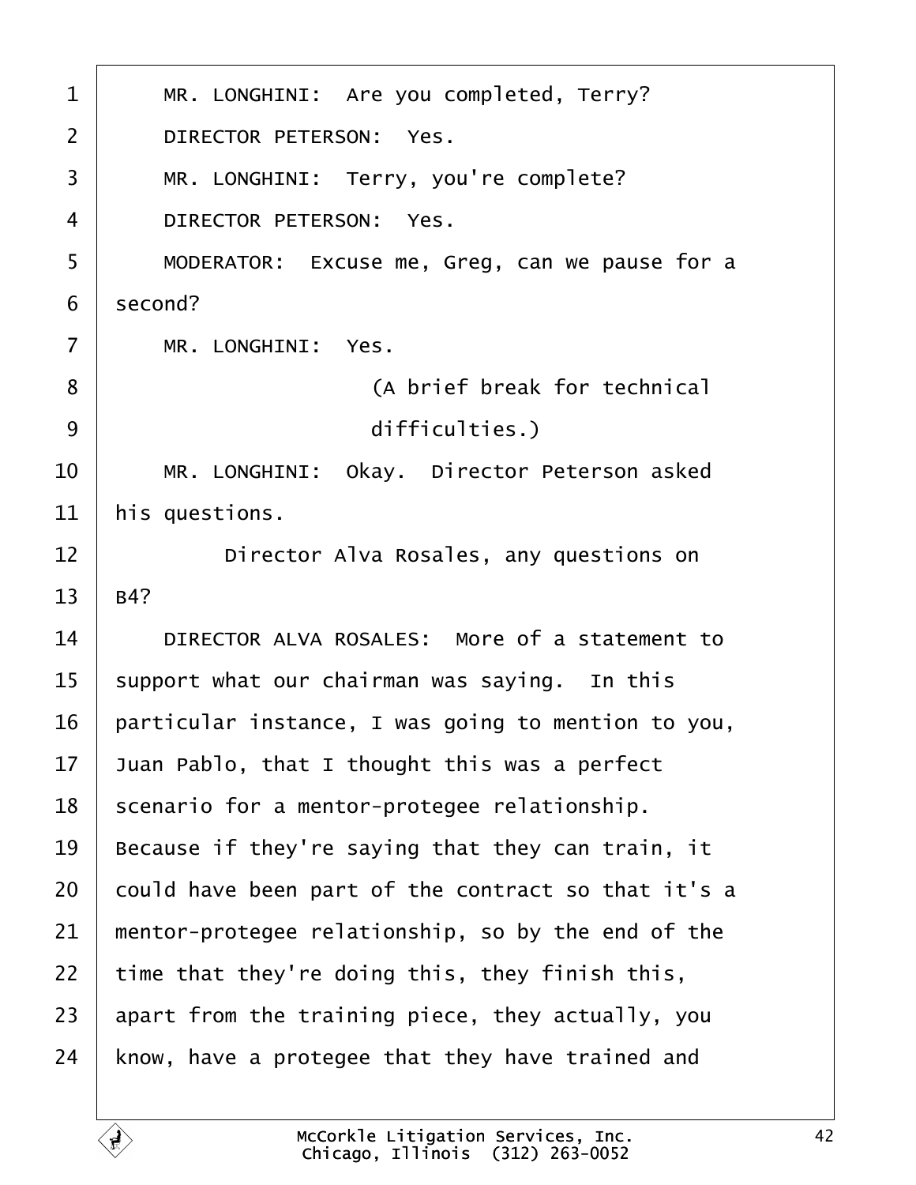MR. LONGHINI: Are you completed, Terry?

DIRECTOR PETERSON: Yes.

MR. LONGHINI: Terry, you're complete?

DIRECTOR PETERSON: Yes.

MODERATOR: Excuse me, Greg, can we pause for a second?

MR. LONGHINI: Yes.

(A brief break for technical difficulties.)

MR. LONGHINI: Okay. Director Peterson asked his questions.

Director Alva Rosales, any questions on B4?

DIRECTOR ALVA ROSALES: More of a statement to support what our chairman was saying. In this particular instance, I was going to mention to you, Juan Pablo, that I thought this was a perfect scenario for a mentor-protegee relationship. Because if they're saying that they can train, it could have been part of the contract so that it's a mentor-protegee relationship, so by the end of the time that they're doing this, they finish this, apart from the training piece, they actually, you know, have a protegee that they have trained and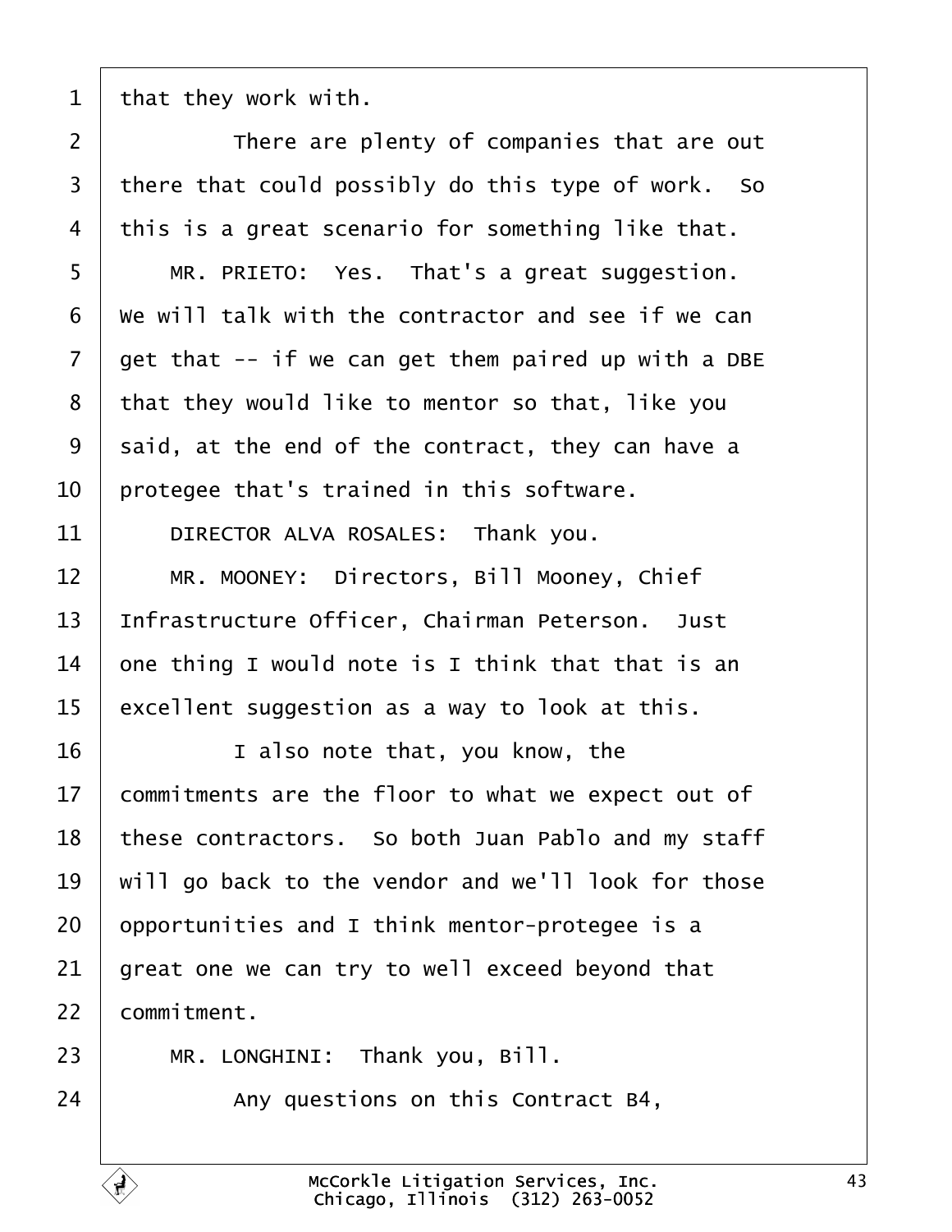that they work with.

There are plenty of companies that are out there that could possibly do this type of work. So this is a great scenario for something like that.

MR. PRIETO: Yes. That's a great suggestion. We will talk with the contractor and see if we can get that -- if we can get them paired up with a DBE that they would like to mentor so that, like you said, at the end of the contract, they can have a protegee that's trained in this software.

DIRECTOR ALVA ROSALES: Thank you.

MR. MOONEY: Directors, Bill Mooney, Chief Infrastructure Officer, Chairman Peterson. Just one thing I would note is I think that that is an excellent suggestion as a way to look at this.

I also note that, you know, the commitments are the floor to what we expect out of these contractors. So both Juan Pablo and my staff will go back to the vendor and we'll look for those opportunities and I think mentor-protegee is a great one we can try to well exceed beyond that commitment.

MR. LONGHINI: Thank you, Bill.

Any questions on this Contract B4,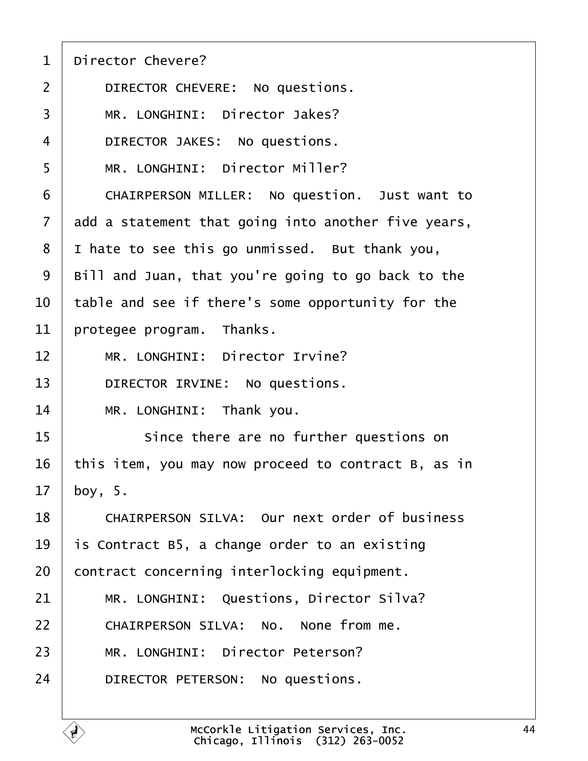Director Chevere?

DIRECTOR CHEVERE: No questions.

MR. LONGHINI: Director Jakes?

DIRECTOR JAKES: No questions.

MR. LONGHINI: Director Miller?

CHAIRPERSON MILLER: No question. Just want to add a statement that going into another five years, I hate to see this go unmissed. But thank you, Bill and Juan, that you're going to go back to the table and see if there's some opportunity for the protegee program. Thanks.

MR. LONGHINI: Director Irvine?

DIRECTOR IRVINE: No questions.

MR. LONGHINI: Thank you.

Since there are no further questions on this item, you may now proceed to contract B, as in boy, 5.

CHAIRPERSON SILVA: Our next order of business is Contract B5, a change order to an existing contract concerning interlocking equipment.

MR. LONGHINI: Questions, Director Silva?

CHAIRPERSON SILVA: No. None from me.

MR. LONGHINI: Director Peterson?

DIRECTOR PETERSON: No questions.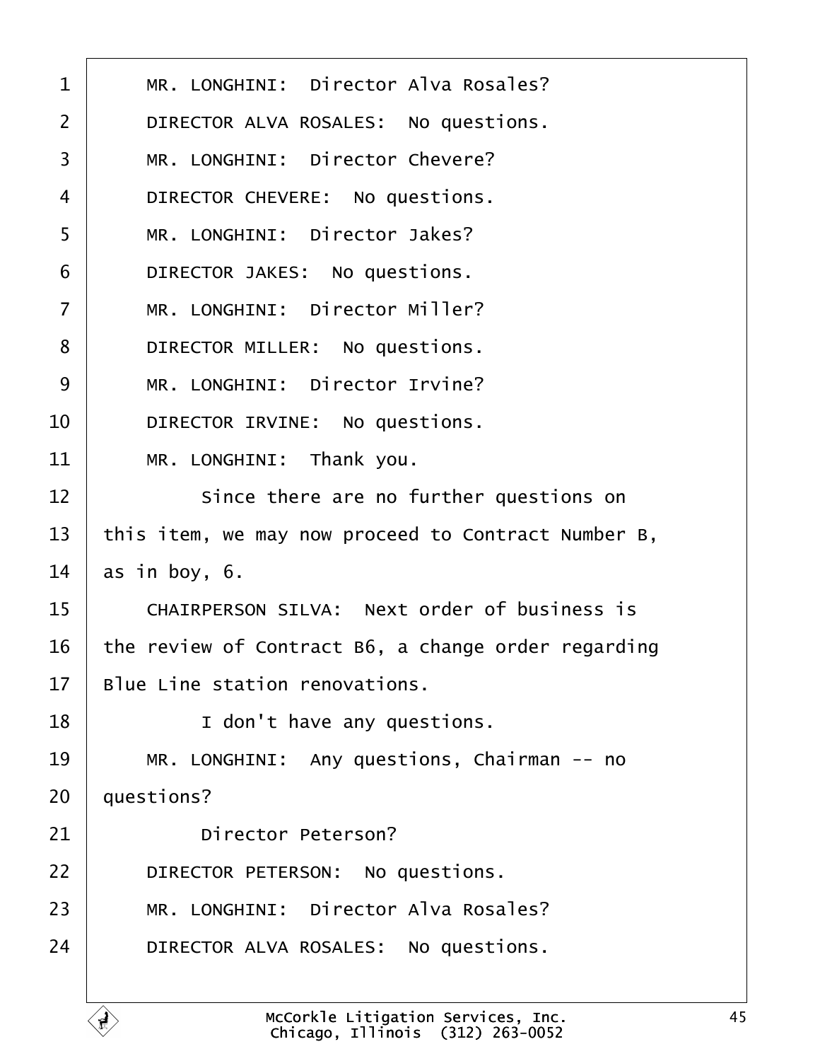1 MR. LONGHINI: Director Alva Rosales?

2 DIRECTOR ALVA ROSALES: No questions.

3 MR. LONGHINI: Director Chevere?

4 DIRECTOR CHEVERE: No questions.

5 MR. LONGHINI: Director Jakes?

6 DIRECTOR JAKES: No questions.

7 MR. LONGHINI: Director Miller?

8 DIRECTOR MILLER: No questions.

9 MR. LONGHINI: Director Irvine?

10 DIRECTOR IRVINE: No questions.

11 MR. LONGHINI: Thank you.

12 Since there are no further questions on

13 this item, we may now proceed to Contract Number B,

14 as in boy, 6.

15 CHAIRPERSON SILVA: Next order of business is

16 the review of Contract B6, a change order regarding

17 Blue Line station renovations.

18 I don't have any questions.

19 MR. LONGHINI: Any questions, Chairman -- no

20 questions?

21 Director Peterson?

22 DIRECTOR PETERSON: No questions.

23 MR. LONGHINI: Director Alva Rosales?

24 DIRECTOR ALVA ROSALES: No questions.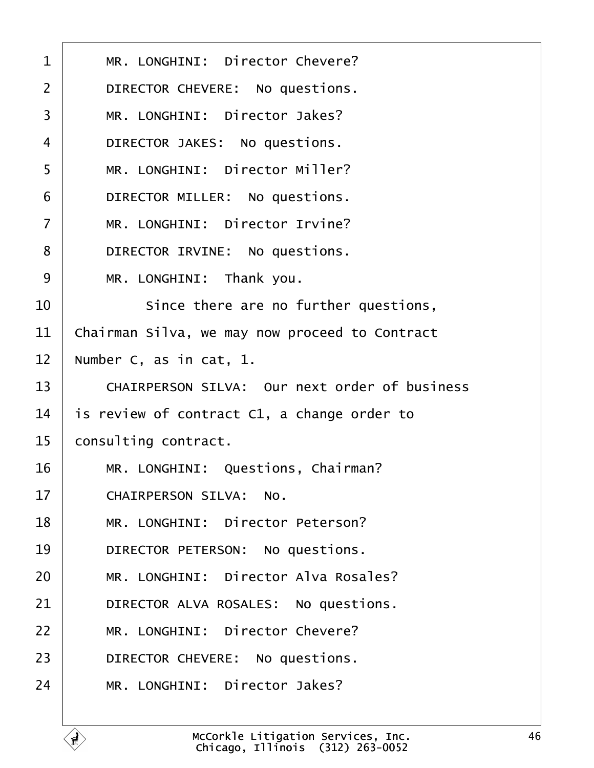1 MR. LONGHINI: Director Chevere?

2 DIRECTOR CHEVERE: No questions.

3 MR. LONGHINI: Director Jakes?

4 DIRECTOR JAKES: No questions.

5 MR. LONGHINI: Director Miller?

6 DIRECTOR MILLER: No questions.

7 MR. LONGHINI: Director Irvine?

8 DIRECTOR IRVINE: No questions.

9 MR. LONGHINI: Thank you.

10 Since there are no further questions,

11 Chairman Silva, we may now proceed to Contract

12 Number C, as in cat, 1.

13 CHAIRPERSON SILVA: Our next order of business

14 is review of contract C1, a change order to

15 consulting contract.

16 MR. LONGHINI: Questions, Chairman?

17 CHAIRPERSON SILVA: No.

18 MR. LONGHINI: Director Peterson?

19 DIRECTOR PETERSON: No questions.

20 MR. LONGHINI: Director Alva Rosales?

21 DIRECTOR ALVA ROSALES: No questions.

22 MR. LONGHINI: Director Chevere?

23 DIRECTOR CHEVERE: No questions.

24 MR. LONGHINI: Director Jakes?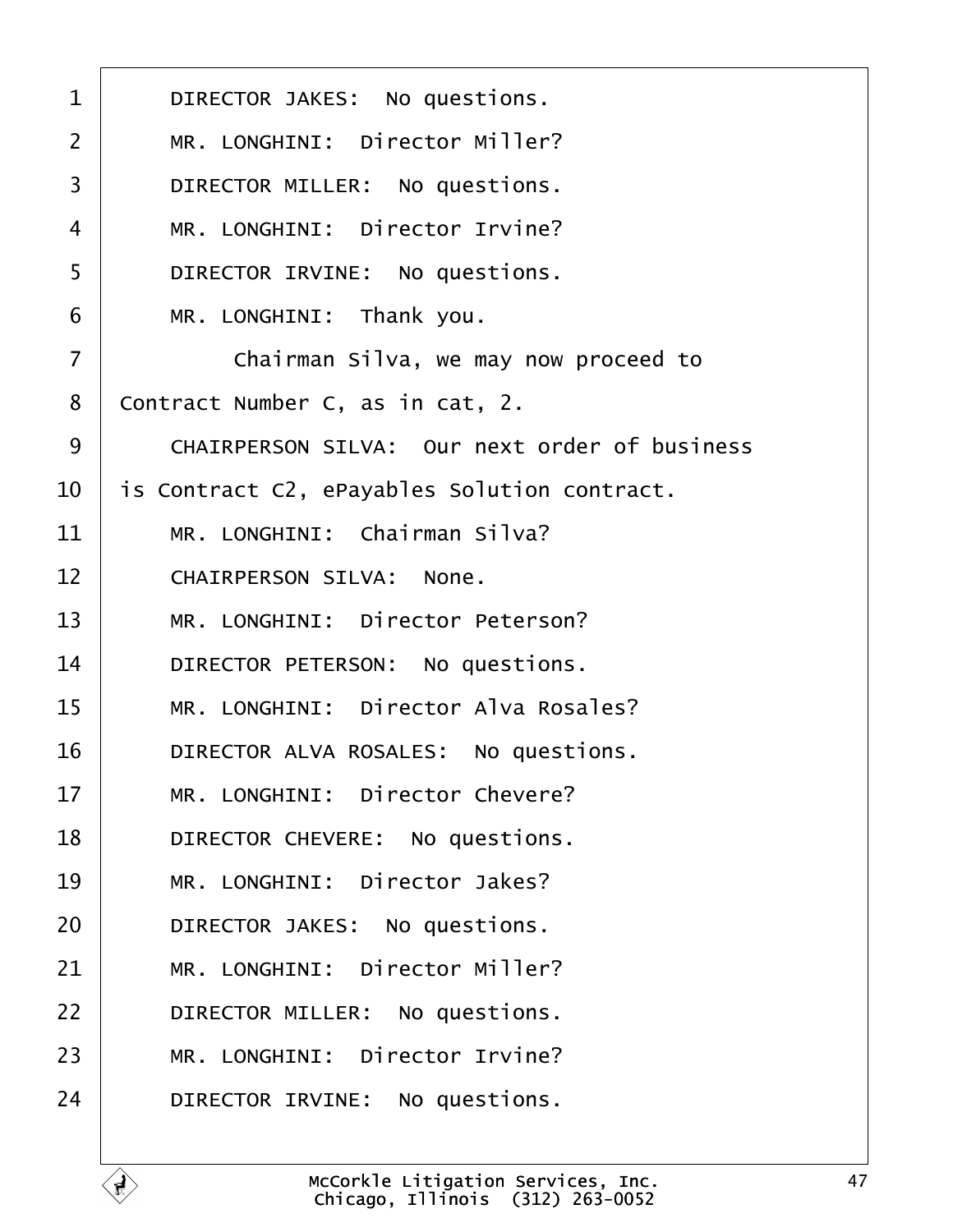1 DIRECTOR JAKES: No questions.

2 MR. LONGHINI: Director Miller?

3 DIRECTOR MILLER: No questions.

4 MR. LONGHINI: Director Irvine?

5 DIRECTOR IRVINE: No questions.

6 MR. LONGHINI: Thank you.

7 Chairman Silva, we may now proceed to

8 Contract Number C, as in cat, 2.

9 CHAIRPERSON SILVA: Our next order of business

10 is Contract C2, ePayables Solution contract.

11 MR. LONGHINI: Chairman Silva?

12 CHAIRPERSON SILVA: None.

13 MR. LONGHINI: Director Peterson?

14 DIRECTOR PETERSON: No questions.

15 MR. LONGHINI: Director Alva Rosales?

16 DIRECTOR ALVA ROSALES: No questions.

17 MR. LONGHINI: Director Chevere?

18 DIRECTOR CHEVERE: No questions.

19 MR. LONGHINI: Director Jakes?

20 DIRECTOR JAKES: No questions.

21 MR. LONGHINI: Director Miller?

22 DIRECTOR MILLER: No questions.

23 MR. LONGHINI: Director Irvine?

24 DIRECTOR IRVINE: No questions.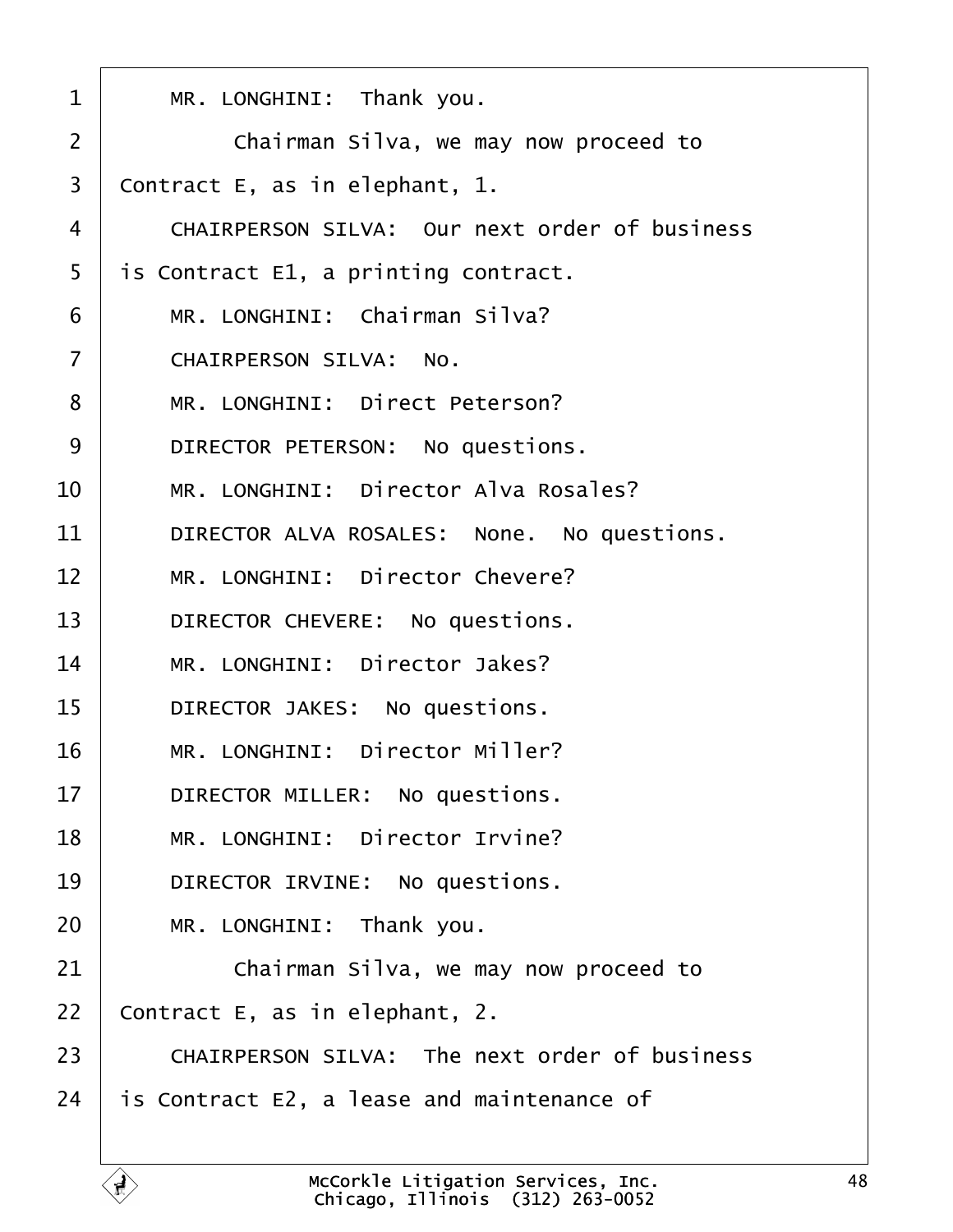MR. LONGHINI: Thank you.

Chairman Silva, we may now proceed to Contract E, as in elephant, 1.

CHAIRPERSON SILVA: Our next order of business is Contract E1, a printing contract.

MR. LONGHINI: Chairman Silva?

CHAIRPERSON SILVA: No.

MR. LONGHINI: Direct Peterson?

DIRECTOR PETERSON: No questions.

MR. LONGHINI: Director Alva Rosales?

DIRECTOR ALVA ROSALES: None. No questions.

MR. LONGHINI: Director Chevere?

DIRECTOR CHEVERE: No questions.

MR. LONGHINI: Director Jakes?

DIRECTOR JAKES: No questions.

MR. LONGHINI: Director Miller?

DIRECTOR MILLER: No questions.

MR. LONGHINI: Director Irvine?

DIRECTOR IRVINE: No questions.

MR. LONGHINI: Thank you.

Chairman Silva, we may now proceed to Contract E, as in elephant, 2.

CHAIRPERSON SILVA: The next order of business is Contract E2, a lease and maintenance of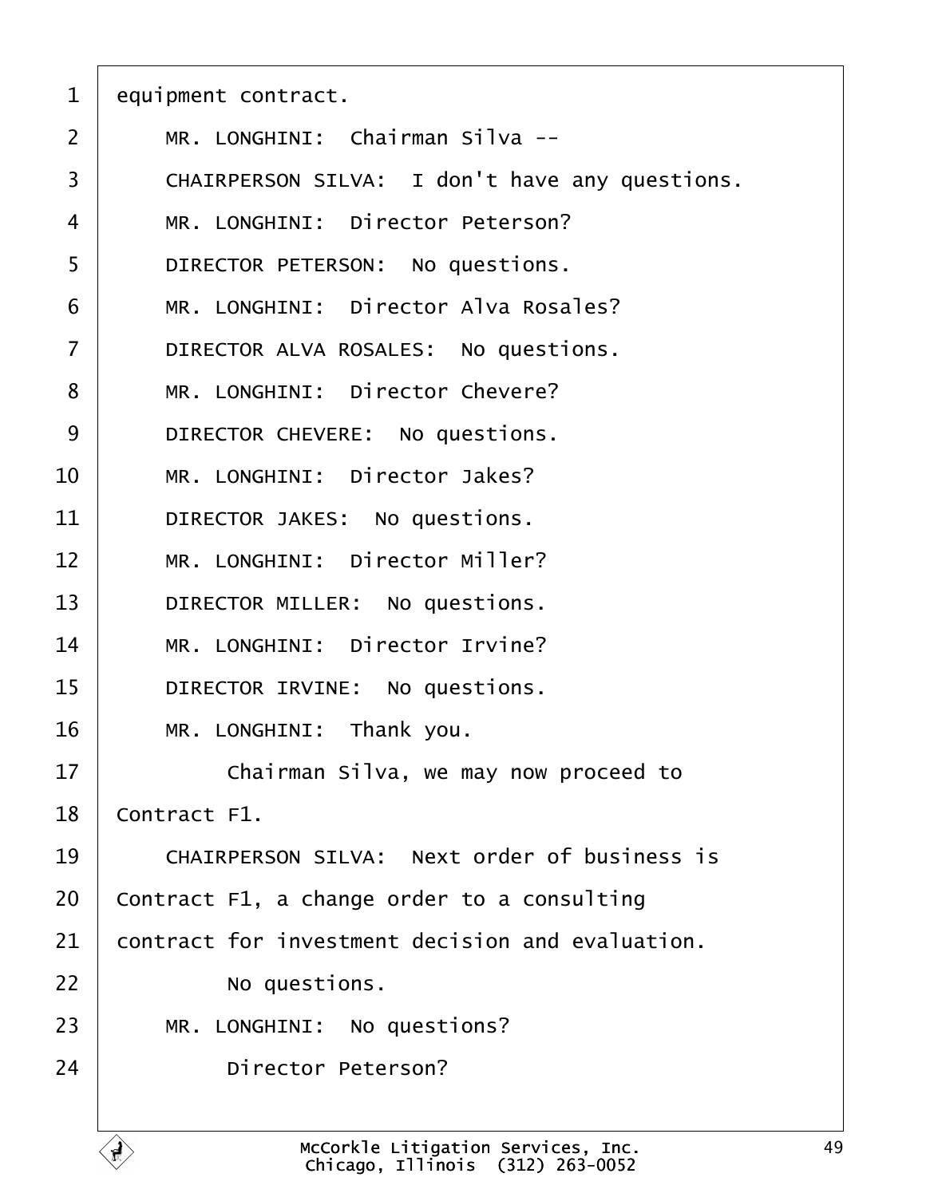equipment contract.

MR. LONGHINI: Chairman Silva --

CHAIRPERSON SILVA: I don't have any questions.

MR. LONGHINI: Director Peterson?

DIRECTOR PETERSON: No questions.

MR. LONGHINI: Director Alva Rosales?

DIRECTOR ALVA ROSALES: No questions.

MR. LONGHINI: Director Chevere?

DIRECTOR CHEVERE: No questions.

MR. LONGHINI: Director Jakes?

DIRECTOR JAKES: No questions.

MR. LONGHINI: Director Miller?

DIRECTOR MILLER: No questions.

MR. LONGHINI: Director Irvine?

DIRECTOR IRVINE: No questions.

MR. LONGHINI: Thank you.

Chairman Silva, we may now proceed to Contract F1.

CHAIRPERSON SILVA: Next order of business is Contract F1, a change order to a consulting contract for investment decision and evaluation.

No questions.

MR. LONGHINI: No questions?

Director Peterson?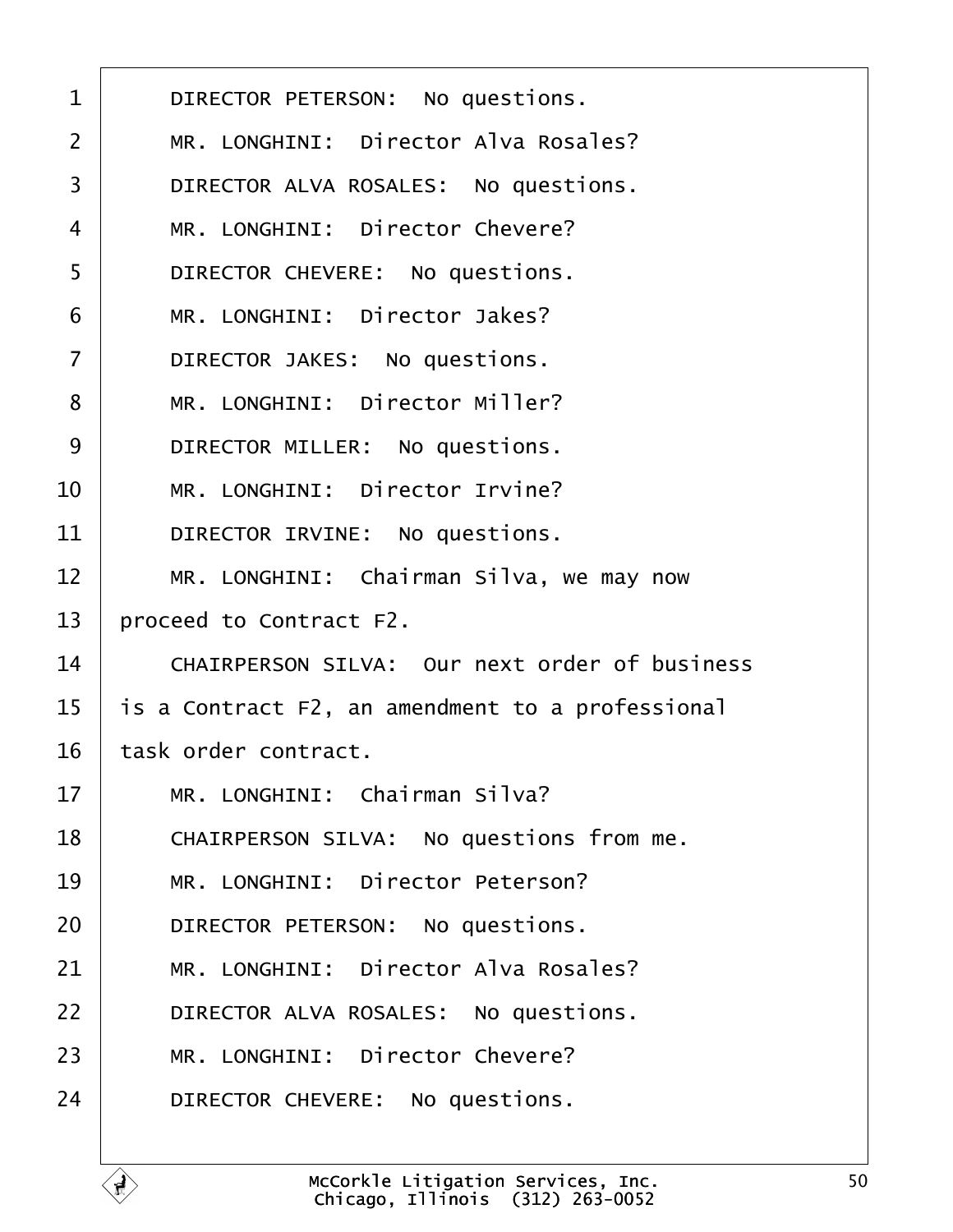DIRECTOR PETERSON: No questions.

MR. LONGHINI: Director Alva Rosales?

DIRECTOR ALVA ROSALES: No questions.

MR. LONGHINI: Director Chevere?

DIRECTOR CHEVERE: No questions.

MR. LONGHINI: Director Jakes?

DIRECTOR JAKES: No questions.

MR. LONGHINI: Director Miller?

DIRECTOR MILLER: No questions.

MR. LONGHINI: Director Irvine?

DIRECTOR IRVINE: No questions.

MR. LONGHINI: Chairman Silva, we may now proceed to Contract F2.

CHAIRPERSON SILVA: Our next order of business is a Contract F2, an amendment to a professional task order contract.

MR. LONGHINI: Chairman Silva?

CHAIRPERSON SILVA: No questions from me.

MR. LONGHINI: Director Peterson?

DIRECTOR PETERSON: No questions.

MR. LONGHINI: Director Alva Rosales?

DIRECTOR ALVA ROSALES: No questions.

MR. LONGHINI: Director Chevere?

DIRECTOR CHEVERE: No questions.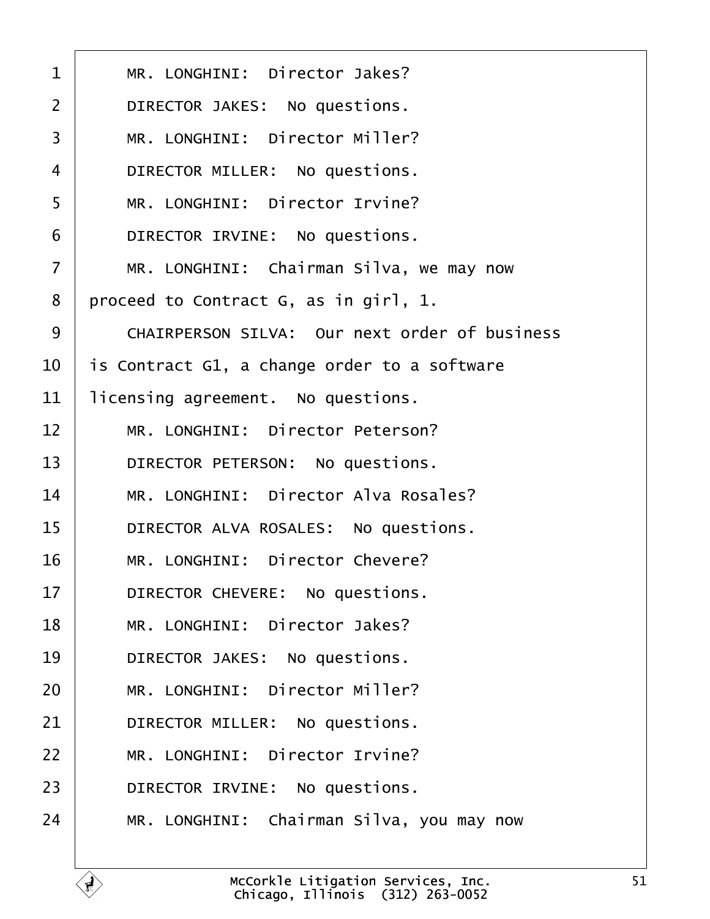1 MR. LONGHINI: Director Jakes?

2 DIRECTOR JAKES: No questions.

3 MR. LONGHINI: Director Miller?

4 DIRECTOR MILLER: No questions.

5 MR. LONGHINI: Director Irvine?

6 DIRECTOR IRVINE: No questions.

7 MR. LONGHINI: Chairman Silva, we may now

8 proceed to Contract G, as in girl, 1.

9 CHAIRPERSON SILVA: Our next order of business

10 is Contract G1, a change order to a software

11 licensing agreement. No questions.

12 MR. LONGHINI: Director Peterson?

13 DIRECTOR PETERSON: No questions.

14 MR. LONGHINI: Director Alva Rosales?

15 DIRECTOR ALVA ROSALES: No questions.

16 MR. LONGHINI: Director Chevere?

17 DIRECTOR CHEVERE: No questions.

18 MR. LONGHINI: Director Jakes?

19 DIRECTOR JAKES: No questions.

20 MR. LONGHINI: Director Miller?

21 DIRECTOR MILLER: No questions.

22 MR. LONGHINI: Director Irvine?

23 DIRECTOR IRVINE: No questions.

24 MR. LONGHINI: Chairman Silva, you may now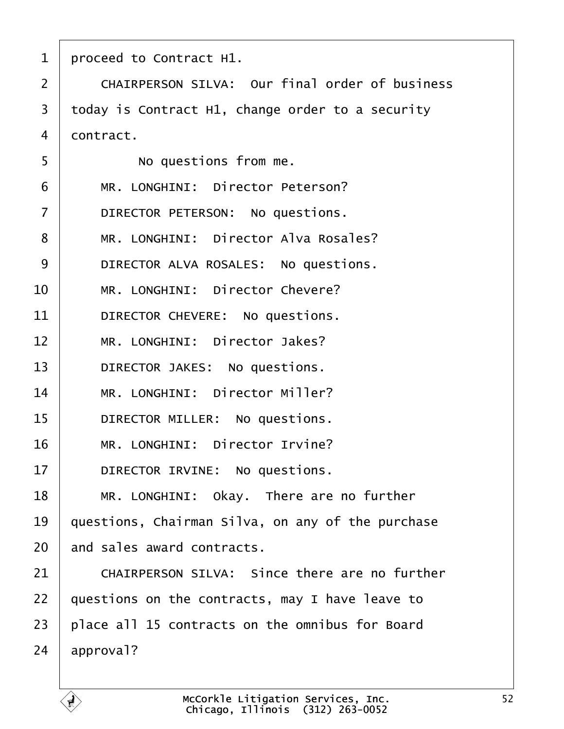proceed to Contract H1.

CHAIRPERSON SILVA: Our final order of business today is Contract H1, change order to a security contract.

No questions from me.

MR. LONGHINI: Director Peterson?

DIRECTOR PETERSON: No questions.

MR. LONGHINI: Director Alva Rosales?

DIRECTOR ALVA ROSALES: No questions.

MR. LONGHINI: Director Chevere?

DIRECTOR CHEVERE: No questions.

MR. LONGHINI: Director Jakes?

DIRECTOR JAKES: No questions.

MR. LONGHINI: Director Miller?

DIRECTOR MILLER: No questions.

MR. LONGHINI: Director Irvine?

DIRECTOR IRVINE: No questions.

MR. LONGHINI: Okay. There are no further questions, Chairman Silva, on any of the purchase and sales award contracts.

CHAIRPERSON SILVA: Since there are no further questions on the contracts, may I have leave to place all 15 contracts on the omnibus for Board approval?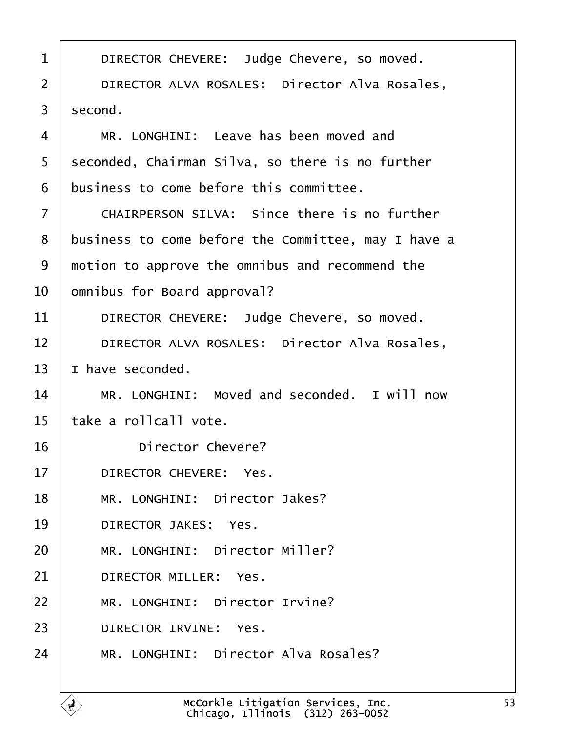1 DIRECTOR CHEVERE: Judge Chevere, so moved.

2 DIRECTOR ALVA ROSALES: Director Alva Rosales,

3 second.

4 MR. LONGHINI: Leave has been moved and

5 seconded, Chairman Silva, so there is no further

6 business to come before this committee.

7 CHAIRPERSON SILVA: Since there is no further

8 business to come before the Committee, may I have a

9 motion to approve the omnibus and recommend the

10 omnibus for Board approval?

11 DIRECTOR CHEVERE: Judge Chevere, so moved.

12 DIRECTOR ALVA ROSALES: Director Alva Rosales,

13 I have seconded.

14 MR. LONGHINI: Moved and seconded. I will now

15 take a rollcall vote.

16 Director Chevere?

17 DIRECTOR CHEVERE: Yes.

18 MR. LONGHINI: Director Jakes?

19 DIRECTOR JAKES: Yes.

20 MR. LONGHINI: Director Miller?

21 DIRECTOR MILLER: Yes.

22 MR. LONGHINI: Director Irvine?

23 DIRECTOR IRVINE: Yes.

24 MR. LONGHINI: Director Alva Rosales?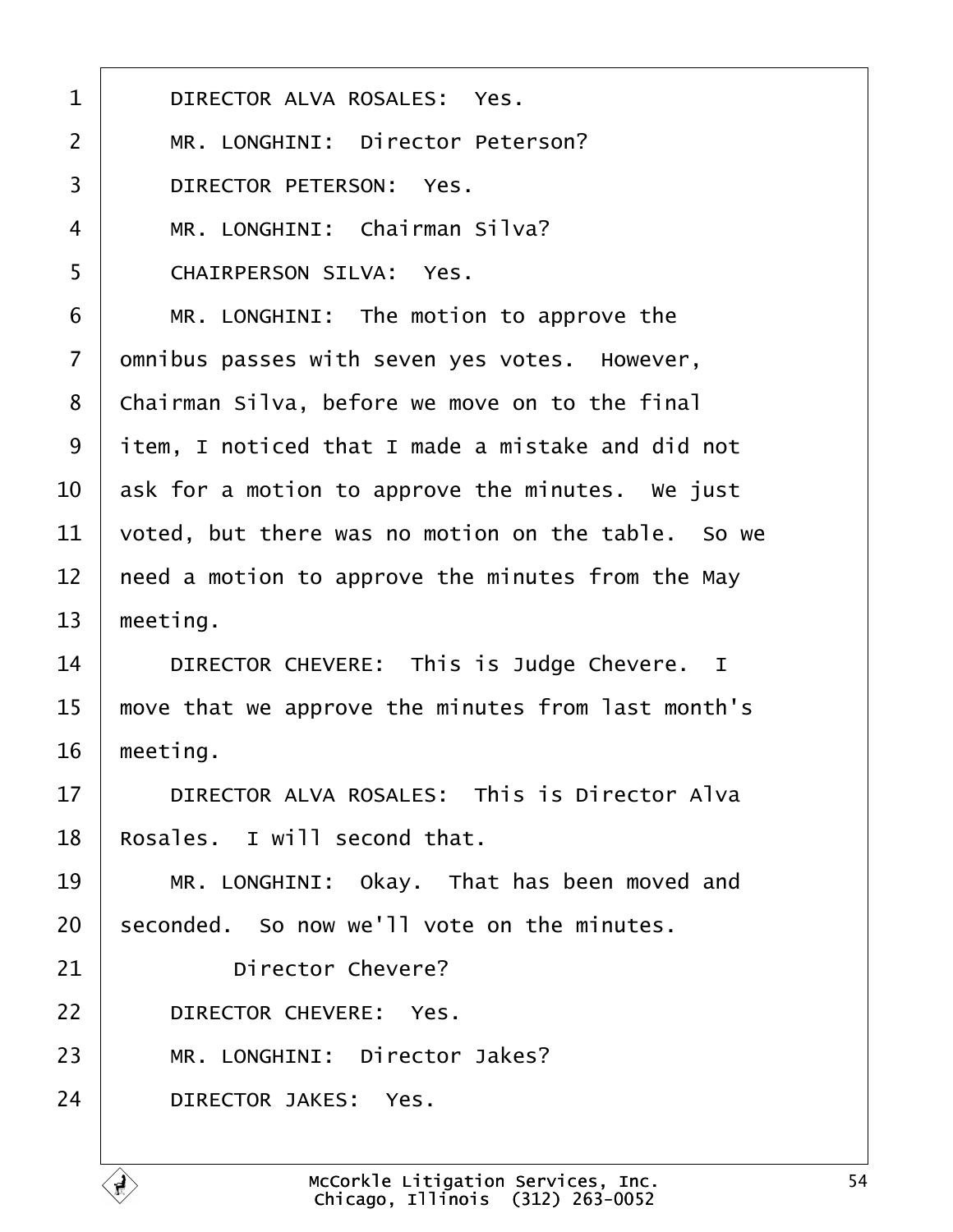1 DIRECTOR ALVA ROSALES: Yes.

2 MR. LONGHINI: Director Peterson?

3 DIRECTOR PETERSON: Yes.

4 MR. LONGHINI: Chairman Silva?

5 CHAIRPERSON SILVA: Yes.

6 MR. LONGHINI: The motion to approve the

7 omnibus passes with seven yes votes. However,

8 Chairman Silva, before we move on to the final

9 item, I noticed that I made a mistake and did not

10 ask for a motion to approve the minutes. We just

11 voted, but there was no motion on the table. So we

12 need a motion to approve the minutes from the May

13 meeting.

14 DIRECTOR CHEVERE: This is Judge Chevere. I

15 move that we approve the minutes from last month's

16 meeting.

17 DIRECTOR ALVA ROSALES: This is Director Alva

18 Rosales. I will second that.

19 MR. LONGHINI: Okay. That has been moved and

20 seconded. So now we'll vote on the minutes.

21 Director Chevere?

22 DIRECTOR CHEVERE: Yes.

23 MR. LONGHINI: Director Jakes?

24 DIRECTOR JAKES: Yes.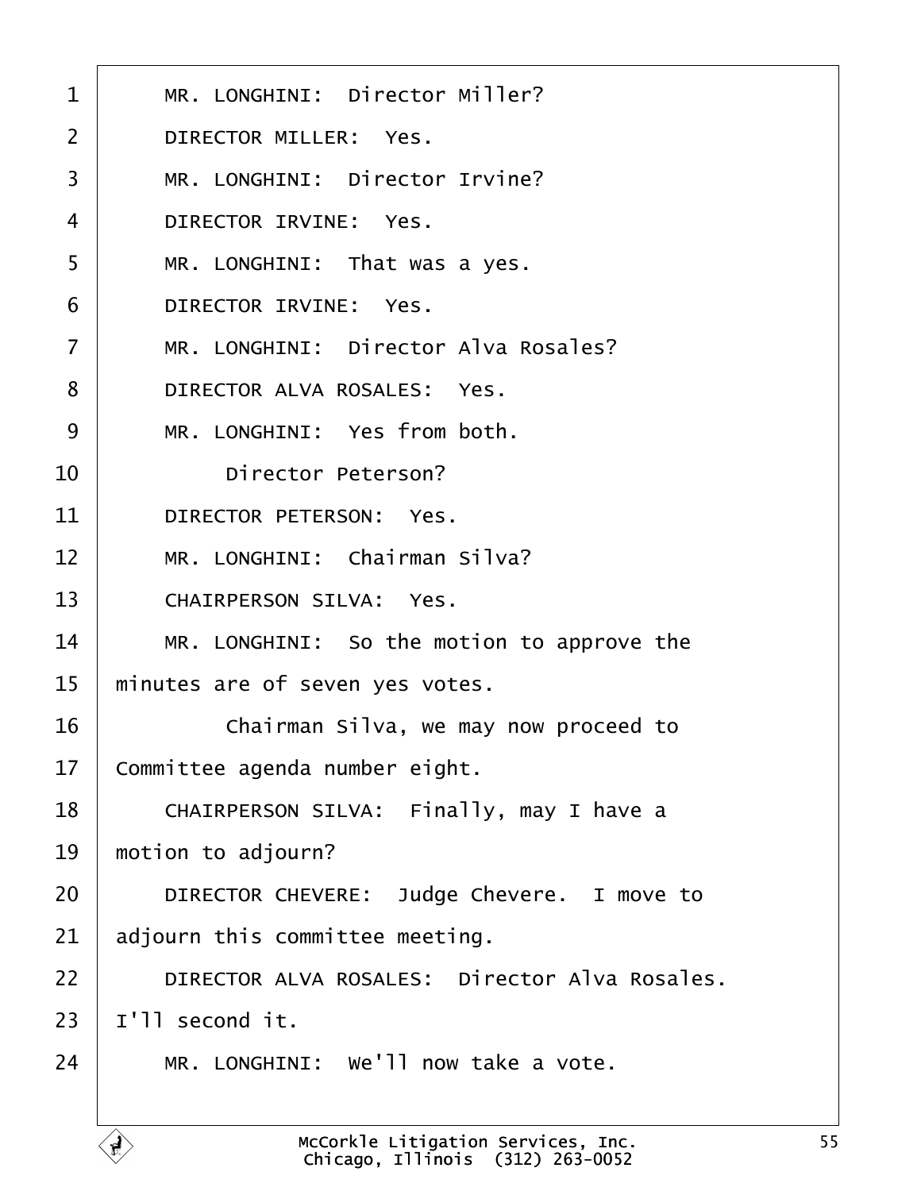MR. LONGHINI: Director Miller?

DIRECTOR MILLER: Yes.

MR. LONGHINI: Director Irvine?

DIRECTOR IRVINE: Yes.

MR. LONGHINI: That was a yes.

DIRECTOR IRVINE: Yes.

MR. LONGHINI: Director Alva Rosales?

DIRECTOR ALVA ROSALES: Yes.

MR. LONGHINI: Yes from both.

Director Peterson?

DIRECTOR PETERSON: Yes.

MR. LONGHINI: Chairman Silva?

CHAIRPERSON SILVA: Yes.

MR. LONGHINI: So the motion to approve the minutes are of seven yes votes.

Chairman Silva, we may now proceed to Committee agenda number eight.

CHAIRPERSON SILVA: Finally, may I have a motion to adjourn?

DIRECTOR CHEVERE: Judge Chevere. I move to adjourn this committee meeting.

DIRECTOR ALVA ROSALES: Director Alva Rosales. I'll second it.

MR. LONGHINI: We'll now take a vote.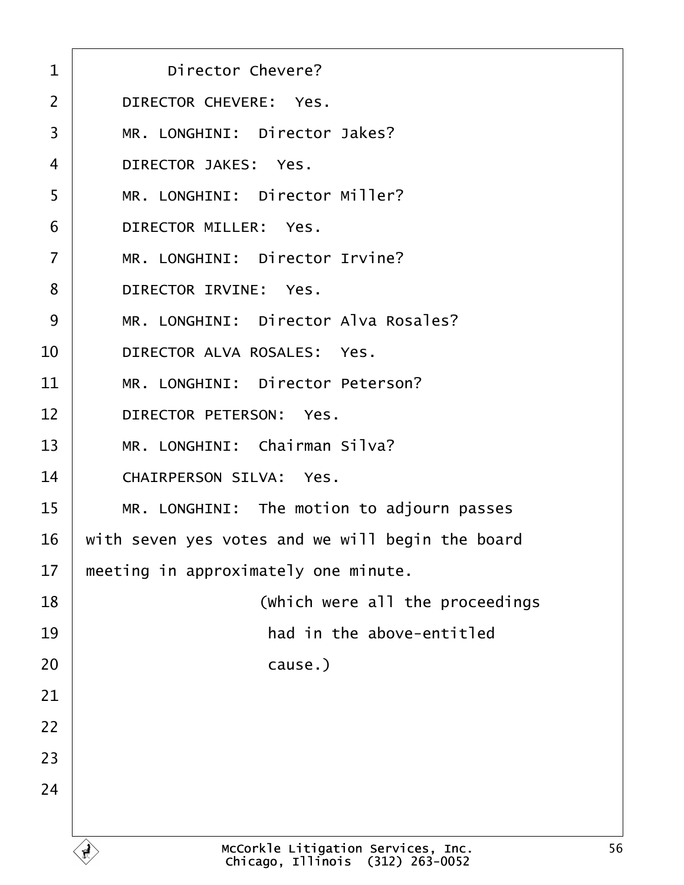Director Chevere?

DIRECTOR CHEVERE: Yes.

MR. LONGHINI: Director Jakes?

DIRECTOR JAKES: Yes.

MR. LONGHINI: Director Miller?

DIRECTOR MILLER: Yes.

MR. LONGHINI: Director Irvine?

DIRECTOR IRVINE: Yes.

MR. LONGHINI: Director Alva Rosales?

DIRECTOR ALVA ROSALES: Yes.

MR. LONGHINI: Director Peterson?

DIRECTOR PETERSON: Yes.

MR. LONGHINI: Chairman Silva?

CHAIRPERSON SILVA: Yes.

MR. LONGHINI: The motion to adjourn passes with seven yes votes and we will begin the board meeting in approximately one minute.

(Which were all the proceedings had in the above-entitled cause.)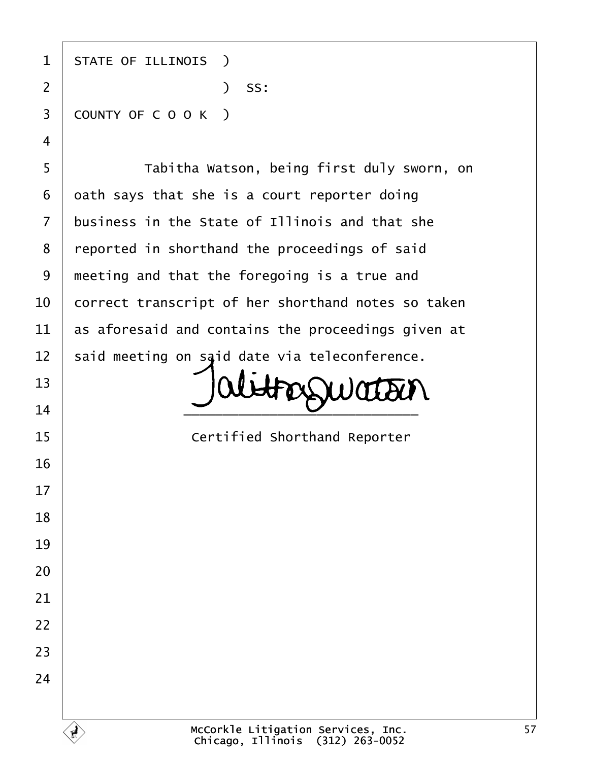STATE OF ILLINOIS )
) SS:
COUNTY OF C O O K )

Tabitha Watson, being first duly sworn, on oath says that she is a court reporter doing business in the State of Illinois and that she reported in shorthand the proceedings of said meeting and that the foregoing is a true and correct transcript of her shorthand notes so taken as aforesaid and contains the proceedings given at said meeting on said date via teleconference.

Tabitha Watson
\_\_\_\_\_\_\_\_\_\_\_\_\_\_\_\_\_\_\_\_\_\_\_\_\_\_\_\_\_\_
Certified Shorthand Reporter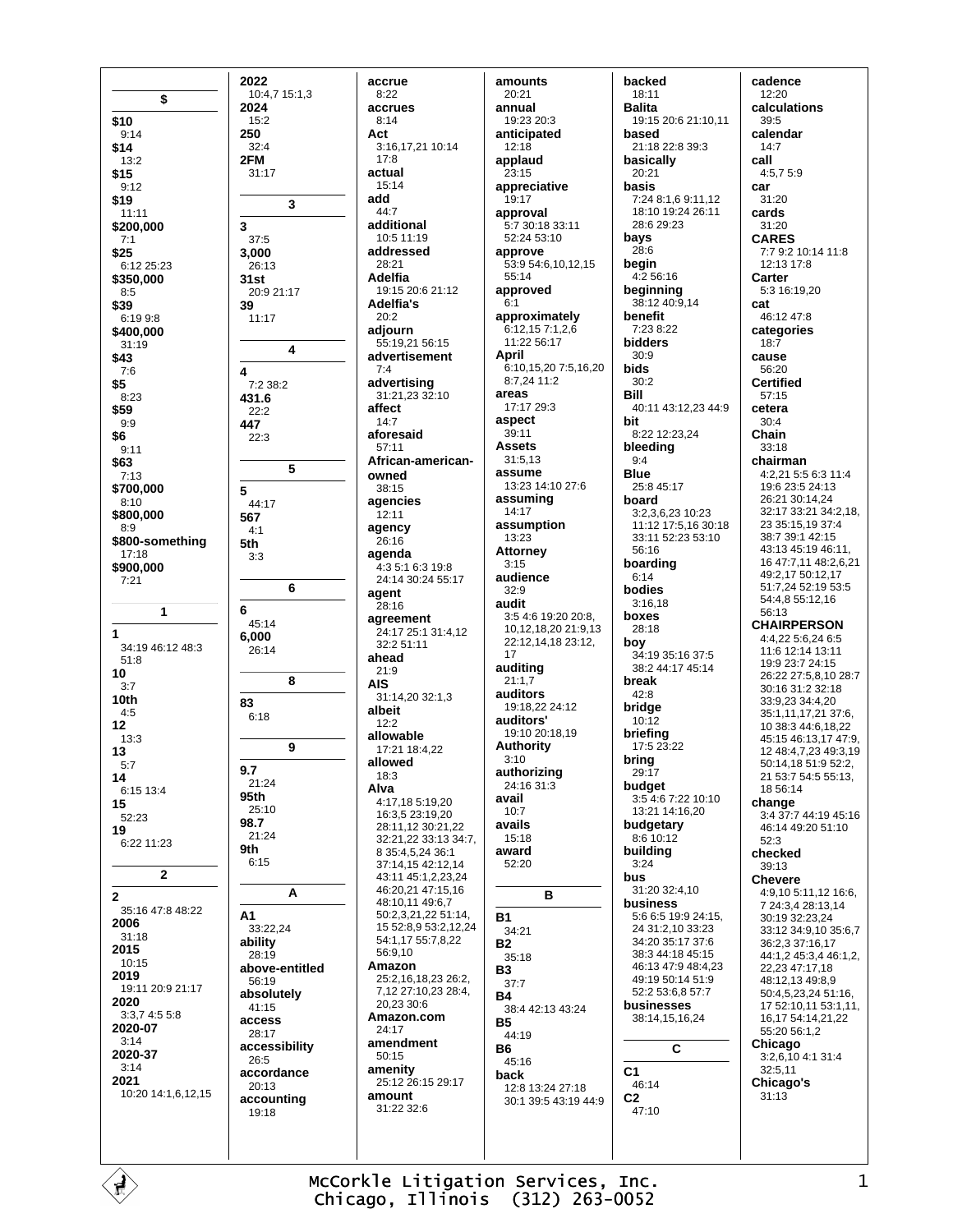**$**

**$10**
9:14
**$14**
13:2
**$15**
9:12
**$19**
11:11
**$200,000**
7:1
**$25**
6:12 25:23
**$350,000**
8:5
**$39**
6:19 9:8
**$400,000**
31:19
**$43**
7:6
**$5**
8:23
**$59**
9:9
**$6**
9:11
**$63**
7:13
**$700,000**
8:10
**$800,000**
8:9
**$800-something**
17:18
**$900,000**
7:21

**1**

**1**
34:19 46:12 48:3 51:8
**10**
3:7
**10th**
4:5
**12**
13:3
**13**
5:7
**14**
6:15 13:4
**15**
52:23
**19**
6:22 11:23

**2**

**2**
35:16 47:8 48:22
**2006**
31:18
**2015**
10:15
**2019**
19:11 20:9 21:17
**2020**
3:3,7 4:5 5:8
**2020-07**
3:14
**2020-37**
3:14
**2021**
10:20 14:1,6,12,15
**2022**
10:4,7 15:1,3
**2024**
15:2
**250**
32:4
**2FM**
31:17

**3**

**3**
37:5
**3,000**
26:13
**31st**
20:9 21:17
**39**
11:17

**4**

**4**
7:2 38:2
**431.6**
22:2
**447**
22:3

**5**

**5**
44:17
**567**
4:1
**5th**
3:3

**6**

**6**
45:14
**6,000**
26:14

**8**

**83**
6:18

**9**

**9.7**
21:24
**95th**
25:10
**98.7**
21:24
**9th**
6:15

**A**

**A1**
33:22,24
**ability**
28:19
**above-entitled**
56:19
**absolutely**
41:15
**access**
28:17
**accessibility**
26:5
**accordance**
20:13
**accounting**
19:18
**accrue**
8:22
**accrues**
8:14
**Act**
3:16,17,21 10:14 17:8
**actual**
15:14
**add**
44:7
**additional**
10:5 11:19
**addressed**
28:21
**Adelfia**
19:15 20:6 21:12
**Adelfia's**
20:2
**adjourn**
55:19,21 56:15
**advertisement**
7:4
**advertising**
31:21,23 32:10
**affect**
14:7
**aforesaid**
57:11
**African-american-owned**
38:15
**agencies**
12:11
**agency**
26:16
**agenda**
4:3 5:1 6:3 19:8 24:14 30:24 55:17
**agent**
28:16
**agreement**
24:17 25:1 31:4,12 32:2 51:11
**ahead**
21:9
**AIS**
31:14,20 32:1,3
**albeit**
12:2
**allowable**
17:21 18:4,22
**allowed**
18:3
**Alva**
4:17,18 5:19,20 16:3,5 23:19,20 28:11,12 30:21,22 32:21,22 33:13 34:7,8 35:4,5,24 36:1 37:14,15 42:12,14 43:11 45:1,2,23,24 46:20,21 47:15,16 48:10,11 49:6,7 50:2,3,21,22 51:14,15 52:8,9 53:2,12,24 54:1,17 55:7,8,22 56:9,10
**Amazon**
25:2,16,18,23 26:2,7,12 27:10,23 28:4,20,23 30:6
**Amazon.com**
24:17
**amendment**
50:15
**amenity**
25:12 26:15 29:17
**amount**
31:22 32:6
**amounts**
20:21
**annual**
19:23 20:3
**anticipated**
12:18
**applaud**
23:15
**appreciative**
19:17
**approval**
5:7 30:18 33:11 52:24 53:10
**approve**
53:9 54:6,10,12,15 55:14
**approved**
6:1
**approximately**
6:12,15 7:1,2,6 11:22 56:17
**April**
6:10,15,20 7:5,16,20 8:7,24 11:2
**areas**
17:17 29:3
**aspect**
39:11
**Assets**
31:5,13
**assume**
13:23 14:10 27:6
**assuming**
14:17
**assumption**
13:23
**Attorney**
3:15
**audience**
32:9
**audit**
3:5 4:6 19:20 20:8,10,12,18,20 21:9,13 22:12,14,18 23:12,17
**auditing**
21:1,7
**auditors**
19:18,22 24:12
**auditors'**
19:10 20:18,19
**Authority**
3:10
**authorizing**
24:16 31:3
**avail**
10:7
**avails**
15:18
**award**
52:20

**B**

**B1**
34:21
**B2**
35:18
**B3**
37:7
**B4**
38:4 42:13 43:24
**B5**
44:19
**B6**
45:16
**back**
12:8 13:24 27:18 30:1 39:5 43:19 44:9
**backed**
18:11
**Balita**
19:15 20:6 21:10,11
**based**
21:18 22:8 39:3
**basically**
20:21
**basis**
7:24 8:1,6 9:11,12 18:10 19:24 26:11 28:6 29:23
**bays**
28:6
**begin**
4:2 56:16
**beginning**
38:12 40:9,14
**benefit**
7:23 8:22
**bidders**
30:9
**bids**
30:2
**Bill**
40:11 43:12,23 44:9
**bit**
8:22 12:23,24
**bleeding**
9:4
**Blue**
25:8 45:17
**board**
3:2,3,6,23 10:23 11:12 17:5,16 30:18 33:11 52:23 53:10 56:16
**boarding**
6:14
**bodies**
3:16,18
**boxes**
28:18
**boy**
34:19 35:16 37:5 38:2 44:17 45:14
**break**
42:8
**bridge**
10:12
**briefing**
17:5 23:22
**bring**
29:17
**budget**
3:5 4:6 7:22 10:10 13:21 14:16,20
**budgetary**
8:6 10:12
**building**
3:24
**bus**
31:20 32:4,10
**business**
5:6 6:5 19:9 24:15,24 31:2,10 33:23 34:20 35:17 37:6 38:3 44:18 45:15 46:13 47:9 48:4,23 49:19 50:14 51:9 52:2 53:6,8 57:7
**businesses**
38:14,15,16,24

**C**

**C1**
46:14
**C2**
47:10
**cadence**
12:20
**calculations**
39:5
**calendar**
14:7
**call**
4:5,7 5:9
**car**
31:20
**cards**
31:20
**CARES**
7:7 9:2 10:14 11:8 12:13 17:8
**Carter**
5:3 16:19,20
**cat**
46:12 47:8
**categories**
18:7
**cause**
56:20
**Certified**
57:15
**cetera**
30:4
**Chain**
33:18
**chairman**
4:2,21 5:5 6:3 11:4 19:6 23:5 24:13 26:21 30:14,24 32:17 33:21 34:2,18,23 35:15,19 37:4 38:7 39:1 42:15 43:13 45:19 46:11,16 47:7,11 48:2,6,21 49:2,17 50:12,17 51:7,24 52:19 53:5 54:4,8 55:12,16 56:13
**CHAIRPERSON**
4:4,22 5:6,24 6:5 11:6 12:14 13:11 19:9 23:7 24:15 26:22 27:5,8,10 28:7 30:16 31:2 32:18 33:9,23 34:4,20 35:1,11,17,21 37:6,10 38:3 44:6,18,22 45:15 46:13,17 47:9,12 48:4,7,23 49:3,19 50:14,18 51:9 52:2,21 53:7 54:5 55:13,18 56:14
**change**
3:4 37:7 44:19 45:16 46:14 49:20 51:10 52:3
**checked**
39:13
**Chevere**
4:9,10 5:11,12 16:6,7 24:3,4 28:13,14 30:19 32:23,24 33:12 34:9,10 35:6,7 36:2,3 37:16,17 44:1,2 45:3,4 46:1,2,22,23 47:17,18 48:12,13 49:8,9 50:4,5,23,24 51:16,17 52:10,11 53:1,11,16,17 54:14,21,22 55:20 56:1,2
**Chicago**
3:2,6,10 4:1 31:4 32:5,11
**Chicago's**
31:13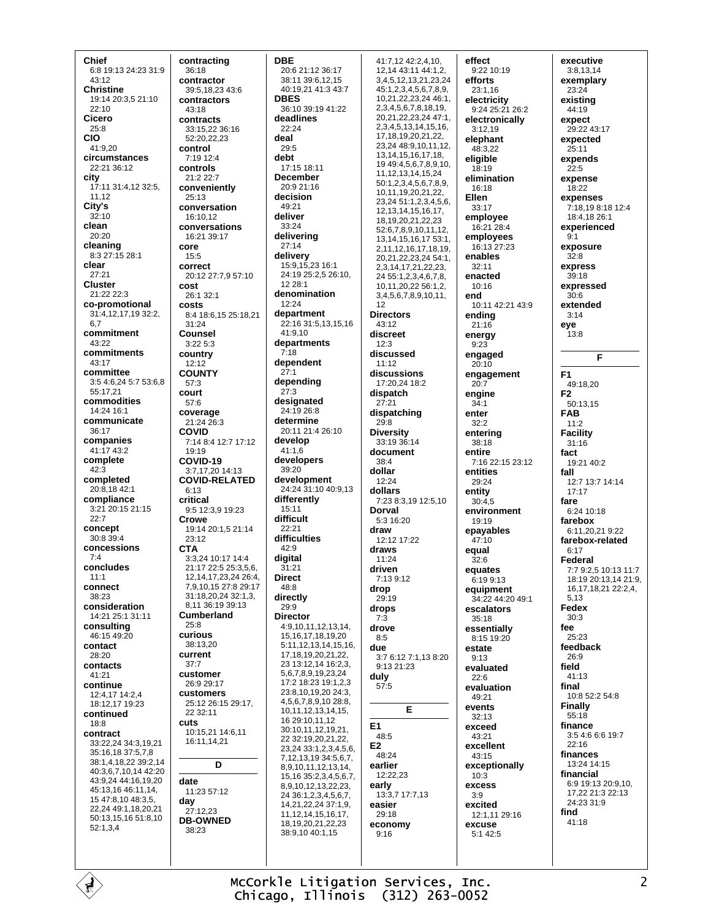**Chief**
6:8 19:13 24:23 31:9 43:12

**Christine**
19:14 20:3,5 21:10 22:10

**Cicero**
25:8

**CIO**
41:9,20

**circumstances**
22:21 36:12

**city**
17:11 31:4,12 32:5, 11,12

**City's**
32:10

**clean**
20:20

**cleaning**
8:3 27:15 28:1

**clear**
27:21

**Cluster**
21:22 22:3

**co-promotional**
31:4,12,17,19 32:2, 6,7

**commitment**
43:22

**commitments**
43:17

**committee**
3:5 4:6,24 5:7 53:6,8 55:17,21

**commodities**
14:24 16:1

**communicate**
36:17

**companies**
41:17 43:2

**complete**
42:3

**completed**
20:8,18 42:1

**compliance**
3:21 20:15 21:15 22:7

**concept**
30:8 39:4

**concessions**
7:4

**concludes**
11:1

**connect**
38:23

**consideration**
14:21 25:1 31:11

**consulting**
46:15 49:20

**contact**
28:20

**contacts**
41:21

**continue**
12:4,17 14:2,4 18:12,17 19:23

**continued**
18:8

**contract**
33:22,24 34:3,19,21 35:16,18 37:5,7,8 38:1,4,18,22 39:2,14 40:3,6,7,10,14 42:20 43:9,24 44:16,19,20 45:13,16 46:11,14, 15 47:8,10 48:3,5, 22,24 49:1,18,20,21 50:13,15,16 51:8,10 52:1,3,4

**contracting**
36:18

**contractor**
39:5,18,23 43:6

**contractors**
43:18

**contracts**
33:15,22 36:16 52:20,22,23

**control**
7:19 12:4

**controls**
21:2 22:7

**conveniently**
25:13

**conversation**
16:10,12

**conversations**
16:21 39:17

**core**
15:5

**correct**
20:12 27:7,9 57:10

**cost**
26:1 32:1

**costs**
8:4 18:6,15 25:18,21 31:24

**Counsel**
3:22 5:3

**country**
12:12

**COUNTY**
57:3

**court**
57:6

**coverage**
21:24 26:3

**COVID**
7:14 8:4 12:7 17:12 19:19

**COVID-19**
3:7,17,20 14:13

**COVID-RELATED**
6:13

**critical**
9:5 12:3,9 19:23

**Crowe**
19:14 20:1,5 21:14 23:12

**CTA**
3:3,24 10:17 14:4 21:17 22:5 25:3,5,6, 12,14,17,23,24 26:4, 7,9,10,15 27:8 29:17 31:18,20,24 32:1,3, 8,11 36:19 39:13

**Cumberland**
25:8

**curious**
38:13,20

**current**
37:7

**customer**
26:9 29:17

**customers**
25:12 26:15 29:17, 22 32:11

**cuts**
10:15,21 14:6,11 16:11,14,21

## D

**date**
11:23 57:12

**day**
27:12,23

**DB-OWNED**
38:23

**DBE**
20:6 21:12 36:17 38:11 39:6,12,15 40:19,21 41:3 43:7

**DBES**
36:10 39:19 41:22

**deadlines**
22:24

**deal**
29:5

**debt**
17:15 18:11

**December**
20:9 21:16

**decision**
49:21

**deliver**
33:24

**delivering**
27:14

**delivery**
15:9,15,23 16:1 24:19 25:2,5 26:10, 12 28:1

**denomination**
12:24

**department**
22:16 31:5,13,15,16 41:9,10

**departments**
7:18

**dependent**
27:1

**depending**
27:3

**designated**
24:19 26:8

**determine**
20:11 21:4 26:10

**develop**
41:1,6

**developers**
39:20

**development**
24:24 31:10 40:9,13

**differently**
15:11

**difficult**
22:21

**difficulties**
42:9

**digital**
31:21

**Direct**
48:8

**directly**
29:9

**Director**
4:9,10,11,12,13,14, 15,16,17,18,19,20 5:11,12,13,14,15,16, 17,18,19,20,21,22, 23 13:12,14 16:2,3, 5,6,7,8,9,19,23,24 17:2 18:23 19:1,2,3 23:8,10,19,20 24:3, 4,5,6,7,8,9,10 28:8, 10,11,12,13,14,15, 16 29:10,11,12 30:10,11,12,19,21, 22 32:19,20,21,22, 23,24 33:1,2,3,4,5,6, 7,12,13,19 34:5,6,7, 8,9,10,11,12,13,14, 15,16 35:2,3,4,5,6,7, 8,9,10,12,13,22,23, 24 36:1,2,3,4,5,6,7, 14,21,22,24 37:1,9, 11,12,14,15,16,17, 18,19,20,21,22,23 38:9,10 40:1,15 41:7,12 42:2,4,10, 12,14 43:11 44:1,2, 3,4,5,12,13,21,23,24 45:1,2,3,4,5,6,7,8,9, 10,21,22,23,24 46:1, 2,3,4,5,6,7,8,18,19, 20,21,22,23,24 47:1, 2,3,4,5,13,14,15,16, 17,18,19,20,21,22, 23,24 48:9,10,11,12, 13,14,15,16,17,18, 19 49:4,5,6,7,8,9,10, 11,12,13,14,15,24 50:1,2,3,4,5,6,7,8,9, 10,11,19,20,21,22, 23,24 51:1,2,3,4,5,6, 12,13,14,15,16,17, 18,19,20,21,22,23 52:6,7,8,9,10,11,12, 13,14,15,16,17 53:1, 2,11,12,16,17,18,19, 20,21,22,23,24 54:1, 2,3,14,17,21,22,23, 24 55:1,2,3,4,6,7,8, 10,11,20,22 56:1,2, 3,4,5,6,7,8,9,10,11, 12

**Directors**
43:12

**discreet**
12:3

**discussed**
11:12

**discussions**
17:20,24 18:2

**dispatch**
27:21

**dispatching**
29:8

**Diversity**
33:19 36:14

**document**
38:4

**dollar**
12:24

**dollars**
7:23 8:3,19 12:5,10

**Dorval**
5:3 16:20

**draw**
12:12 17:22

**draws**
11:24

**driven**
7:13 9:12

**drop**
29:19

**drops**
7:3

**drove**
8:5

**due**
3:7 6:12 7:1,13 8:20 9:13 21:23

**duly**
57:5

## E

**E1**
48:5

**E2**
48:24

**earlier**
12:22,23

**early**
13:3,7 17:7,13

**easier**
29:18

**economy**
9:16

**effect**
9:22 10:19

**efforts**
23:1,16

**electricity**
9:24 25:21 26:2

**electronically**
3:12,19

**elephant**
48:3,22

**eligible**
18:19

**elimination**
16:18

**Ellen**
33:17

**employee**
16:21 28:4

**employees**
16:13 27:23

**enables**
32:11

**enacted**
10:16

**end**
10:11 42:21 43:9

**ending**
21:16

**energy**
9:23

**engaged**
20:10

**engagement**
20:7

**engine**
34:1

**enter**
32:2

**entering**
38:18

**entire**
7:16 22:15 23:12

**entities**
29:24

**entity**
30:4,5

**environment**
19:19

**epayables**
47:10

**equal**
32:6

**equates**
6:19 9:13

**equipment**
34:22 44:20 49:1

**escalators**
35:18

**essentially**
8:15 19:20

**estate**
9:13

**evaluated**
22:6

**evaluation**
49:21

**events**
32:13

**exceed**
43:21

**excellent**
43:15

**exceptionally**
10:3

**excess**
3:9

**excited**
12:1,11 29:16

**excuse**
5:1 42:5

**executive**
3:8,13,14

**exemplary**
23:24

**existing**
44:19

**expect**
29:22 43:17

**expected**
25:11

**expends**
22:5

**expense**
18:22

**expenses**
7:18,19 8:18 12:4 18:4,18 26:1

**experienced**
9:1

**exposure**
32:8

**express**
39:18

**expressed**
30:6

**extended**
3:14

**eye**
13:8

## F

**F1**
49:18,20

**F2**
50:13,15

**FAB**
11:2

**Facility**
31:16

**fact**
19:21 40:2

**fall**
12:7 13:7 14:14 17:17

**fare**
6:24 10:18

**farebox**
6:11,20,21 9:22

**farebox-related**
6:17

**Federal**
7:7 9:2,5 10:13 11:7 18:19 20:13,14 21:9, 16,17,18,21 22:2,4, 5,13

**Fedex**
30:3

**fee**
25:23

**feedback**
26:9

**field**
41:13

**final**
10:8 52:2 54:8

**Finally**
55:18

**finance**
3:5 4:6 6:6 19:7 22:16

**finances**
13:24 14:15

**financial**
6:9 19:13 20:9,10, 17,22 21:3 22:13 24:23 31:9

**find**
41:18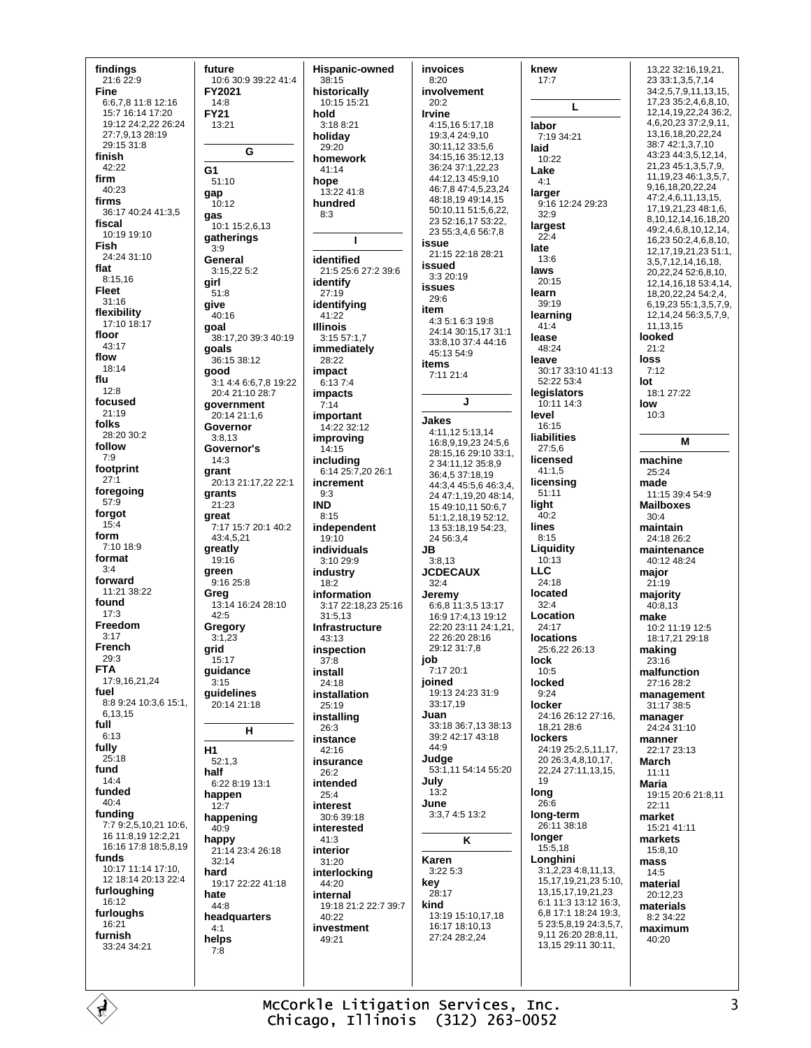**findings**
21:6 22:9
**Fine**
6:6,7,8 11:8 12:16 15:7 16:14 17:20 19:12 24:2,22 26:24 27:7,9,13 28:19 29:15 31:8
**finish**
42:22
**firm**
40:23
**firms**
36:17 40:24 41:3,5
**fiscal**
10:19 19:10
**Fish**
24:24 31:10
**flat**
8:15,16
**Fleet**
31:16
**flexibility**
17:10 18:17
**floor**
43:17
**flow**
18:14
**flu**
12:8
**focused**
21:19
**folks**
28:20 30:2
**follow**
7:9
**footprint**
27:1
**foregoing**
57:9
**forgot**
15:4
**form**
7:10 18:9
**format**
3:4
**forward**
11:21 38:22
**found**
17:3
**Freedom**
3:17
**French**
29:3
**FTA**
17:9,16,21,24
**fuel**
8:8 9:24 10:3,6 15:1, 6,13,15
**full**
6:13
**fully**
25:18
**fund**
14:4
**funded**
40:4
**funding**
7:7 9:2,5,10,21 10:6, 16 11:8,19 12:2,21 16:16 17:8 18:5,8,19
**funds**
10:17 11:14 17:10, 12 18:14 20:13 22:4
**furloughing**
16:12
**furloughs**
16:21
**furnish**
33:24 34:21
**future**
10:6 30:9 39:22 41:4
**FY2021**
14:8
**FY21**
13:21

## G

**G1**
51:10
**gap**
10:12
**gas**
10:1 15:2,6,13
**gatherings**
3:9
**General**
3:15,22 5:2
**girl**
51:8
**give**
40:16
**goal**
38:17,20 39:3 40:19
**goals**
36:15 38:12
**good**
3:1 4:4 6:6,7,8 19:22 20:4 21:10 28:7
**government**
20:14 21:1,6
**Governor**
3:8,13
**Governor's**
14:3
**grant**
20:13 21:17,22 22:1
**grants**
21:23
**great**
7:17 15:7 20:1 40:2 43:4,5,21
**greatly**
19:16
**green**
9:16 25:8
**Greg**
13:14 16:24 28:10 42:5
**Gregory**
3:1,23
**grid**
15:17
**guidance**
3:15
**guidelines**
20:14 21:18

## H

**H1**
52:1,3
**half**
6:22 8:19 13:1
**happen**
12:7
**happening**
40:9
**happy**
21:14 23:4 26:18 32:14
**hard**
19:17 22:22 41:18
**hate**
44:8
**headquarters**
4:1
**helps**
7:8
**Hispanic-owned**
38:15
**historically**
10:15 15:21
**hold**
3:18 8:21
**holiday**
29:20
**homework**
41:14
**hope**
13:22 41:8
**hundred**
8:3

## I

**identified**
21:5 25:6 27:2 39:6
**identify**
27:19
**identifying**
41:22
**Illinois**
3:15 57:1,7
**immediately**
28:22
**impact**
6:13 7:4
**impacts**
7:14
**important**
14:22 32:12
**improving**
14:15
**including**
6:14 25:7,20 26:1
**increment**
9:3
**IND**
8:15
**independent**
19:10
**individuals**
3:10 29:9
**industry**
18:2
**information**
3:17 22:18,23 25:16 31:5,13
**Infrastructure**
43:13
**inspection**
37:8
**install**
24:18
**installation**
25:19
**installing**
26:3
**instance**
42:16
**insurance**
26:2
**intended**
25:4
**interest**
30:6 39:18
**interested**
41:3
**interior**
31:20
**interlocking**
44:20
**internal**
19:18 21:2 22:7 39:7 40:22
**investment**
49:21
**invoices**
8:20
**involvement**
20:2
**Irvine**
4:15,16 5:17,18 19:3,4 24:9,10 30:11,12 33:5,6 34:15,16 35:12,13 36:24 37:1,22,23 44:12,13 45:9,10 46:7,8 47:4,5,23,24 48:18,19 49:14,15 50:10,11 51:5,6,22, 23 52:16,17 53:22, 23 55:3,4,6 56:7,8
**issue**
21:15 22:18 28:21
**issued**
3:3 20:19
**issues**
29:6
**item**
4:3 5:1 6:3 19:8 24:14 30:15,17 31:1 33:8,10 37:4 44:16 45:13 54:9
**items**
7:11 21:4

## J

**Jakes**
4:11,12 5:13,14 16:8,9,19,23 24:5,6 28:15,16 29:10 33:1, 2 34:11,12 35:8,9 36:4,5 37:18,19 44:3,4 45:5,6 46:3,4, 24 47:1,19,20 48:14, 15 49:10,11 50:6,7 51:1,2,18,19 52:12, 13 53:18,19 54:23, 24 56:3,4
**JB**
3:8,13
**JCDECAUX**
32:4
**Jeremy**
6:6,8 11:3,5 13:17 16:9 17:4,13 19:12 22:20 23:11 24:1,21, 22 26:20 28:16 29:12 31:7,8
**job**
7:17 20:1
**joined**
19:13 24:23 31:9 33:17,19
**Juan**
33:18 36:7,13 38:13 39:2 42:17 43:18 44:9
**Judge**
53:1,11 54:14 55:20
**July**
13:2
**June**
3:3,7 4:5 13:2

## K

**Karen**
3:22 5:3
**key**
28:17
**kind**
13:19 15:10,17,18 16:17 18:10,13 27:24 28:2,24
**knew**
17:7

## L

**labor**
7:19 34:21
**laid**
10:22
**Lake**
4:1
**larger**
9:16 12:24 29:23 32:9
**largest**
22:4
**late**
13:6
**laws**
20:15
**learn**
39:19
**learning**
41:4
**lease**
48:24
**leave**
30:17 33:10 41:13 52:22 53:4
**legislators**
10:11 14:3
**level**
16:15
**liabilities**
27:5,6
**licensed**
41:1,5
**licensing**
51:11
**light**
40:2
**lines**
8:15
**Liquidity**
10:13
**LLC**
24:18
**located**
32:4
**Location**
24:17
**locations**
25:6,22 26:13
**lock**
10:5
**locked**
9:24
**locker**
24:16 26:12 27:16, 18,21 28:6
**lockers**
24:19 25:2,5,11,17, 20 26:3,4,8,10,17, 22,24 27:11,13,15, 19
**long**
26:6
**long-term**
26:11 38:18
**longer**
15:5,18
**Longhini**
3:1,2,23 4:8,11,13, 15,17,19,21,23 5:10, 13,15,17,19,21,23 6:1 11:3 13:12 16:3, 6,8 17:1 18:24 19:3, 5 23:5,8,19 24:3,5,7, 9,11 26:20 28:8,11, 13,15 29:11 30:11, 13,22 32:16,19,21, 23 33:1,3,5,7,14 34:2,5,7,9,11,13,15, 17,23 35:2,4,6,8,10, 12,14,19,22,24 36:2, 4,6,20,23 37:2,9,11, 13,16,18,20,22,24 38:7 42:1,3,7,10 43:23 44:3,5,12,14, 21,23 45:1,3,5,7,9, 11,19,23 46:1,3,5,7, 9,16,18,20,22,24 47:2,4,6,11,13,15, 17,19,21,23 48:1,6, 8,10,12,14,16,18,20 49:2,4,6,8,10,12,14, 16,23 50:2,4,6,8,10, 12,17,19,21,23 51:1, 3,5,7,12,14,16,18, 20,22,24 52:6,8,10, 12,14,16,18 53:4,14, 18,20,22,24 54:2,4, 6,19,23 55:1,3,5,7,9, 12,14,24 56:3,5,7,9, 11,13,15
**looked**
21:2
**loss**
7:12
**lot**
18:1 27:22
**low**
10:3

## M

**machine**
25:24
**made**
11:15 39:4 54:9
**Mailboxes**
30:4
**maintain**
24:18 26:2
**maintenance**
40:12 48:24
**major**
21:19
**majority**
40:8,13
**make**
10:2 11:19 12:5 18:17,21 29:18
**making**
23:16
**malfunction**
27:16 28:2
**management**
31:17 38:5
**manager**
24:24 31:10
**manner**
22:17 23:13
**March**
11:11
**Maria**
19:15 20:6 21:8,11 22:11
**market**
15:21 41:11
**markets**
15:8,10
**mass**
14:5
**material**
20:12,23
**materials**
8:2 34:22
**maximum**
40:20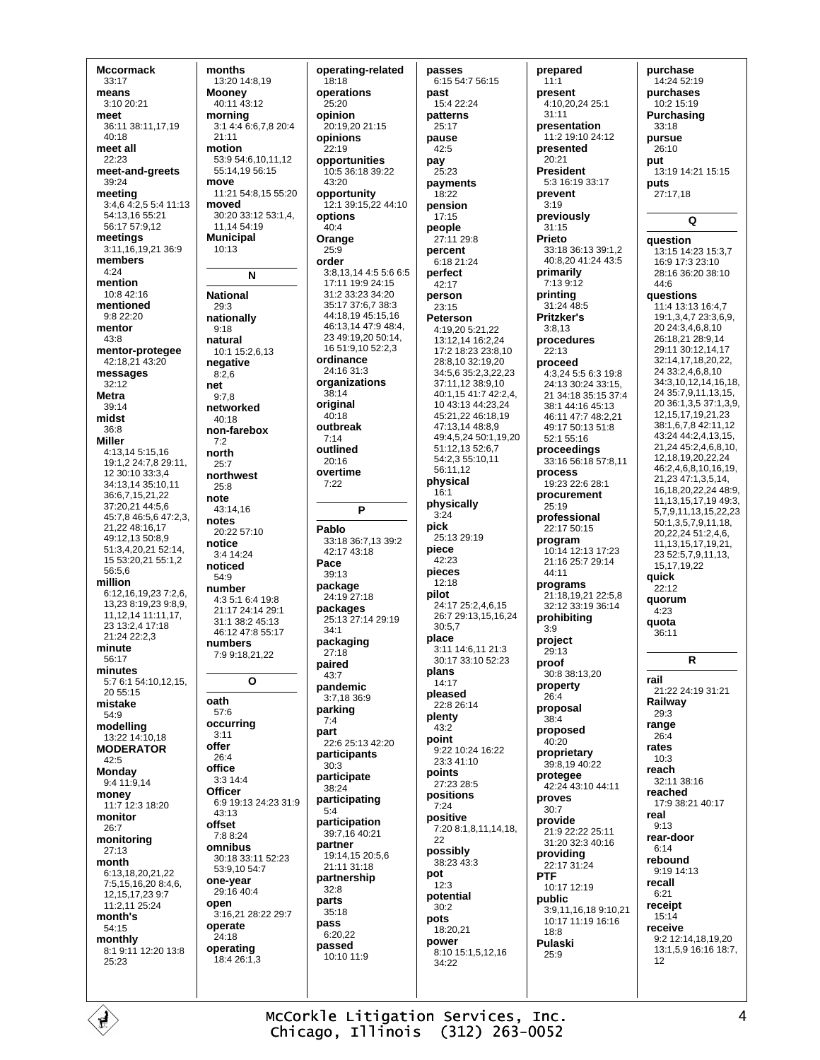**Mccormack**
33:17
**means**
3:10 20:21
**meet**
36:11 38:11,17,19 40:18
**meet all**
22:23
**meet-and-greets**
39:24
**meeting**
3:4,6 4:2,5 5:4 11:13 54:13,16 55:21 56:17 57:9,12
**meetings**
3:11,16,19,21 36:9
**members**
4:24
**mention**
10:8 42:16
**mentioned**
9:8 22:20
**mentor**
43:8
**mentor-protegee**
42:18,21 43:20
**messages**
32:12
**Metra**
39:14
**midst**
36:8
**Miller**
4:13,14 5:15,16 19:1,2 24:7,8 29:11, 12 30:10 33:3,4 34:13,14 35:10,11 36:6,7,15,21,22 37:20,21 44:5,6 45:7,8 46:5,6 47:2,3, 21,22 48:16,17 49:12,13 50:8,9 51:3,4,20,21 52:14, 15 53:20,21 55:1,2 56:5,6
**million**
6:12,16,19,23 7:2,6, 13,23 8:19,23 9:8,9, 11,12,14 11:11,17, 23 13:2,4 17:18 21:24 22:2,3
**minute**
56:17
**minutes**
5:7 6:1 54:10,12,15, 20 55:15
**mistake**
54:9
**modelling**
13:22 14:10,18
**MODERATOR**
42:5
**Monday**
9:4 11:9,14
**money**
11:7 12:3 18:20
**monitor**
26:7
**monitoring**
27:13
**month**
6:13,18,20,21,22 7:5,15,16,20 8:4,6, 12,15,17,23 9:7 11:2,11 25:24
**month's**
54:15
**monthly**
8:1 9:11 12:20 13:8 25:23

**months**
13:20 14:8,19
**Mooney**
40:11 43:12
**morning**
3:1 4:4 6:6,7,8 20:4 21:11
**motion**
53:9 54:6,10,11,12 55:14,19 56:15
**move**
11:21 54:8,15 55:20
**moved**
30:20 33:12 53:1,4, 11,14 54:19
**Municipal**
10:13

## N

**National**
29:3
**nationally**
9:18
**natural**
10:1 15:2,6,13
**negative**
8:2,6
**net**
9:7,8
**networked**
40:18
**non-farebox**
7:2
**north**
25:7
**northwest**
25:8
**note**
43:14,16
**notes**
20:22 57:10
**notice**
3:4 14:24
**noticed**
54:9
**number**
4:3 5:1 6:4 19:8 21:17 24:14 29:1 31:1 38:2 45:13 46:12 47:8 55:17
**numbers**
7:9 9:18,21,22

## O

**oath**
57:6
**occurring**
3:11
**offer**
26:4
**office**
3:3 14:4
**Officer**
6:9 19:13 24:23 31:9 43:13
**offset**
7:8 8:24
**omnibus**
30:18 33:11 52:23 53:9,10 54:7
**one-year**
29:16 40:4
**open**
3:16,21 28:22 29:7
**operate**
24:18
**operating**
18:4 26:1,3

**operating-related**
18:18
**operations**
25:20
**opinion**
20:19,20 21:15
**opinions**
22:19
**opportunities**
10:5 36:18 39:22 43:20
**opportunity**
12:1 39:15,22 44:10
**options**
40:4
**Orange**
25:9
**order**
3:8,13,14 4:5 5:6 6:5 17:11 19:9 24:15 31:2 33:23 34:20 35:17 37:6,7 38:3 44:18,19 45:15,16 46:13,14 47:9 48:4, 23 49:19,20 50:14, 16 51:9,10 52:2,3
**ordinance**
24:16 31:3
**organizations**
38:14
**original**
40:18
**outbreak**
7:14
**outlined**
20:16
**overtime**
7:22

## P

**Pablo**
33:18 36:7,13 39:2 42:17 43:18
**Pace**
39:13
**package**
24:19 27:18
**packages**
25:13 27:14 29:19 34:1
**packaging**
27:18
**paired**
43:7
**pandemic**
3:7,18 36:9
**parking**
7:4
**part**
22:6 25:13 42:20
**participants**
30:3
**participate**
38:24
**participating**
5:4
**participation**
39:7,16 40:21
**partner**
19:14,15 20:5,6 21:11 31:18
**partnership**
32:8
**parts**
35:18
**pass**
6:20,22
**passed**
10:10 11:9

**passes**
6:15 54:7 56:15
**past**
15:4 22:24
**patterns**
25:17
**pause**
42:5
**pay**
25:23
**payments**
18:22
**pension**
17:15
**people**
27:11 29:8
**percent**
6:18 21:24
**perfect**
42:17
**person**
23:15
**Peterson**
4:19,20 5:21,22 13:12,14 16:2,24 17:2 18:23 23:8,10 28:8,10 32:19,20 34:5,6 35:2,3,22,23 37:11,12 38:9,10 40:1,15 41:7 42:2,4, 10 43:13 44:23,24 45:21,22 46:18,19 47:13,14 48:8,9 49:4,5,24 50:1,19,20 51:12,13 52:6,7 54:2,3 55:10,11 56:11,12
**physical**
16:1
**physically**
3:24
**pick**
25:13 29:19
**piece**
42:23
**pieces**
12:18
**pilot**
24:17 25:2,4,6,15 26:7 29:13,15,16,24 30:5,7
**place**
3:11 14:6,11 21:3 30:17 33:10 52:23
**plans**
14:17
**pleased**
22:8 26:14
**plenty**
43:2
**point**
9:22 10:24 16:22 23:3 41:10
**points**
27:23 28:5
**positions**
7:24
**positive**
7:20 8:1,8,11,14,18, 22
**possibly**
38:23 43:3
**pot**
12:3
**potential**
30:2
**pots**
18:20,21
**power**
8:10 15:1,5,12,16 34:22

**prepared**
11:1
**present**
4:10,20,24 25:1 31:11
**presentation**
11:2 19:10 24:12
**presented**
20:21
**President**
5:3 16:19 33:17
**prevent**
3:19
**previously**
31:15
**Prieto**
33:18 36:13 39:1,2 40:8,20 41:24 43:5
**primarily**
7:13 9:12
**printing**
31:24 48:5
**Pritzker's**
3:8,13
**procedures**
22:13
**proceed**
4:3,24 5:5 6:3 19:8 24:13 30:24 33:15, 21 34:18 35:15 37:4 38:1 44:16 45:13 46:11 47:7 48:2,21 49:17 50:13 51:8 52:1 55:16
**proceedings**
33:16 56:18 57:8,11
**process**
19:23 22:6 28:1
**procurement**
25:19
**professional**
22:17 50:15
**program**
10:14 12:13 17:23 21:16 25:7 29:14 44:11
**programs**
21:18,19,21 22:5,8 32:12 33:19 36:14
**prohibiting**
3:9
**project**
29:13
**proof**
30:8 38:13,20
**property**
26:4
**proposal**
38:4
**proposed**
40:20
**proprietary**
39:8,19 40:22
**protegee**
42:24 43:10 44:11
**proves**
30:7
**provide**
21:9 22:22 25:11 31:20 32:3 40:16
**providing**
22:17 31:24
**PTF**
10:17 12:19
**public**
3:9,11,16,18 9:10,21 10:17 11:19 16:16 18:8
**Pulaski**
25:9

**purchase**
14:24 52:19
**purchases**
10:2 15:19
**Purchasing**
33:18
**pursue**
26:10
**put**
13:19 14:21 15:15
**puts**
27:17,18

## Q

**question**
13:15 14:23 15:3,7 16:9 17:3 23:10 28:16 36:20 38:10 44:6
**questions**
11:4 13:13 16:4,7 19:1,3,4,7 23:3,6,9, 20 24:3,4,6,8,10 26:18,21 28:9,14 29:11 30:12,14,17 32:14,17,18,20,22, 24 33:2,4,6,8,10 34:3,10,12,14,16,18, 24 35:7,9,11,13,15, 20 36:1,3,5 37:1,3,9, 12,15,17,19,21,23 38:1,6,7,8 42:11,12 43:24 44:2,4,13,15, 21,24 45:2,4,6,8,10, 12,18,19,20,22,24 46:2,4,6,8,10,16,19, 21,23 47:1,3,5,14, 16,18,20,22,24 48:9, 11,13,15,17,19 49:3, 5,7,9,11,13,15,22,23 50:1,3,5,7,9,11,18, 20,22,24 51:2,4,6, 11,13,15,17,19,21, 23 52:5,7,9,11,13, 15,17,19,22
**quick**
22:12
**quorum**
4:23
**quota**
36:11

## R

**rail**
21:22 24:19 31:21
**Railway**
29:3
**range**
26:4
**rates**
10:3
**reach**
32:11 38:16
**reached**
17:9 38:21 40:17
**real**
9:13
**rear-door**
6:14
**rebound**
9:19 14:13
**recall**
6:21
**receipt**
15:14
**receive**
9:2 12:14,18,19,20 13:1,5,9 16:16 18:7, 12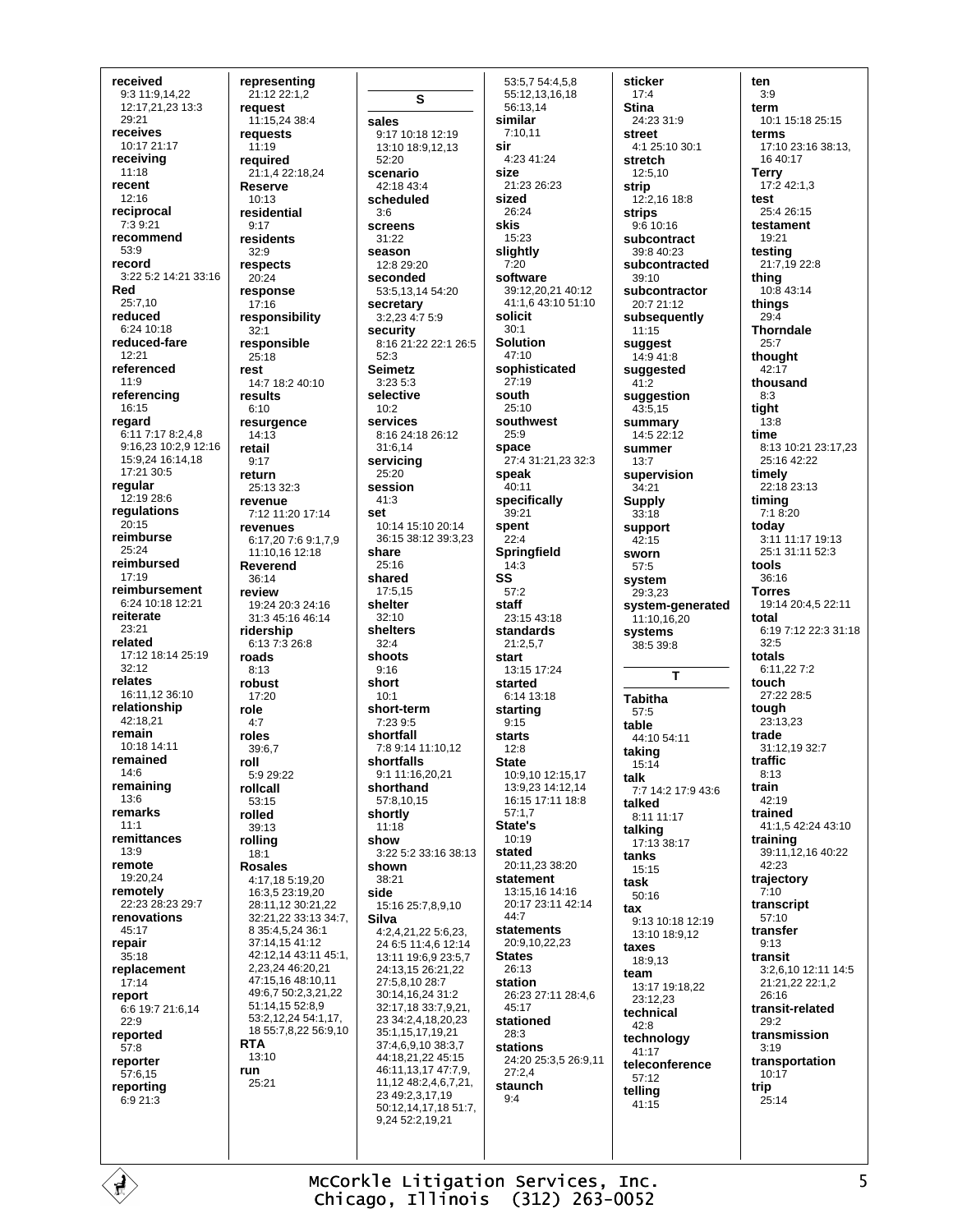**received**
9:3 11:9,14,22 12:17,21,23 13:3 29:21
**receives**
10:17 21:17
**receiving**
11:18
**recent**
12:16
**reciprocal**
7:3 9:21
**recommend**
53:9
**record**
3:22 5:2 14:21 33:16
**Red**
25:7,10
**reduced**
6:24 10:18
**reduced-fare**
12:21
**referenced**
11:9
**referencing**
16:15
**regard**
6:11 7:17 8:2,4,8 9:16,23 10:2,9 12:16 15:9,24 16:14,18 17:21 30:5
**regular**
12:19 28:6
**regulations**
20:15
**reimburse**
25:24
**reimbursed**
17:19
**reimbursement**
6:24 10:18 12:21
**reiterate**
23:21
**related**
17:12 18:14 25:19 32:12
**relates**
16:11,12 36:10
**relationship**
42:18,21
**remain**
10:18 14:11
**remained**
14:6
**remaining**
13:6
**remarks**
11:1
**remittances**
13:9
**remote**
19:20,24
**remotely**
22:23 28:23 29:7
**renovations**
45:17
**repair**
35:18
**replacement**
17:14
**report**
6:6 19:7 21:6,14 22:9
**reported**
57:8
**reporter**
57:6,15
**reporting**
6:9 21:3

**representing**
21:12 22:1,2
**request**
11:15,24 38:4
**requests**
11:19
**required**
21:1,4 22:18,24
**Reserve**
10:13
**residential**
9:17
**residents**
32:9
**respects**
20:24
**response**
17:16
**responsibility**
32:1
**responsible**
25:18
**rest**
14:7 18:2 40:10
**results**
6:10
**resurgence**
14:13
**retail**
9:17
**return**
25:13 32:3
**revenue**
7:12 11:20 17:14
**revenues**
6:17,20 7:6 9:1,7,9 11:10,16 12:18
**Reverend**
36:14
**review**
19:24 20:3 24:16 31:3 45:16 46:14
**ridership**
6:13 7:3 26:8
**roads**
8:13
**robust**
17:20
**role**
4:7
**roles**
39:6,7
**roll**
5:9 29:22
**rollcall**
53:15
**rolled**
39:13
**rolling**
18:1
**Rosales**
4:17,18 5:19,20 16:3,5 23:19,20 28:11,12 30:21,22 32:21,22 33:13 34:7,8 35:4,5,24 36:1 37:14,15 41:12 42:12,14 43:11 45:1,2,23,24 46:20,21 47:15,16 48:10,11 49:6,7 50:2,3,21,22 51:14,15 52:8,9 53:2,12,24 54:1,17,18 55:7,8,22 56:9,10
**RTA**
13:10
**run**
25:21

**S**

**sales**
9:17 10:18 12:19 13:10 18:9,12,13 52:20
**scenario**
42:18 43:4
**scheduled**
3:6
**screens**
31:22
**season**
12:8 29:20
**seconded**
53:5,13,14 54:20
**secretary**
3:2,23 4:7 5:9
**security**
8:16 21:22 22:1 26:5 52:3
**Seimetz**
3:23 5:3
**selective**
10:2
**services**
8:16 24:18 26:12 31:6,14
**servicing**
25:20
**session**
41:3
**set**
10:14 15:10 20:14 36:15 38:12 39:3,23
**share**
25:16
**shared**
17:5,15
**shelter**
32:10
**shelters**
32:4
**shoots**
9:16
**short**
10:1
**short-term**
7:23 9:5
**shortfall**
7:8 9:14 11:10,12
**shortfalls**
9:1 11:16,20,21
**shorthand**
57:8,10,15
**shortly**
11:18
**show**
3:22 5:2 33:16 38:13
**shown**
38:21
**side**
15:16 25:7,8,9,10
**Silva**
4:2,4,21,22 5:6,23,24 6:5 11:4,6 12:14 13:11 19:6,9 23:5,7 24:13,15 26:21,22 27:5,8,10 28:7 30:14,16,24 31:2 32:17,18 33:7,9,21,23 34:2,4,18,20,23 35:1,15,17,19,21 37:4,6,9,10 38:3,7 44:18,21,22 45:15 46:11,13,17 47:7,9,11,12 48:2,4,6,7,21,23 49:2,3,17,19 50:12,14,17,18 51:7,9,24 52:2,19,21

53:5,7 54:4,5,8 55:12,13,16,18 56:13,14
**similar**
7:10,11
**sir**
4:23 41:24
**size**
21:23 26:23
**sized**
26:24
**skis**
15:23
**slightly**
7:20
**software**
39:12,20,21 40:12 41:1,6 43:10 51:10
**solicit**
30:1
**Solution**
47:10
**sophisticated**
27:19
**south**
25:10
**southwest**
25:9
**space**
27:4 31:21,23 32:3
**speak**
40:11
**specifically**
39:21
**spent**
22:4
**Springfield**
14:3
**SS**
57:2
**staff**
23:15 43:18
**standards**
21:2,5,7
**start**
13:15 17:24
**started**
6:14 13:18
**starting**
9:15
**starts**
12:8
**State**
10:9,10 12:15,17 13:9,23 14:12,14 16:15 17:11 18:8 57:1,7
**State's**
10:19
**stated**
20:11,23 38:20
**statement**
13:15,16 14:16 20:17 23:11 42:14 44:7
**statements**
20:9,10,22,23
**States**
26:13
**station**
26:23 27:11 28:4,6 45:17
**stationed**
28:3
**stations**
24:20 25:3,5 26:9,11 27:2,4
**staunch**
9:4

**sticker**
17:4
**Stina**
24:23 31:9
**street**
4:1 25:10 30:1
**stretch**
12:5,10
**strip**
12:2,16 18:8
**strips**
9:6 10:16
**subcontract**
39:8 40:23
**subcontracted**
39:10
**subcontractor**
20:7 21:12
**subsequently**
11:15
**suggest**
14:9 41:8
**suggested**
41:2
**suggestion**
43:5,15
**summary**
14:5 22:12
**summer**
13:7
**supervision**
34:21
**Supply**
33:18
**support**
42:15
**sworn**
57:5
**system**
29:3,23
**system-generated**
11:10,16,20
**systems**
38:5 39:8

**T**

**Tabitha**
57:5
**table**
44:10 54:11
**taking**
15:14
**talk**
7:7 14:2 17:9 43:6
**talked**
8:11 11:17
**talking**
17:13 38:17
**tanks**
15:15
**task**
50:16
**tax**
9:13 10:18 12:19 13:10 18:9,12
**taxes**
18:9,13
**team**
13:17 19:18,22 23:12,23
**technical**
42:8
**technology**
41:17
**teleconference**
57:12
**telling**
41:15

**ten**
3:9
**term**
10:1 15:18 25:15
**terms**
17:10 23:16 38:13,16 40:17
**Terry**
17:2 42:1,3
**test**
25:4 26:15
**testament**
19:21
**testing**
21:7,19 22:8
**thing**
10:8 43:14
**things**
29:4
**Thorndale**
25:7
**thought**
42:17
**thousand**
8:3
**tight**
13:8
**time**
8:13 10:21 23:17,23 25:16 42:22
**timely**
22:18 23:13
**timing**
7:1 8:20
**today**
3:11 11:17 19:13 25:1 31:11 52:3
**tools**
36:16
**Torres**
19:14 20:4,5 22:11
**total**
6:19 7:12 22:3 31:18 32:5
**totals**
6:11,22 7:2
**touch**
27:22 28:5
**tough**
23:13,23
**trade**
31:12,19 32:7
**traffic**
8:13
**train**
42:19
**trained**
41:1,5 42:24 43:10
**training**
39:11,12,16 40:22 42:23
**trajectory**
7:10
**transcript**
57:10
**transfer**
9:13
**transit**
3:2,6,10 12:11 14:5 21:21,22 22:1,2 26:16
**transit-related**
29:2
**transmission**
3:19
**transportation**
10:17
**trip**
25:14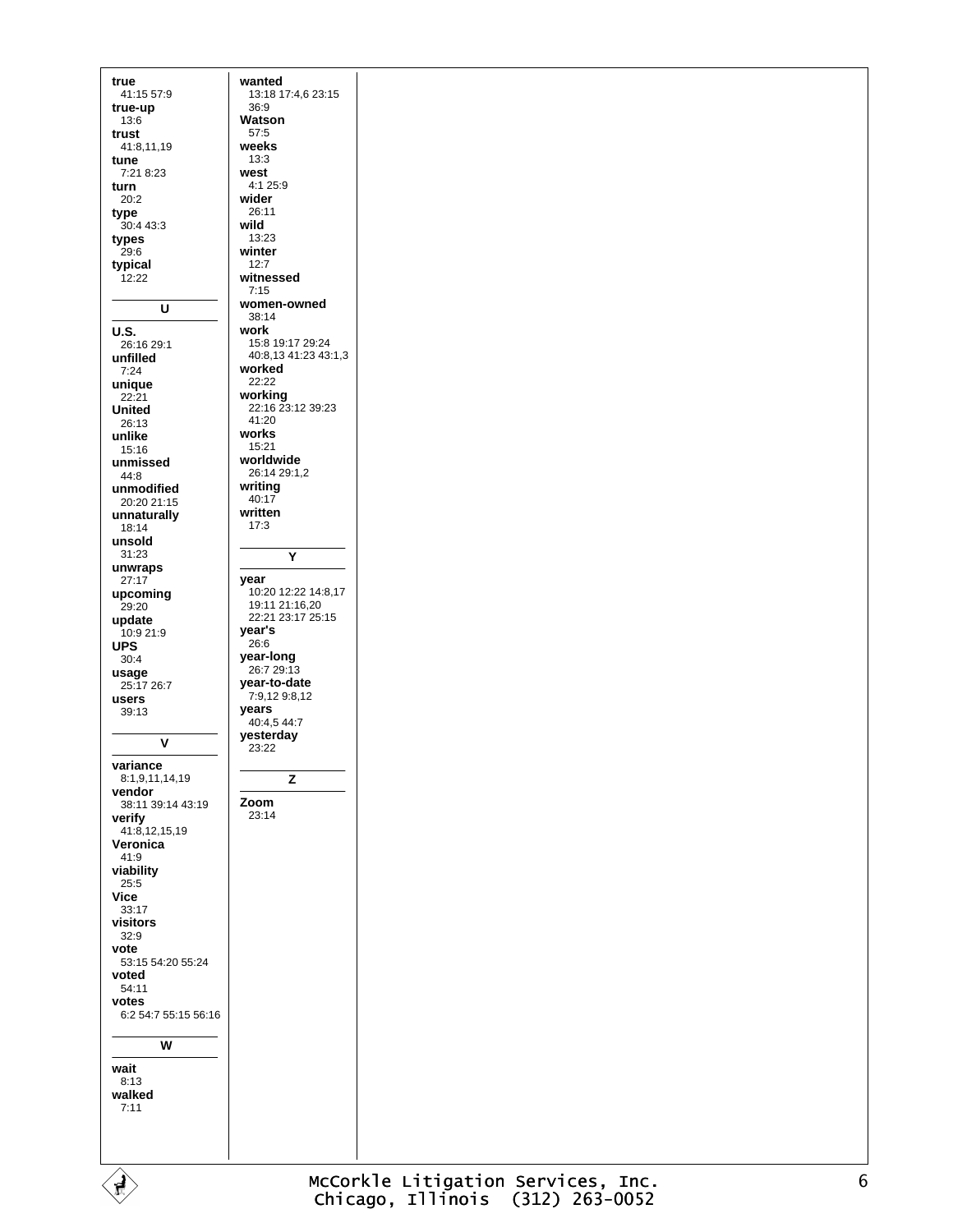**true**
41:15 57:9
**true-up**
13:6
**trust**
41:8,11,19
**tune**
7:21 8:23
**turn**
20:2
**type**
30:4 43:3
**types**
29:6
**typical**
12:22

## U

**U.S.**
26:16 29:1
**unfilled**
7:24
**unique**
22:21
**United**
26:13
**unlike**
15:16
**unmissed**
44:8
**unmodified**
20:20 21:15
**unnaturally**
18:14
**unsold**
31:23
**unwraps**
27:17
**upcoming**
29:20
**update**
10:9 21:9
**UPS**
30:4
**usage**
25:17 26:7
**users**
39:13

## V

**variance**
8:1,9,11,14,19
**vendor**
38:11 39:14 43:19
**verify**
41:8,12,15,19
**Veronica**
41:9
**viability**
25:5
**Vice**
33:17
**visitors**
32:9
**vote**
53:15 54:20 55:24
**voted**
54:11
**votes**
6:2 54:7 55:15 56:16

## W

**wait**
8:13
**walked**
7:11
**wanted**
13:18 17:4,6 23:15 36:9
**Watson**
57:5
**weeks**
13:3
**west**
4:1 25:9
**wider**
26:11
**wild**
13:23
**winter**
12:7
**witnessed**
7:15
**women-owned**
38:14
**work**
15:8 19:17 29:24 40:8,13 41:23 43:1,3
**worked**
22:22
**working**
22:16 23:12 39:23 41:20
**works**
15:21
**worldwide**
26:14 29:1,2
**writing**
40:17
**written**
17:3

## Y

**year**
10:20 12:22 14:8,17 19:11 21:16,20 22:21 23:17 25:15
**year's**
26:6
**year-long**
26:7 29:13
**year-to-date**
7:9,12 9:8,12
**years**
40:4,5 44:7
**yesterday**
23:22

## Z

**Zoom**
23:14